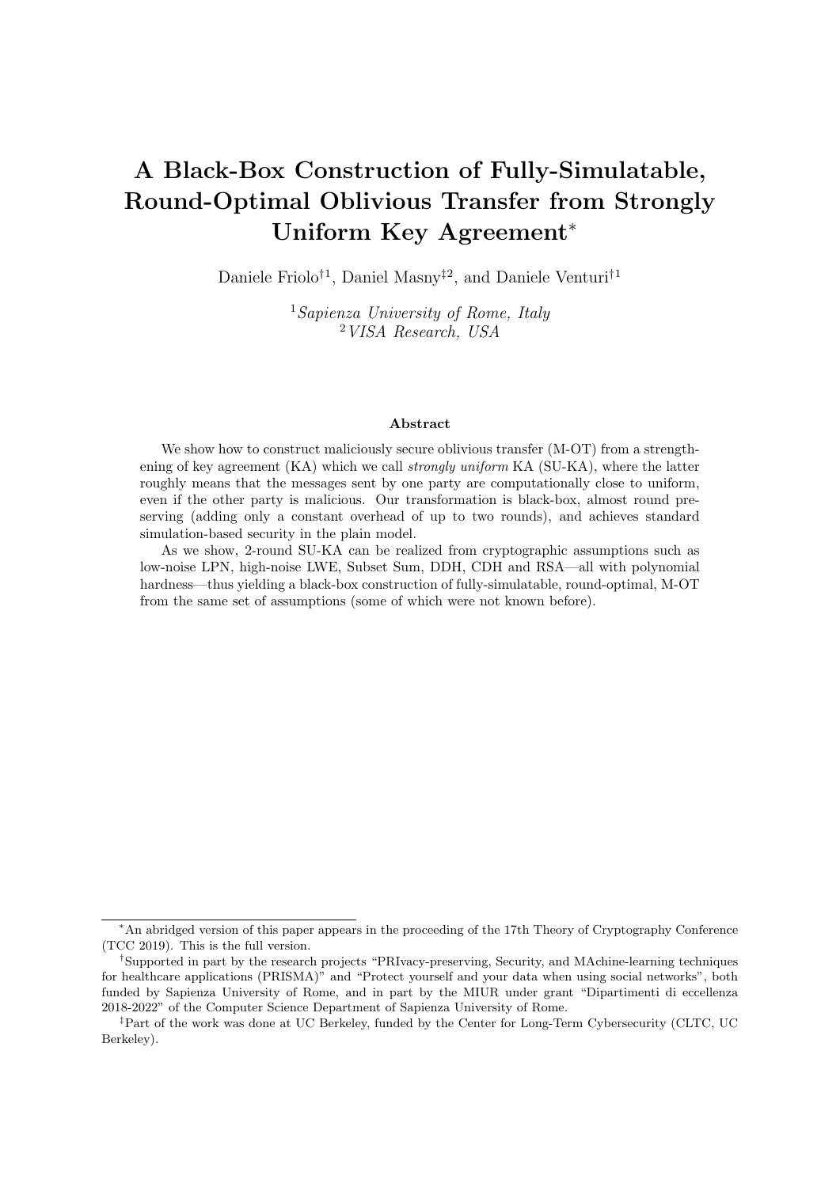# A Black-Box Construction of Fully-Simulatable, Round-Optimal Oblivious Transfer from Strongly Uniform Key Agreement*

Daniele Friolo[†1], Daniel Masny[‡2], and Daniele Venturi[†1]

[1] *Sapienza University of Rome, Italy*
[2] *VISA Research, USA*

### Abstract

We show how to construct maliciously secure oblivious transfer (M-OT) from a strengthening of key agreement (KA) which we call *strongly uniform* KA (SU-KA), where the latter roughly means that the messages sent by one party are computationally close to uniform, even if the other party is malicious. Our transformation is black-box, almost round preserving (adding only a constant overhead of up to two rounds), and achieves standard simulation-based security in the plain model.

As we show, 2-round SU-KA can be realized from cryptographic assumptions such as low-noise LPN, high-noise LWE, Subset Sum, DDH, CDH and RSA—all with polynomial hardness—thus yielding a black-box construction of fully-simulatable, round-optimal, M-OT from the same set of assumptions (some of which were not known before).

---

*An abridged version of this paper appears in the proceeding of the 17th Theory of Cryptography Conference (TCC 2019). This is the full version.

†Supported in part by the research projects "PRIvacy-preserving, Security, and MAchine-learning techniques for healthcare applications (PRISMA)" and "Protect yourself and your data when using social networks", both funded by Sapienza University of Rome, and in part by the MIUR under grant "Dipartimenti di eccellenza 2018-2022" of the Computer Science Department of Sapienza University of Rome.

‡Part of the work was done at UC Berkeley, funded by the Center for Long-Term Cybersecurity (CLTC, UC Berkeley).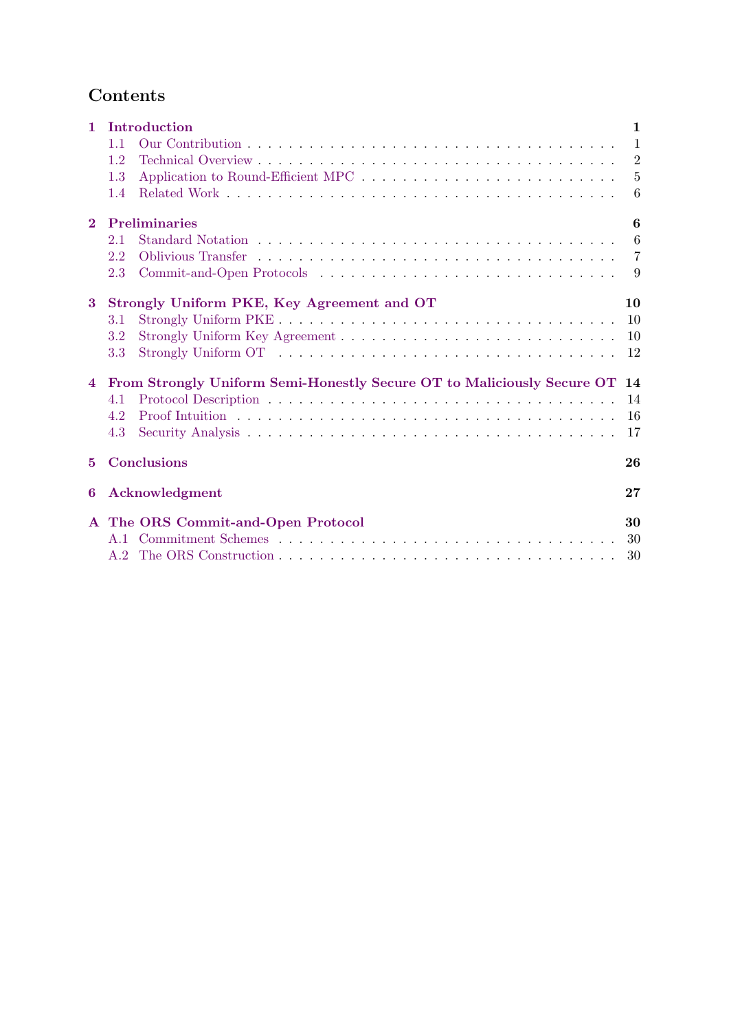# Contents

**1 Introduction** — **1**
- 1.1 Our Contribution — 1
- 1.2 Technical Overview — 2
- 1.3 Application to Round-Efficient MPC — 5
- 1.4 Related Work — 6

**2 Preliminaries** — **6**
- 2.1 Standard Notation — 6
- 2.2 Oblivious Transfer — 7
- 2.3 Commit-and-Open Protocols — 9

**3 Strongly Uniform PKE, Key Agreement and OT** — **10**
- 3.1 Strongly Uniform PKE — 10
- 3.2 Strongly Uniform Key Agreement — 10
- 3.3 Strongly Uniform OT — 12

**4 From Strongly Uniform Semi-Honestly Secure OT to Maliciously Secure OT** — **14**
- 4.1 Protocol Description — 14
- 4.2 Proof Intuition — 16
- 4.3 Security Analysis — 17

**5 Conclusions** — **26**

**6 Acknowledgment** — **27**

**A The ORS Commit-and-Open Protocol** — **30**
- A.1 Commitment Schemes — 30
- A.2 The ORS Construction — 30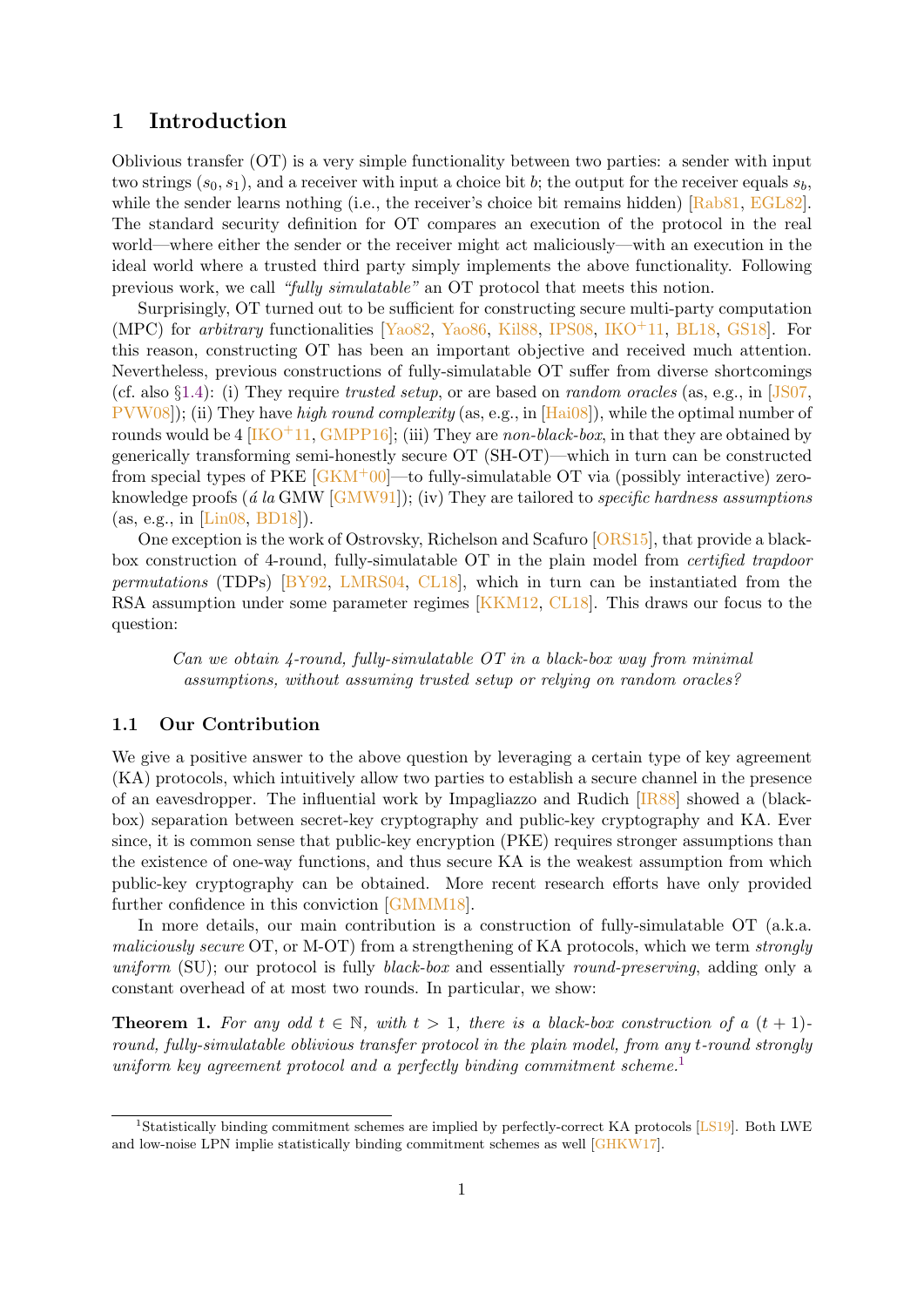## 1 Introduction

Oblivious transfer (OT) is a very simple functionality between two parties: a sender with input two strings $(s_0, s_1)$, and a receiver with input a choice bit $b$; the output for the receiver equals $s_b$, while the sender learns nothing (i.e., the receiver's choice bit remains hidden) [Rab81, EGL82]. The standard security definition for OT compares an execution of the protocol in the real world—where either the sender or the receiver might act maliciously—with an execution in the ideal world where a trusted third party simply implements the above functionality. Following previous work, we call *"fully simulatable"* an OT protocol that meets this notion.

Surprisingly, OT turned out to be sufficient for constructing secure multi-party computation (MPC) for *arbitrary* functionalities [Yao82, Yao86, Kil88, IPS08, IKO+11, BL18, GS18]. For this reason, constructing OT has been an important objective and received much attention. Nevertheless, previous constructions of fully-simulatable OT suffer from diverse shortcomings (cf. also §1.4): (i) They require *trusted setup*, or are based on *random oracles* (as, e.g., in [JS07, PVW08]); (ii) They have *high round complexity* (as, e.g., in [Hai08]), while the optimal number of rounds would be 4 [IKO+11, GMPP16]; (iii) They are *non-black-box*, in that they are obtained by generically transforming semi-honestly secure OT (SH-OT)—which in turn can be constructed from special types of PKE [GKM+00]—to fully-simulatable OT via (possibly interactive) zero-knowledge proofs (*á la* GMW [GMW91]); (iv) They are tailored to *specific hardness assumptions* (as, e.g., in [Lin08, BD18]).

One exception is the work of Ostrovsky, Richelson and Scafuro [ORS15], that provide a black-box construction of 4-round, fully-simulatable OT in the plain model from *certified trapdoor permutations* (TDPs) [BY92, LMRS04, CL18], which in turn can be instantiated from the RSA assumption under some parameter regimes [KKM12, CL18]. This draws our focus to the question:

> *Can we obtain 4-round, fully-simulatable OT in a black-box way from minimal assumptions, without assuming trusted setup or relying on random oracles?*

### 1.1 Our Contribution

We give a positive answer to the above question by leveraging a certain type of key agreement (KA) protocols, which intuitively allow two parties to establish a secure channel in the presence of an eavesdropper. The influential work by Impagliazzo and Rudich [IR88] showed a (black-box) separation between secret-key cryptography and public-key cryptography and KA. Ever since, it is common sense that public-key encryption (PKE) requires stronger assumptions than the existence of one-way functions, and thus secure KA is the weakest assumption from which public-key cryptography can be obtained. More recent research efforts have only provided further confidence in this conviction [GMMM18].

In more details, our main contribution is a construction of fully-simulatable OT (a.k.a. *maliciously secure* OT, or M-OT) from a strengthening of KA protocols, which we term *strongly uniform* (SU); our protocol is fully *black-box* and essentially *round-preserving*, adding only a constant overhead of at most two rounds. In particular, we show:

**Theorem 1.** *For any odd $t \in \mathbb{N}$, with $t > 1$, there is a black-box construction of a $(t+1)$-round, fully-simulatable oblivious transfer protocol in the plain model, from any $t$-round strongly uniform key agreement protocol and a perfectly binding commitment scheme.*[1]

[1] Statistically binding commitment schemes are implied by perfectly-correct KA protocols [LS19]. Both LWE and low-noise LPN implie statistically binding commitment schemes as well [GHKW17].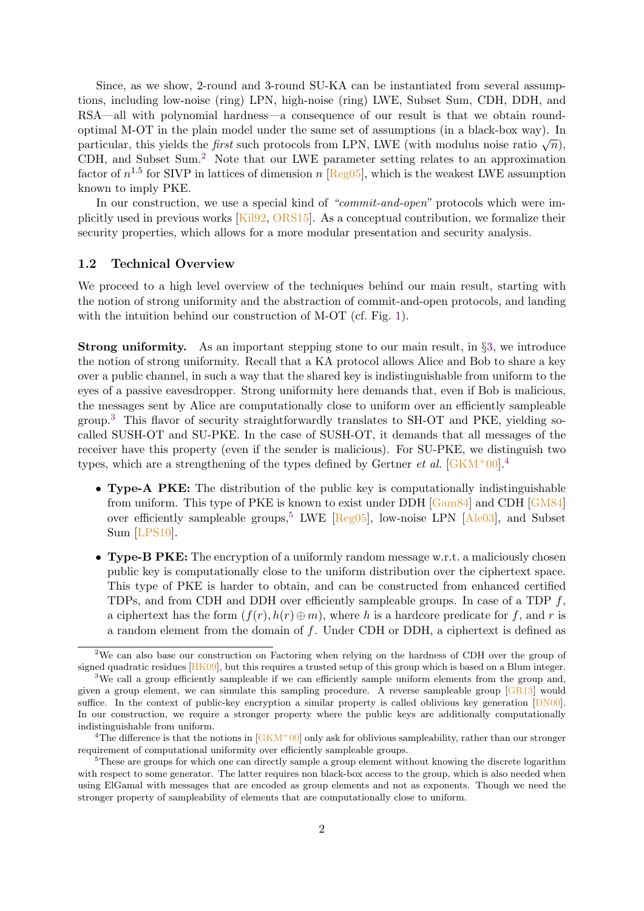Since, as we show, 2-round and 3-round SU-KA can be instantiated from several assumptions, including low-noise (ring) LPN, high-noise (ring) LWE, Subset Sum, CDH, DDH, and RSA—all with polynomial hardness—a consequence of our result is that we obtain round-optimal M-OT in the plain model under the same set of assumptions (in a black-box way). In particular, this yields the *first* such protocols from LPN, LWE (with modulus noise ratio $\sqrt{n}$), CDH, and Subset Sum.[2] Note that our LWE parameter setting relates to an approximation factor of $n^{1.5}$ for SIVP in lattices of dimension $n$ [Reg05], which is the weakest LWE assumption known to imply PKE.

In our construction, we use a special kind of *"commit-and-open"* protocols which were implicitly used in previous works [Kil92, ORS15]. As a conceptual contribution, we formalize their security properties, which allows for a more modular presentation and security analysis.

### 1.2 Technical Overview

We proceed to a high level overview of the techniques behind our main result, starting with the notion of strong uniformity and the abstraction of commit-and-open protocols, and landing with the intuition behind our construction of M-OT (cf. Fig. 1).

**Strong uniformity.** As an important stepping stone to our main result, in §3, we introduce the notion of strong uniformity. Recall that a KA protocol allows Alice and Bob to share a key over a public channel, in such a way that the shared key is indistinguishable from uniform to the eyes of a passive eavesdropper. Strong uniformity here demands that, even if Bob is malicious, the messages sent by Alice are computationally close to uniform over an efficiently sampleable group.[3] This flavor of security straightforwardly translates to SH-OT and PKE, yielding so-called SUSH-OT and SU-PKE. In the case of SUSH-OT, it demands that all messages of the receiver have this property (even if the sender is malicious). For SU-PKE, we distinguish two types, which are a strengthening of the types defined by Gertner *et al.* [GKM+00].[4]

- **Type-A PKE:** The distribution of the public key is computationally indistinguishable from uniform. This type of PKE is known to exist under DDH [Gam84] and CDH [GM84] over efficiently sampleable groups,[5] LWE [Reg05], low-noise LPN [Ale03], and Subset Sum [LPS10].
- **Type-B PKE:** The encryption of a uniformly random message w.r.t. a maliciously chosen public key is computationally close to the uniform distribution over the ciphertext space. This type of PKE is harder to obtain, and can be constructed from enhanced certified TDPs, and from CDH and DDH over efficiently sampleable groups. In case of a TDP $f$, a ciphertext has the form $(f(r), h(r) \oplus m)$, where $h$ is a hardcore predicate for $f$, and $r$ is a random element from the domain of $f$. Under CDH or DDH, a ciphertext is defined as

[2] We can also base our construction on Factoring when relying on the hardness of CDH over the group of signed quadratic residues [HK09], but this requires a trusted setup of this group which is based on a Blum integer.

[3] We call a group efficiently sampleable if we can efficiently sample uniform elements from the group and, given a group element, we can simulate this sampling procedure. A reverse sampleable group [GR13] would suffice. In the context of public-key encryption a similar property is called oblivious key generation [DN00]. In our construction, we require a stronger property where the public keys are additionally computationally indistinguishable from uniform.

[4] The difference is that the notions in [GKM+00] only ask for oblivious sampleability, rather than our stronger requirement of computational uniformity over efficiently sampleable groups.

[5] These are groups for which one can directly sample a group element without knowing the discrete logarithm with respect to some generator. The latter requires non black-box access to the group, which is also needed when using ElGamal with messages that are encoded as group elements and not as exponents. Though we need the stronger property of sampleability of elements that are computationally close to uniform.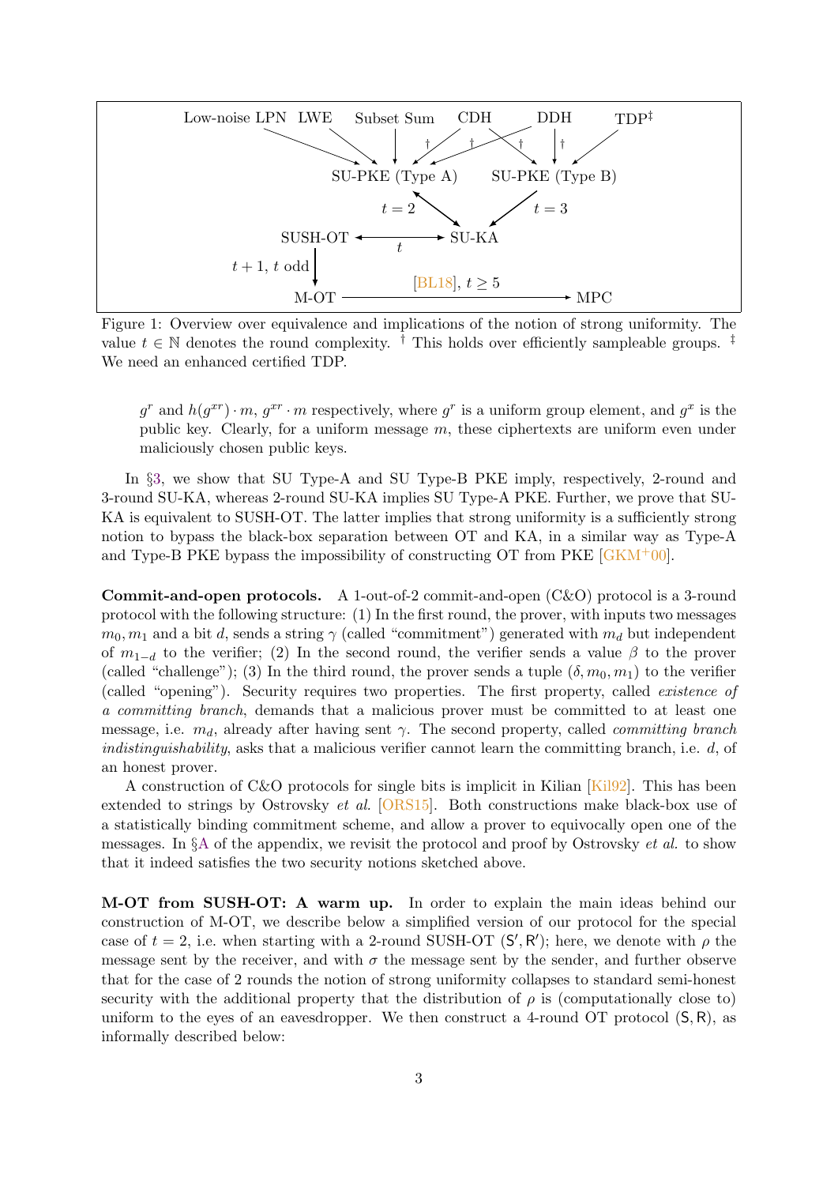Figure 1: Overview over equivalence and implications of the notion of strong uniformity. The value $t \in \mathbb{N}$ denotes the round complexity. † This holds over efficiently sampleable groups. ‡ We need an enhanced certified TDP.

$g^r$ and $h(g^{xr}) \cdot m$, $g^{xr} \cdot m$ respectively, where $g^r$ is a uniform group element, and $g^x$ is the public key. Clearly, for a uniform message $m$, these ciphertexts are uniform even under maliciously chosen public keys.

In §3, we show that SU Type-A and SU Type-B PKE imply, respectively, 2-round and 3-round SU-KA, whereas 2-round SU-KA implies SU Type-A PKE. Further, we prove that SU-KA is equivalent to SUSH-OT. The latter implies that strong uniformity is a sufficiently strong notion to bypass the black-box separation between OT and KA, in a similar way as Type-A and Type-B PKE bypass the impossibility of constructing OT from PKE [GKM+00].

**Commit-and-open protocols.** A 1-out-of-2 commit-and-open (C&O) protocol is a 3-round protocol with the following structure: (1) In the first round, the prover, with inputs two messages $m_0, m_1$ and a bit $d$, sends a string $\gamma$ (called "commitment") generated with $m_d$ but independent of $m_{1-d}$ to the verifier; (2) In the second round, the verifier sends a value $\beta$ to the prover (called "challenge"); (3) In the third round, the prover sends a tuple $(\delta, m_0, m_1)$ to the verifier (called "opening"). Security requires two properties. The first property, called *existence of a committing branch*, demands that a malicious prover must be committed to at least one message, i.e. $m_d$, already after having sent $\gamma$. The second property, called *committing branch indistinguishability*, asks that a malicious verifier cannot learn the committing branch, i.e. $d$, of an honest prover.

A construction of C&O protocols for single bits is implicit in Kilian [Kil92]. This has been extended to strings by Ostrovsky *et al.* [ORS15]. Both constructions make black-box use of a statistically binding commitment scheme, and allow a prover to equivocally open one of the messages. In §A of the appendix, we revisit the protocol and proof by Ostrovsky *et al.* to show that it indeed satisfies the two security notions sketched above.

**M-OT from SUSH-OT: A warm up.** In order to explain the main ideas behind our construction of M-OT, we describe below a simplified version of our protocol for the special case of $t = 2$, i.e. when starting with a 2-round SUSH-OT $(\mathsf{S}', \mathsf{R}')$; here, we denote with $\rho$ the message sent by the receiver, and with $\sigma$ the message sent by the sender, and further observe that for the case of 2 rounds the notion of strong uniformity collapses to standard semi-honest security with the additional property that the distribution of $\rho$ is (computationally close to) uniform to the eyes of an eavesdropper. We then construct a 4-round OT protocol $(\mathsf{S}, \mathsf{R})$, as informally described below: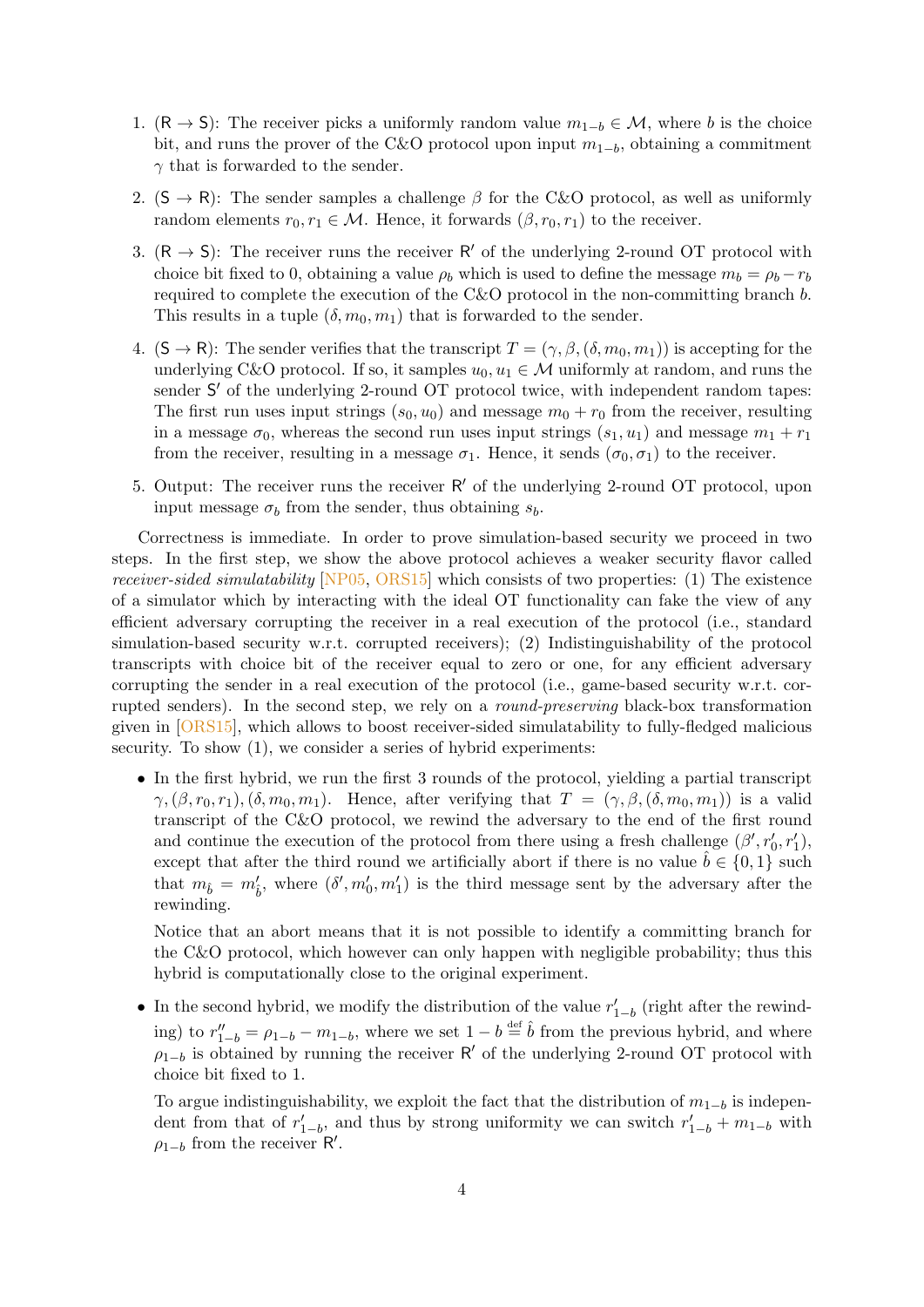1. ($\mathsf{R} \to \mathsf{S}$): The receiver picks a uniformly random value $m_{1-b} \in \mathcal{M}$, where $b$ is the choice bit, and runs the prover of the C&O protocol upon input $m_{1-b}$, obtaining a commitment $\gamma$ that is forwarded to the sender.

2. ($\mathsf{S} \to \mathsf{R}$): The sender samples a challenge $\beta$ for the C&O protocol, as well as uniformly random elements $r_0, r_1 \in \mathcal{M}$. Hence, it forwards $(\beta, r_0, r_1)$ to the receiver.

3. ($\mathsf{R} \to \mathsf{S}$): The receiver runs the receiver $\mathsf{R}'$ of the underlying 2-round OT protocol with choice bit fixed to 0, obtaining a value $\rho_b$ which is used to define the message $m_b = \rho_b - r_b$ required to complete the execution of the C&O protocol in the non-committing branch $b$. This results in a tuple $(\delta, m_0, m_1)$ that is forwarded to the sender.

4. ($\mathsf{S} \to \mathsf{R}$): The sender verifies that the transcript $T = (\gamma, \beta, (\delta, m_0, m_1))$ is accepting for the underlying C&O protocol. If so, it samples $u_0, u_1 \in \mathcal{M}$ uniformly at random, and runs the sender $\mathsf{S}'$ of the underlying 2-round OT protocol twice, with independent random tapes: The first run uses input strings $(s_0, u_0)$ and message $m_0 + r_0$ from the receiver, resulting in a message $\sigma_0$, whereas the second run uses input strings $(s_1, u_1)$ and message $m_1 + r_1$ from the receiver, resulting in a message $\sigma_1$. Hence, it sends $(\sigma_0, \sigma_1)$ to the receiver.

5. Output: The receiver runs the receiver $\mathsf{R}'$ of the underlying 2-round OT protocol, upon input message $\sigma_b$ from the sender, thus obtaining $s_b$.

Correctness is immediate. In order to prove simulation-based security we proceed in two steps. In the first step, we show the above protocol achieves a weaker security flavor called *receiver-sided simulatability* [NP05, ORS15] which consists of two properties: (1) The existence of a simulator which by interacting with the ideal OT functionality can fake the view of any efficient adversary corrupting the receiver in a real execution of the protocol (i.e., standard simulation-based security w.r.t. corrupted receivers); (2) Indistinguishability of the protocol transcripts with choice bit of the receiver equal to zero or one, for any efficient adversary corrupting the sender in a real execution of the protocol (i.e., game-based security w.r.t. corrupted senders). In the second step, we rely on a *round-preserving* black-box transformation given in [ORS15], which allows to boost receiver-sided simulatability to fully-fledged malicious security. To show (1), we consider a series of hybrid experiments:

- In the first hybrid, we run the first 3 rounds of the protocol, yielding a partial transcript $\gamma, (\beta, r_0, r_1), (\delta, m_0, m_1)$. Hence, after verifying that $T = (\gamma, \beta, (\delta, m_0, m_1))$ is a valid transcript of the C&O protocol, we rewind the adversary to the end of the first round and continue the execution of the protocol from there using a fresh challenge $(\beta', r'_0, r'_1)$, except that after the third round we artificially abort if there is no value $\hat{b} \in \{0,1\}$ such that $m_{\hat{b}} = m'_{\hat{b}}$, where $(\delta', m'_0, m'_1)$ is the third message sent by the adversary after the rewinding.

  Notice that an abort means that it is not possible to identify a committing branch for the C&O protocol, which however can only happen with negligible probability; thus this hybrid is computationally close to the original experiment.

- In the second hybrid, we modify the distribution of the value $r'_{1-b}$ (right after the rewinding) to $r''_{1-b} = \rho_{1-b} - m_{1-b}$, where we set $1 - b \stackrel{\text{def}}{=} \hat{b}$ from the previous hybrid, and where $\rho_{1-b}$ is obtained by running the receiver $\mathsf{R}'$ of the underlying 2-round OT protocol with choice bit fixed to 1.

  To argue indistinguishability, we exploit the fact that the distribution of $m_{1-b}$ is independent from that of $r'_{1-b}$, and thus by strong uniformity we can switch $r'_{1-b} + m_{1-b}$ with $\rho_{1-b}$ from the receiver $\mathsf{R}'$.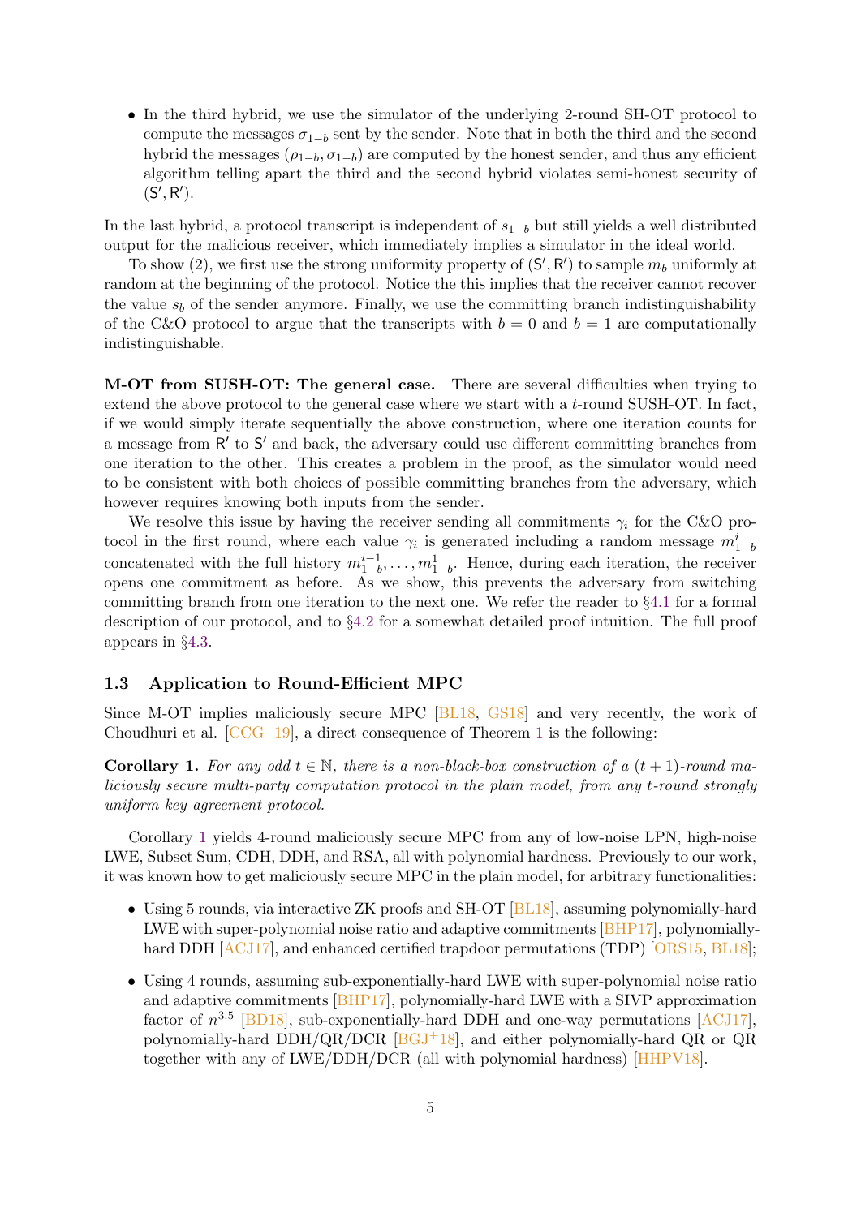- In the third hybrid, we use the simulator of the underlying 2-round SH-OT protocol to compute the messages $\sigma_{1-b}$ sent by the sender. Note that in both the third and the second hybrid the messages $(\rho_{1-b}, \sigma_{1-b})$ are computed by the honest sender, and thus any efficient algorithm telling apart the third and the second hybrid violates semi-honest security of $(\mathsf{S}', \mathsf{R}')$.

In the last hybrid, a protocol transcript is independent of $s_{1-b}$ but still yields a well distributed output for the malicious receiver, which immediately implies a simulator in the ideal world.

To show (2), we first use the strong uniformity property of $(\mathsf{S}', \mathsf{R}')$ to sample $m_b$ uniformly at random at the beginning of the protocol. Notice the this implies that the receiver cannot recover the value $s_b$ of the sender anymore. Finally, we use the committing branch indistinguishability of the C&O protocol to argue that the transcripts with $b = 0$ and $b = 1$ are computationally indistinguishable.

**M-OT from SUSH-OT: The general case.** There are several difficulties when trying to extend the above protocol to the general case where we start with a $t$-round SUSH-OT. In fact, if we would simply iterate sequentially the above construction, where one iteration counts for a message from $\mathsf{R}'$ to $\mathsf{S}'$ and back, the adversary could use different committing branches from one iteration to the other. This creates a problem in the proof, as the simulator would need to be consistent with both choices of possible committing branches from the adversary, which however requires knowing both inputs from the sender.

We resolve this issue by having the receiver sending all commitments $\gamma_i$ for the C&O protocol in the first round, where each value $\gamma_i$ is generated including a random message $m_{1-b}^i$ concatenated with the full history $m_{1-b}^{i-1}, \ldots, m_{1-b}^1$. Hence, during each iteration, the receiver opens one commitment as before. As we show, this prevents the adversary from switching committing branch from one iteration to the next one. We refer the reader to §4.1 for a formal description of our protocol, and to §4.2 for a somewhat detailed proof intuition. The full proof appears in §4.3.

### 1.3 Application to Round-Efficient MPC

Since M-OT implies maliciously secure MPC [BL18, GS18] and very recently, the work of Choudhuri et al. [CCG+19], a direct consequence of Theorem 1 is the following:

**Corollary 1.** *For any odd $t \in \mathbb{N}$, there is a non-black-box construction of a $(t+1)$-round maliciously secure multi-party computation protocol in the plain model, from any $t$-round strongly uniform key agreement protocol.*

Corollary 1 yields 4-round maliciously secure MPC from any of low-noise LPN, high-noise LWE, Subset Sum, CDH, DDH, and RSA, all with polynomial hardness. Previously to our work, it was known how to get maliciously secure MPC in the plain model, for arbitrary functionalities:

- Using 5 rounds, via interactive ZK proofs and SH-OT [BL18], assuming polynomially-hard LWE with super-polynomial noise ratio and adaptive commitments [BHP17], polynomially-hard DDH [ACJ17], and enhanced certified trapdoor permutations (TDP) [ORS15, BL18];
- Using 4 rounds, assuming sub-exponentially-hard LWE with super-polynomial noise ratio and adaptive commitments [BHP17], polynomially-hard LWE with a SIVP approximation factor of $n^{3.5}$ [BD18], sub-exponentially-hard DDH and one-way permutations [ACJ17], polynomially-hard DDH/QR/DCR [BGJ+18], and either polynomially-hard QR or QR together with any of LWE/DDH/DCR (all with polynomial hardness) [HHPV18].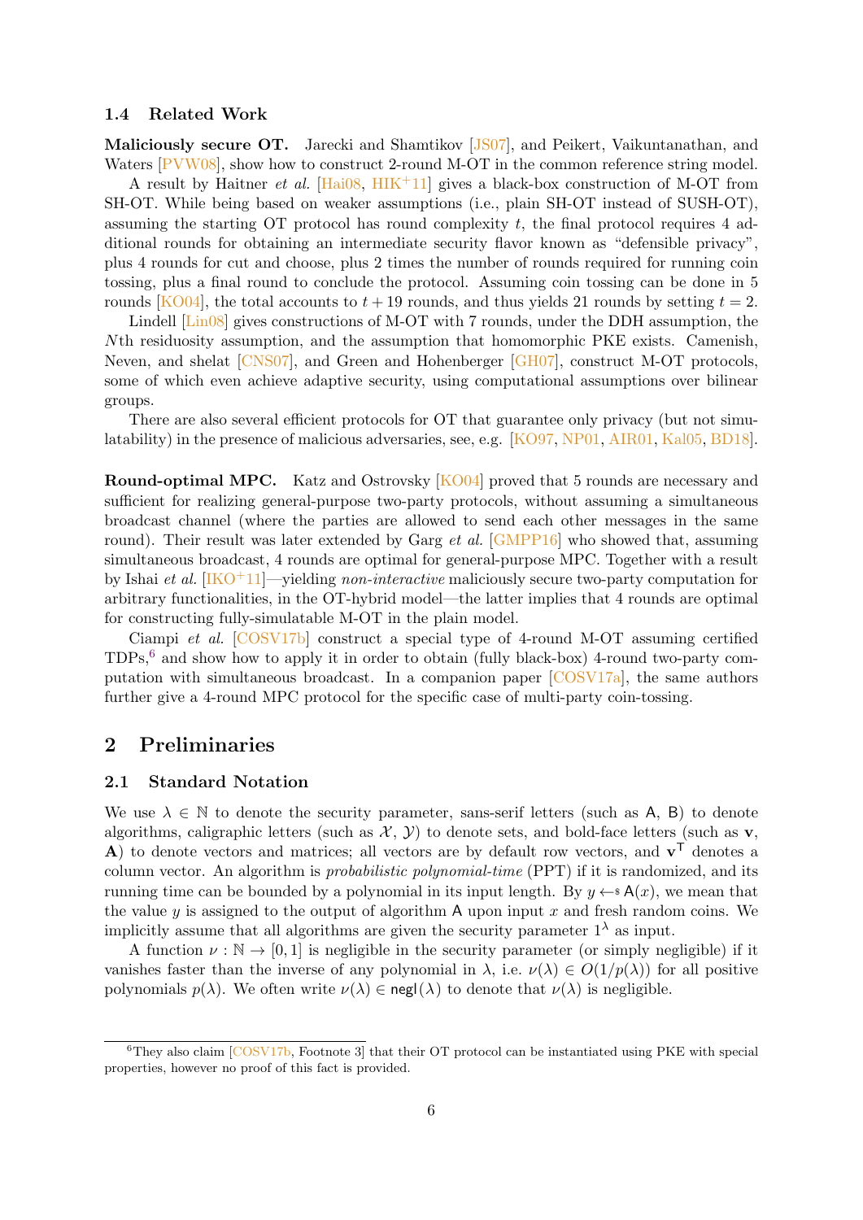### 1.4 Related Work

**Maliciously secure OT.** Jarecki and Shamtikov [JS07], and Peikert, Vaikuntanathan, and Waters [PVW08], show how to construct 2-round M-OT in the common reference string model.

A result by Haitner *et al.* [Hai08, HIK+11] gives a black-box construction of M-OT from SH-OT. While being based on weaker assumptions (i.e., plain SH-OT instead of SUSH-OT), assuming the starting OT protocol has round complexity $t$, the final protocol requires 4 additional rounds for obtaining an intermediate security flavor known as "defensible privacy", plus 4 rounds for cut and choose, plus 2 times the number of rounds required for running coin tossing, plus a final round to conclude the protocol. Assuming coin tossing can be done in 5 rounds [KO04], the total accounts to $t + 19$ rounds, and thus yields 21 rounds by setting $t = 2$.

Lindell [Lin08] gives constructions of M-OT with 7 rounds, under the DDH assumption, the $N$th residuosity assumption, and the assumption that homomorphic PKE exists. Camenish, Neven, and shelat [CNS07], and Green and Hohenberger [GH07], construct M-OT protocols, some of which even achieve adaptive security, using computational assumptions over bilinear groups.

There are also several efficient protocols for OT that guarantee only privacy (but not simulatability) in the presence of malicious adversaries, see, e.g. [KO97, NP01, AIR01, Kal05, BD18].

**Round-optimal MPC.** Katz and Ostrovsky [KO04] proved that 5 rounds are necessary and sufficient for realizing general-purpose two-party protocols, without assuming a simultaneous broadcast channel (where the parties are allowed to send each other messages in the same round). Their result was later extended by Garg *et al.* [GMPP16] who showed that, assuming simultaneous broadcast, 4 rounds are optimal for general-purpose MPC. Together with a result by Ishai *et al.* [IKO+11]—yielding *non-interactive* maliciously secure two-party computation for arbitrary functionalities, in the OT-hybrid model—the latter implies that 4 rounds are optimal for constructing fully-simulatable M-OT in the plain model.

Ciampi *et al.* [COSV17b] construct a special type of 4-round M-OT assuming certified TDPs,[6] and show how to apply it in order to obtain (fully black-box) 4-round two-party computation with simultaneous broadcast. In a companion paper [COSV17a], the same authors further give a 4-round MPC protocol for the specific case of multi-party coin-tossing.

## 2 Preliminaries

### 2.1 Standard Notation

We use $\lambda \in \mathbb{N}$ to denote the security parameter, sans-serif letters (such as $\mathsf{A}$, $\mathsf{B}$) to denote algorithms, caligraphic letters (such as $\mathcal{X}$, $\mathcal{Y}$) to denote sets, and bold-face letters (such as $\mathbf{v}$, $\mathbf{A}$) to denote vectors and matrices; all vectors are by default row vectors, and $\mathbf{v}^\mathsf{T}$ denotes a column vector. An algorithm is *probabilistic polynomial-time* (PPT) if it is randomized, and its running time can be bounded by a polynomial in its input length. By $y \leftarrow\!\!\$\ \mathsf{A}(x)$, we mean that the value $y$ is assigned to the output of algorithm $\mathsf{A}$ upon input $x$ and fresh random coins. We implicitly assume that all algorithms are given the security parameter $1^\lambda$ as input.

A function $\nu : \mathbb{N} \to [0, 1]$ is negligible in the security parameter (or simply negligible) if it vanishes faster than the inverse of any polynomial in $\lambda$, i.e. $\nu(\lambda) \in O(1/p(\lambda))$ for all positive polynomials $p(\lambda)$. We often write $\nu(\lambda) \in \mathsf{negl}(\lambda)$ to denote that $\nu(\lambda)$ is negligible.

[6] They also claim [COSV17b, Footnote 3] that their OT protocol can be instantiated using PKE with special properties, however no proof of this fact is provided.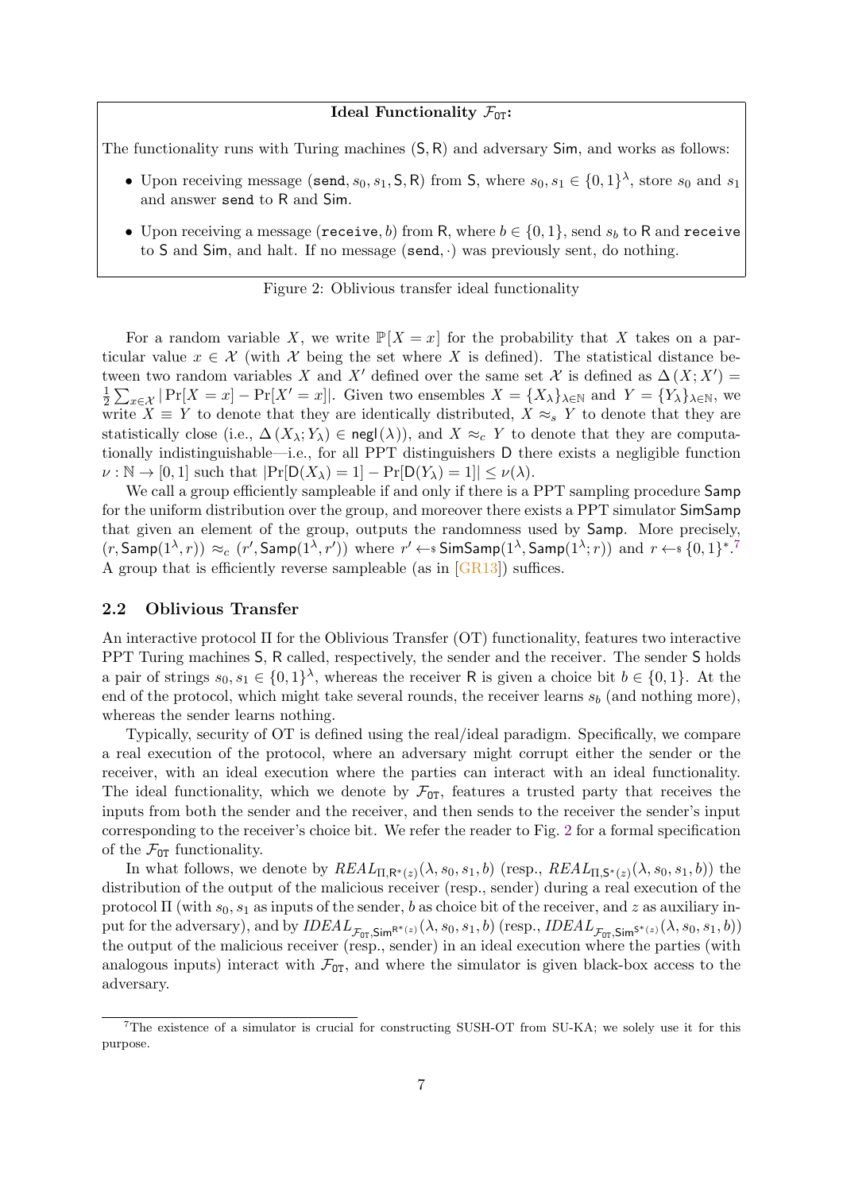**Ideal Functionality $\mathcal{F}_{\mathtt{OT}}$:**

The functionality runs with Turing machines $(\mathsf{S}, \mathsf{R})$ and adversary $\mathsf{Sim}$, and works as follows:

- Upon receiving message $(\mathtt{send}, s_0, s_1, \mathsf{S}, \mathsf{R})$ from $\mathsf{S}$, where $s_0, s_1 \in \{0,1\}^\lambda$, store $s_0$ and $s_1$ and answer $\mathtt{send}$ to $\mathsf{R}$ and $\mathsf{Sim}$.
- Upon receiving a message $(\mathtt{receive}, b)$ from $\mathsf{R}$, where $b \in \{0,1\}$, send $s_b$ to $\mathsf{R}$ and $\mathtt{receive}$ to $\mathsf{S}$ and $\mathsf{Sim}$, and halt. If no message $(\mathtt{send}, \cdot)$ was previously sent, do nothing.

Figure 2: Oblivious transfer ideal functionality

For a random variable $X$, we write $\mathbb{P}[X = x]$ for the probability that $X$ takes on a particular value $x \in \mathcal{X}$ (with $\mathcal{X}$ being the set where $X$ is defined). The statistical distance between two random variables $X$ and $X'$ defined over the same set $\mathcal{X}$ is defined as $\Delta(X; X') = \frac{1}{2}\sum_{x \in \mathcal{X}} |\Pr[X = x] - \Pr[X' = x]|$. Given two ensembles $X = \{X_\lambda\}_{\lambda \in \mathbb{N}}$ and $Y = \{Y_\lambda\}_{\lambda \in \mathbb{N}}$, we write $X \equiv Y$ to denote that they are identically distributed, $X \approx_s Y$ to denote that they are statistically close (i.e., $\Delta(X_\lambda; Y_\lambda) \in \mathsf{negl}(\lambda)$), and $X \approx_c Y$ to denote that they are computationally indistinguishable—i.e., for all PPT distinguishers $\mathsf{D}$ there exists a negligible function $\nu : \mathbb{N} \to [0,1]$ such that $|\Pr[\mathsf{D}(X_\lambda) = 1] - \Pr[\mathsf{D}(Y_\lambda) = 1]| \leq \nu(\lambda)$.

We call a group efficiently sampleable if and only if there is a PPT sampling procedure $\mathsf{Samp}$ for the uniform distribution over the group, and moreover there exists a PPT simulator $\mathsf{SimSamp}$ that given an element of the group, outputs the randomness used by $\mathsf{Samp}$. More precisely, $(r, \mathsf{Samp}(1^\lambda, r)) \approx_c (r', \mathsf{Samp}(1^\lambda, r'))$ where $r' \leftarrow\!\!\$\ \mathsf{SimSamp}(1^\lambda, \mathsf{Samp}(1^\lambda; r))$ and $r \leftarrow\!\!\$\ \{0,1\}^*$.[7] A group that is efficiently reverse sampleable (as in [GR13]) suffices.

## 2.2 Oblivious Transfer

An interactive protocol $\Pi$ for the Oblivious Transfer (OT) functionality, features two interactive PPT Turing machines $\mathsf{S}, \mathsf{R}$ called, respectively, the sender and the receiver. The sender $\mathsf{S}$ holds a pair of strings $s_0, s_1 \in \{0,1\}^\lambda$, whereas the receiver $\mathsf{R}$ is given a choice bit $b \in \{0,1\}$. At the end of the protocol, which might take several rounds, the receiver learns $s_b$ (and nothing more), whereas the sender learns nothing.

Typically, security of OT is defined using the real/ideal paradigm. Specifically, we compare a real execution of the protocol, where an adversary might corrupt either the sender or the receiver, with an ideal execution where the parties can interact with an ideal functionality. The ideal functionality, which we denote by $\mathcal{F}_{\mathtt{OT}}$, features a trusted party that receives the inputs from both the sender and the receiver, and then sends to the receiver the sender's input corresponding to the receiver's choice bit. We refer the reader to Fig. 2 for a formal specification of the $\mathcal{F}_{\mathtt{OT}}$ functionality.

In what follows, we denote by $REAL_{\Pi,\mathsf{R}^*(z)}(\lambda, s_0, s_1, b)$ (resp., $REAL_{\Pi,\mathsf{S}^*(z)}(\lambda, s_0, s_1, b)$) the distribution of the output of the malicious receiver (resp., sender) during a real execution of the protocol $\Pi$ (with $s_0, s_1$ as inputs of the sender, $b$ as choice bit of the receiver, and $z$ as auxiliary input for the adversary), and by $IDEAL_{\mathcal{F}_{\mathtt{OT}},\mathsf{Sim}^{\mathsf{R}^*(z)}}(\lambda, s_0, s_1, b)$ (resp., $IDEAL_{\mathcal{F}_{\mathtt{OT}},\mathsf{Sim}^{\mathsf{S}^*(z)}}(\lambda, s_0, s_1, b)$) the output of the malicious receiver (resp., sender) in an ideal execution where the parties (with analogous inputs) interact with $\mathcal{F}_{\mathtt{OT}}$, and where the simulator is given black-box access to the adversary.

[7] The existence of a simulator is crucial for constructing SUSH-OT from SU-KA; we solely use it for this purpose.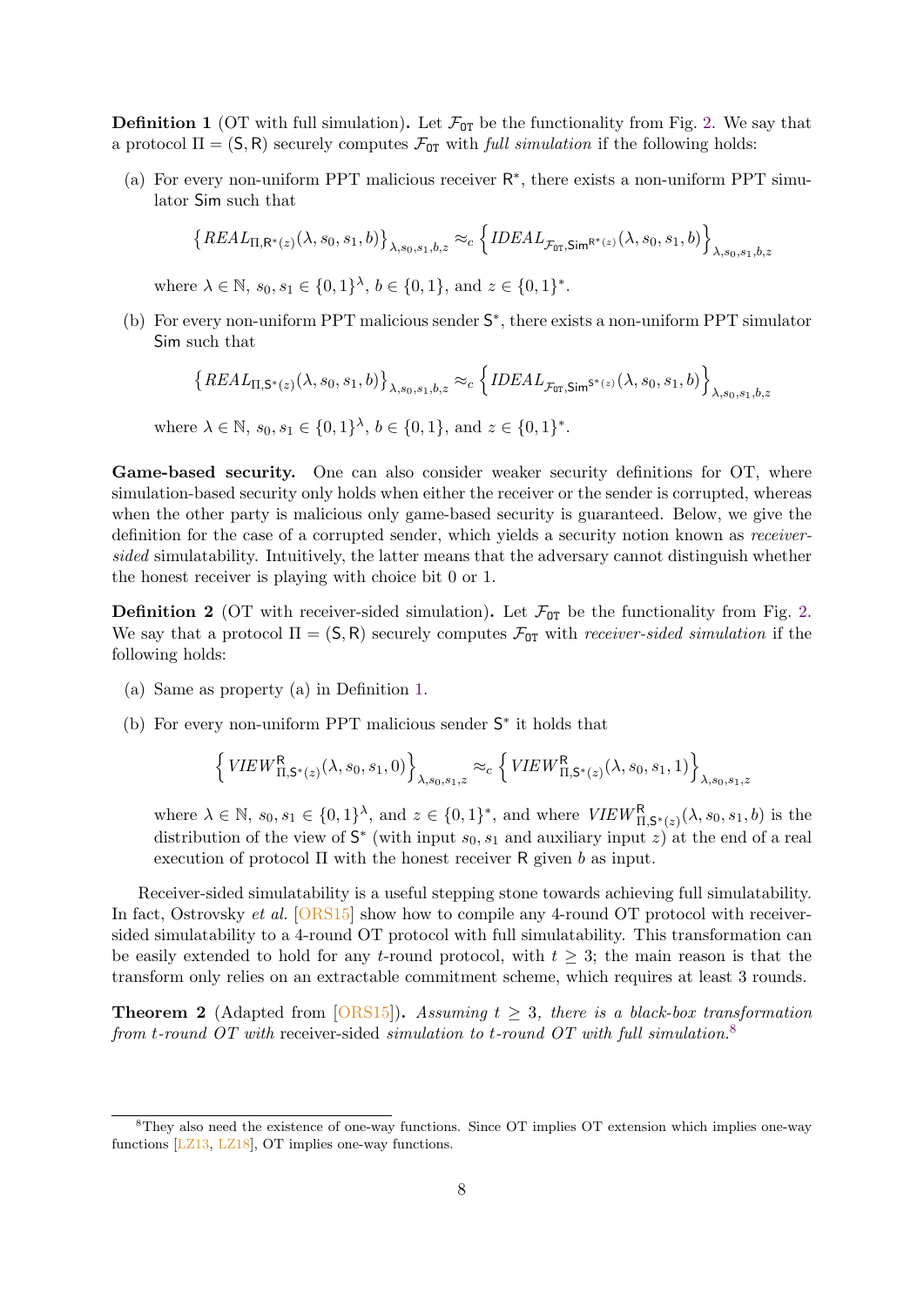**Definition 1** (OT with full simulation)**.** Let $\mathcal{F}_{\mathtt{OT}}$ be the functionality from Fig. 2. We say that a protocol $\Pi = (\mathsf{S}, \mathsf{R})$ securely computes $\mathcal{F}_{\mathtt{OT}}$ with *full simulation* if the following holds:

(a) For every non-uniform PPT malicious receiver $\mathsf{R}^*$, there exists a non-uniform PPT simulator $\mathsf{Sim}$ such that

$$\left\{REAL_{\Pi,\mathsf{R}^*(z)}(\lambda, s_0, s_1, b)\right\}_{\lambda,s_0,s_1,b,z} \approx_c \left\{IDEAL_{\mathcal{F}_{\mathtt{OT}},\mathsf{Sim}^{\mathsf{R}^*(z)}}(\lambda, s_0, s_1, b)\right\}_{\lambda,s_0,s_1,b,z}$$

where $\lambda \in \mathbb{N}$, $s_0, s_1 \in \{0,1\}^\lambda$, $b \in \{0,1\}$, and $z \in \{0,1\}^*$.

(b) For every non-uniform PPT malicious sender $\mathsf{S}^*$, there exists a non-uniform PPT simulator $\mathsf{Sim}$ such that

$$\left\{REAL_{\Pi,\mathsf{S}^*(z)}(\lambda, s_0, s_1, b)\right\}_{\lambda,s_0,s_1,b,z} \approx_c \left\{IDEAL_{\mathcal{F}_{\mathtt{OT}},\mathsf{Sim}^{\mathsf{S}^*(z)}}(\lambda, s_0, s_1, b)\right\}_{\lambda,s_0,s_1,b,z}$$

where $\lambda \in \mathbb{N}$, $s_0, s_1 \in \{0,1\}^\lambda$, $b \in \{0,1\}$, and $z \in \{0,1\}^*$.

**Game-based security.** One can also consider weaker security definitions for OT, where simulation-based security only holds when either the receiver or the sender is corrupted, whereas when the other party is malicious only game-based security is guaranteed. Below, we give the definition for the case of a corrupted sender, which yields a security notion known as *receiver-sided* simulatability. Intuitively, the latter means that the adversary cannot distinguish whether the honest receiver is playing with choice bit 0 or 1.

**Definition 2** (OT with receiver-sided simulation)**.** Let $\mathcal{F}_{\mathtt{OT}}$ be the functionality from Fig. 2. We say that a protocol $\Pi = (\mathsf{S}, \mathsf{R})$ securely computes $\mathcal{F}_{\mathtt{OT}}$ with *receiver-sided simulation* if the following holds:

(a) Same as property (a) in Definition 1.

(b) For every non-uniform PPT malicious sender $\mathsf{S}^*$ it holds that

$$\left\{VIEW^{\mathsf{R}}_{\Pi,\mathsf{S}^*(z)}(\lambda, s_0, s_1, 0)\right\}_{\lambda,s_0,s_1,z} \approx_c \left\{VIEW^{\mathsf{R}}_{\Pi,\mathsf{S}^*(z)}(\lambda, s_0, s_1, 1)\right\}_{\lambda,s_0,s_1,z}$$

where $\lambda \in \mathbb{N}$, $s_0, s_1 \in \{0,1\}^\lambda$, and $z \in \{0,1\}^*$, and where $VIEW^{\mathsf{R}}_{\Pi,\mathsf{S}^*(z)}(\lambda, s_0, s_1, b)$ is the distribution of the view of $\mathsf{S}^*$ (with input $s_0, s_1$ and auxiliary input $z$) at the end of a real execution of protocol $\Pi$ with the honest receiver $\mathsf{R}$ given $b$ as input.

Receiver-sided simulatability is a useful stepping stone towards achieving full simulatability. In fact, Ostrovsky *et al.* [ORS15] show how to compile any 4-round OT protocol with receiver-sided simulatability to a 4-round OT protocol with full simulatability. This transformation can be easily extended to hold for any $t$-round protocol, with $t \geq 3$; the main reason is that the transform only relies on an extractable commitment scheme, which requires at least 3 rounds.

**Theorem 2** (Adapted from [ORS15])**.** *Assuming $t \geq 3$, there is a black-box transformation from $t$-round OT with* receiver-sided *simulation to $t$-round OT with full simulation.*[8]

[8] They also need the existence of one-way functions. Since OT implies OT extension which implies one-way functions [LZ13, LZ18], OT implies one-way functions.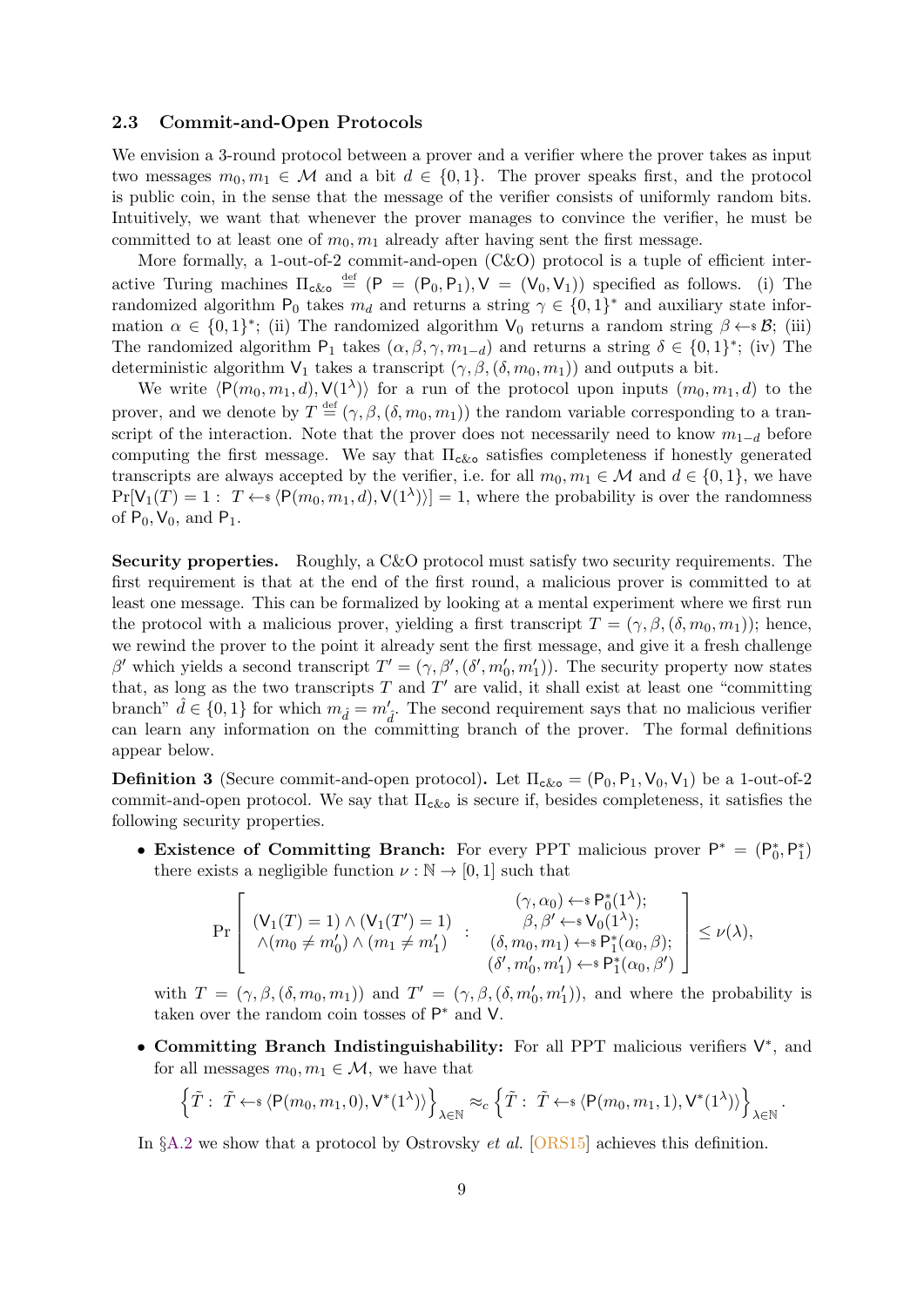### 2.3 Commit-and-Open Protocols

We envision a 3-round protocol between a prover and a verifier where the prover takes as input two messages $m_0, m_1 \in \mathcal{M}$ and a bit $d \in \{0,1\}$. The prover speaks first, and the protocol is public coin, in the sense that the message of the verifier consists of uniformly random bits. Intuitively, we want that whenever the prover manages to convince the verifier, he must be committed to at least one of $m_0, m_1$ already after having sent the first message.

More formally, a 1-out-of-2 commit-and-open (C&O) protocol is a tuple of efficient interactive Turing machines $\Pi_{\mathsf{c\&o}} \stackrel{\text{def}}{=} (\mathsf{P} = (\mathsf{P}_0, \mathsf{P}_1), \mathsf{V} = (\mathsf{V}_0, \mathsf{V}_1))$ specified as follows. (i) The randomized algorithm $\mathsf{P}_0$ takes $m_d$ and returns a string $\gamma \in \{0,1\}^*$ and auxiliary state information $\alpha \in \{0,1\}^*$; (ii) The randomized algorithm $\mathsf{V}_0$ returns a random string $\beta \leftarrow\!\!\$\, \mathcal{B}$; (iii) The randomized algorithm $\mathsf{P}_1$ takes $(\alpha, \beta, \gamma, m_{1-d})$ and returns a string $\delta \in \{0,1\}^*$; (iv) The deterministic algorithm $\mathsf{V}_1$ takes a transcript $(\gamma, \beta, (\delta, m_0, m_1))$ and outputs a bit.

We write $\langle \mathsf{P}(m_0, m_1, d), \mathsf{V}(1^\lambda) \rangle$ for a run of the protocol upon inputs $(m_0, m_1, d)$ to the prover, and we denote by $T \stackrel{\text{def}}{=} (\gamma, \beta, (\delta, m_0, m_1))$ the random variable corresponding to a transcript of the interaction. Note that the prover does not necessarily need to know $m_{1-d}$ before computing the first message. We say that $\Pi_{\mathsf{c\&o}}$ satisfies completeness if honestly generated transcripts are always accepted by the verifier, i.e. for all $m_0, m_1 \in \mathcal{M}$ and $d \in \{0,1\}$, we have $\Pr[\mathsf{V}_1(T) = 1 :\ T \leftarrow\!\!\$\, \langle \mathsf{P}(m_0, m_1, d), \mathsf{V}(1^\lambda) \rangle] = 1$, where the probability is over the randomness of $\mathsf{P}_0$, $\mathsf{V}_0$, and $\mathsf{P}_1$.

**Security properties.** Roughly, a C&O protocol must satisfy two security requirements. The first requirement is that at the end of the first round, a malicious prover is committed to at least one message. This can be formalized by looking at a mental experiment where we first run the protocol with a malicious prover, yielding a first transcript $T = (\gamma, \beta, (\delta, m_0, m_1))$; hence, we rewind the prover to the point it already sent the first message, and give it a fresh challenge $\beta'$ which yields a second transcript $T' = (\gamma, \beta', (\delta', m'_0, m'_1))$. The security property now states that, as long as the two transcripts $T$ and $T'$ are valid, it shall exist at least one "committing branch" $\hat{d} \in \{0,1\}$ for which $m_{\hat{d}} = m'_{\hat{d}}$. The second requirement says that no malicious verifier can learn any information on the committing branch of the prover. The formal definitions appear below.

**Definition 3** (Secure commit-and-open protocol)**.** Let $\Pi_{\mathsf{c\&o}} = (\mathsf{P}_0, \mathsf{P}_1, \mathsf{V}_0, \mathsf{V}_1)$ be a 1-out-of-2 commit-and-open protocol. We say that $\Pi_{\mathsf{c\&o}}$ is secure if, besides completeness, it satisfies the following security properties.

- **Existence of Committing Branch:** For every PPT malicious prover $\mathsf{P}^* = (\mathsf{P}^*_0, \mathsf{P}^*_1)$ there exists a negligible function $\nu : \mathbb{N} \to [0,1]$ such that

$$\Pr\left[\begin{array}{c} (\mathsf{V}_1(T) = 1) \wedge (\mathsf{V}_1(T') = 1) \\ \wedge (m_0 \neq m'_0) \wedge (m_1 \neq m'_1) \end{array} :\ \begin{array}{c} (\gamma, \alpha_0) \leftarrow\!\!\$\, \mathsf{P}^*_0(1^\lambda); \\ \beta, \beta' \leftarrow\!\!\$\, \mathsf{V}_0(1^\lambda); \\ (\delta, m_0, m_1) \leftarrow\!\!\$\, \mathsf{P}^*_1(\alpha_0, \beta); \\ (\delta', m'_0, m'_1) \leftarrow\!\!\$\, \mathsf{P}^*_1(\alpha_0, \beta') \end{array}\right] \leq \nu(\lambda),$$

  with $T = (\gamma, \beta, (\delta, m_0, m_1))$ and $T' = (\gamma, \beta, (\delta, m'_0, m'_1))$, and where the probability is taken over the random coin tosses of $\mathsf{P}^*$ and $\mathsf{V}$.

- **Committing Branch Indistinguishability:** For all PPT malicious verifiers $\mathsf{V}^*$, and for all messages $m_0, m_1 \in \mathcal{M}$, we have that

$$\left\{\tilde{T} :\ \tilde{T} \leftarrow\!\!\$\, \langle \mathsf{P}(m_0, m_1, 0), \mathsf{V}^*(1^\lambda) \rangle\right\}_{\lambda \in \mathbb{N}} \approx_c \left\{\tilde{T} :\ \tilde{T} \leftarrow\!\!\$\, \langle \mathsf{P}(m_0, m_1, 1), \mathsf{V}^*(1^\lambda) \rangle\right\}_{\lambda \in \mathbb{N}}.$$

In §A.2 we show that a protocol by Ostrovsky *et al.* [ORS15] achieves this definition.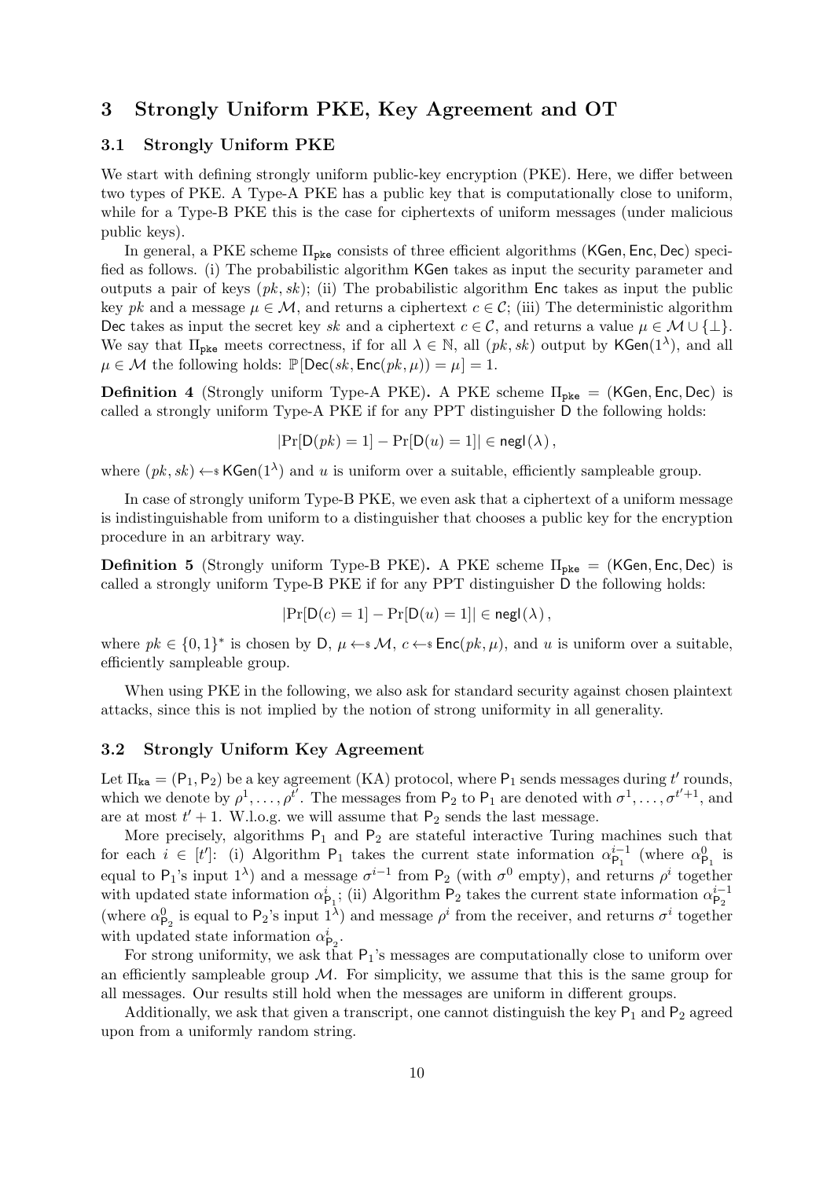## 3 Strongly Uniform PKE, Key Agreement and OT

### 3.1 Strongly Uniform PKE

We start with defining strongly uniform public-key encryption (PKE). Here, we differ between two types of PKE. A Type-A PKE has a public key that is computationally close to uniform, while for a Type-B PKE this is the case for ciphertexts of uniform messages (under malicious public keys).

In general, a PKE scheme $\Pi_{\mathsf{pke}}$ consists of three efficient algorithms $(\mathsf{KGen}, \mathsf{Enc}, \mathsf{Dec})$ specified as follows. (i) The probabilistic algorithm $\mathsf{KGen}$ takes as input the security parameter and outputs a pair of keys $(pk, sk)$; (ii) The probabilistic algorithm $\mathsf{Enc}$ takes as input the public key $pk$ and a message $\mu \in \mathcal{M}$, and returns a ciphertext $c \in \mathcal{C}$; (iii) The deterministic algorithm $\mathsf{Dec}$ takes as input the secret key $sk$ and a ciphertext $c \in \mathcal{C}$, and returns a value $\mu \in \mathcal{M} \cup \{\bot\}$. We say that $\Pi_{\mathsf{pke}}$ meets correctness, if for all $\lambda \in \mathbb{N}$, all $(pk, sk)$ output by $\mathsf{KGen}(1^\lambda)$, and all $\mu \in \mathcal{M}$ the following holds: $\mathbb{P}[\mathsf{Dec}(sk, \mathsf{Enc}(pk, \mu)) = \mu] = 1$.

**Definition 4** (Strongly uniform Type-A PKE)**.** A PKE scheme $\Pi_{\mathsf{pke}} = (\mathsf{KGen}, \mathsf{Enc}, \mathsf{Dec})$ is called a strongly uniform Type-A PKE if for any PPT distinguisher $\mathsf{D}$ the following holds:

$$|\Pr[\mathsf{D}(pk) = 1] - \Pr[\mathsf{D}(u) = 1]| \in \mathsf{negl}(\lambda)\,,$$

where $(pk, sk) \leftarrow\!\!\$\, \mathsf{KGen}(1^\lambda)$ and $u$ is uniform over a suitable, efficiently sampleable group.

In case of strongly uniform Type-B PKE, we even ask that a ciphertext of a uniform message is indistinguishable from uniform to a distinguisher that chooses a public key for the encryption procedure in an arbitrary way.

**Definition 5** (Strongly uniform Type-B PKE)**.** A PKE scheme $\Pi_{\mathsf{pke}} = (\mathsf{KGen}, \mathsf{Enc}, \mathsf{Dec})$ is called a strongly uniform Type-B PKE if for any PPT distinguisher $\mathsf{D}$ the following holds:

$$|\Pr[\mathsf{D}(c) = 1] - \Pr[\mathsf{D}(u) = 1]| \in \mathsf{negl}(\lambda)\,,$$

where $pk \in \{0,1\}^*$ is chosen by $\mathsf{D}$, $\mu \leftarrow\!\!\$\, \mathcal{M}$, $c \leftarrow\!\!\$\, \mathsf{Enc}(pk, \mu)$, and $u$ is uniform over a suitable, efficiently sampleable group.

When using PKE in the following, we also ask for standard security against chosen plaintext attacks, since this is not implied by the notion of strong uniformity in all generality.

### 3.2 Strongly Uniform Key Agreement

Let $\Pi_{\mathsf{ka}} = (\mathsf{P}_1, \mathsf{P}_2)$ be a key agreement (KA) protocol, where $\mathsf{P}_1$ sends messages during $t'$ rounds, which we denote by $\rho^1, \ldots, \rho^{t'}$. The messages from $\mathsf{P}_2$ to $\mathsf{P}_1$ are denoted with $\sigma^1, \ldots, \sigma^{t'+1}$, and are at most $t' + 1$. W.l.o.g. we will assume that $\mathsf{P}_2$ sends the last message.

More precisely, algorithms $\mathsf{P}_1$ and $\mathsf{P}_2$ are stateful interactive Turing machines such that for each $i \in [t']$: (i) Algorithm $\mathsf{P}_1$ takes the current state information $\alpha^{i-1}_{\mathsf{P}_1}$ (where $\alpha^0_{\mathsf{P}_1}$ is equal to $\mathsf{P}_1$'s input $1^\lambda$) and a message $\sigma^{i-1}$ from $\mathsf{P}_2$ (with $\sigma^0$ empty), and returns $\rho^i$ together with updated state information $\alpha^i_{\mathsf{P}_1}$; (ii) Algorithm $\mathsf{P}_2$ takes the current state information $\alpha^{i-1}_{\mathsf{P}_2}$ (where $\alpha^0_{\mathsf{P}_2}$ is equal to $\mathsf{P}_2$'s input $1^\lambda$) and message $\rho^i$ from the receiver, and returns $\sigma^i$ together with updated state information $\alpha^i_{\mathsf{P}_2}$.

For strong uniformity, we ask that $\mathsf{P}_1$'s messages are computationally close to uniform over an efficiently sampleable group $\mathcal{M}$. For simplicity, we assume that this is the same group for all messages. Our results still hold when the messages are uniform in different groups.

Additionally, we ask that given a transcript, one cannot distinguish the key $\mathsf{P}_1$ and $\mathsf{P}_2$ agreed upon from a uniformly random string.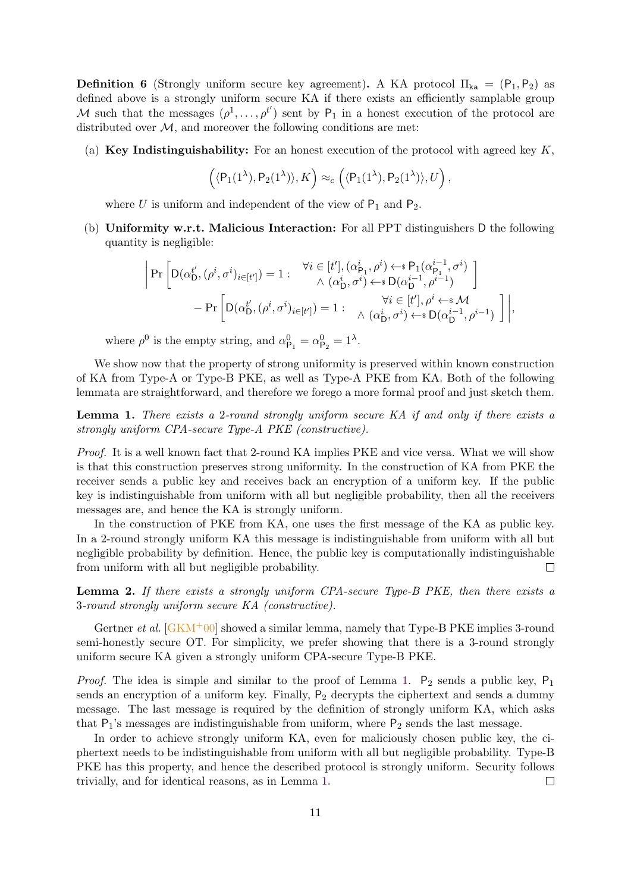**Definition 6** (Strongly uniform secure key agreement)**.** A KA protocol $\Pi_{\mathtt{ka}} = (\mathsf{P}_1, \mathsf{P}_2)$ as defined above is a strongly uniform secure KA if there exists an efficiently samplable group $\mathcal{M}$ such that the messages $(\rho^1, \ldots, \rho^{t'})$ sent by $\mathsf{P}_1$ in a honest execution of the protocol are distributed over $\mathcal{M}$, and moreover the following conditions are met:

(a) **Key Indistinguishability:** For an honest execution of the protocol with agreed key $K$,

$$\left(\langle \mathsf{P}_1(1^\lambda), \mathsf{P}_2(1^\lambda)\rangle, K\right) \approx_c \left(\langle \mathsf{P}_1(1^\lambda), \mathsf{P}_2(1^\lambda)\rangle, U\right),$$

where $U$ is uniform and independent of the view of $\mathsf{P}_1$ and $\mathsf{P}_2$.

(b) **Uniformity w.r.t. Malicious Interaction:** For all PPT distinguishers $\mathsf{D}$ the following quantity is negligible:

$$\left| \Pr\left[\mathsf{D}(\alpha_{\mathsf{D}}^{t'}, (\rho^i, \sigma^i)_{i \in [t']}) = 1 : \begin{array}{c} \forall i \in [t'], (\alpha_{\mathsf{P}_1}^i, \rho^i) \leftarrow\!\!\$\; \mathsf{P}_1(\alpha_{\mathsf{P}_1}^{i-1}, \sigma^i) \\ \wedge\ (\alpha_{\mathsf{D}}^i, \sigma^i) \leftarrow\!\!\$\; \mathsf{D}(\alpha_{\mathsf{D}}^{i-1}, \rho^{i-1}) \end{array}\right] \right.$$
$$\left. - \Pr\left[\mathsf{D}(\alpha_{\mathsf{D}}^{t'}, (\rho^i, \sigma^i)_{i \in [t']}) = 1 : \begin{array}{c} \forall i \in [t'], \rho^i \leftarrow\!\!\$\; \mathcal{M} \\ \wedge\ (\alpha_{\mathsf{D}}^i, \sigma^i) \leftarrow\!\!\$\; \mathsf{D}(\alpha_{\mathsf{D}}^{i-1}, \rho^{i-1}) \end{array}\right] \right|,$$

where $\rho^0$ is the empty string, and $\alpha_{\mathsf{P}_1}^0 = \alpha_{\mathsf{P}_2}^0 = 1^\lambda$.

We show now that the property of strong uniformity is preserved within known construction of KA from Type-A or Type-B PKE, as well as Type-A PKE from KA. Both of the following lemmata are straightforward, and therefore we forego a more formal proof and just sketch them.

**Lemma 1.** *There exists a 2-round strongly uniform secure KA if and only if there exists a strongly uniform CPA-secure Type-A PKE (constructive).*

*Proof.* It is a well known fact that 2-round KA implies PKE and vice versa. What we will show is that this construction preserves strong uniformity. In the construction of KA from PKE the receiver sends a public key and receives back an encryption of a uniform key. If the public key is indistinguishable from uniform with all but negligible probability, then all the receivers messages are, and hence the KA is strongly uniform.

In the construction of PKE from KA, one uses the first message of the KA as public key. In a 2-round strongly uniform KA this message is indistinguishable from uniform with all but negligible probability by definition. Hence, the public key is computationally indistinguishable from uniform with all but negligible probability. □

**Lemma 2.** *If there exists a strongly uniform CPA-secure Type-B PKE, then there exists a 3-round strongly uniform secure KA (constructive).*

Gertner *et al.* [GKM+00] showed a similar lemma, namely that Type-B PKE implies 3-round semi-honestly secure OT. For simplicity, we prefer showing that there is a 3-round strongly uniform secure KA given a strongly uniform CPA-secure Type-B PKE.

*Proof.* The idea is simple and similar to the proof of Lemma 1. $\mathsf{P}_2$ sends a public key, $\mathsf{P}_1$ sends an encryption of a uniform key. Finally, $\mathsf{P}_2$ decrypts the ciphertext and sends a dummy message. The last message is required by the definition of strongly uniform KA, which asks that $\mathsf{P}_1$'s messages are indistinguishable from uniform, where $\mathsf{P}_2$ sends the last message.

In order to achieve strongly uniform KA, even for maliciously chosen public key, the ciphertext needs to be indistinguishable from uniform with all but negligible probability. Type-B PKE has this property, and hence the described protocol is strongly uniform. Security follows trivially, and for identical reasons, as in Lemma 1. □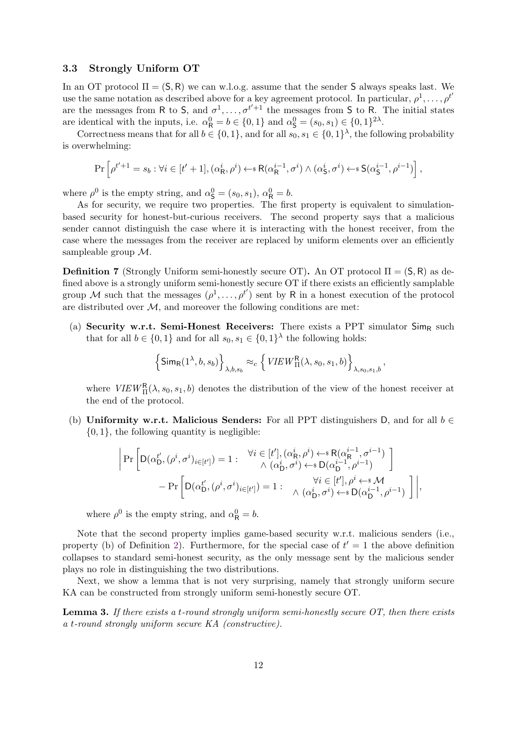### 3.3 Strongly Uniform OT

In an OT protocol $\Pi = (\mathsf{S}, \mathsf{R})$ we can w.l.o.g. assume that the sender $\mathsf{S}$ always speaks last. We use the same notation as described above for a key agreement protocol. In particular, $\rho^1, \ldots, \rho^{t'}$ are the messages from $\mathsf{R}$ to $\mathsf{S}$, and $\sigma^1, \ldots, \sigma^{t'+1}$ the messages from $\mathsf{S}$ to $\mathsf{R}$. The initial states are identical with the inputs, i.e. $\alpha_{\mathsf{R}}^0 = b \in \{0,1\}$ and $\alpha_{\mathsf{S}}^0 = (s_0, s_1) \in \{0,1\}^{2\lambda}$.

Correctness means that for all $b \in \{0,1\}$, and for all $s_0, s_1 \in \{0,1\}^\lambda$, the following probability is overwhelming:

$$\Pr\left[\rho^{t'+1} = s_b : \forall i \in [t'+1], (\alpha_{\mathsf{R}}^i, \rho^i) \leftarrow\!\!\$\; \mathsf{R}(\alpha_{\mathsf{R}}^{i-1}, \sigma^i) \wedge (\alpha_{\mathsf{S}}^i, \sigma^i) \leftarrow\!\!\$\; \mathsf{S}(\alpha_{\mathsf{S}}^{i-1}, \rho^{i-1})\right],$$

where $\rho^0$ is the empty string, and $\alpha_{\mathsf{S}}^0 = (s_0, s_1)$, $\alpha_{\mathsf{R}}^0 = b$.

As for security, we require two properties. The first property is equivalent to simulation-based security for honest-but-curious receivers. The second property says that a malicious sender cannot distinguish the case where it is interacting with the honest receiver, from the case where the messages from the receiver are replaced by uniform elements over an efficiently sampleable group $\mathcal{M}$.

**Definition 7** (Strongly Uniform semi-honestly secure OT)**.** An OT protocol $\Pi = (\mathsf{S}, \mathsf{R})$ as defined above is a strongly uniform semi-honestly secure OT if there exists an efficiently samplable group $\mathcal{M}$ such that the messages $(\rho^1, \ldots, \rho^{t'})$ sent by $\mathsf{R}$ in a honest execution of the protocol are distributed over $\mathcal{M}$, and moreover the following conditions are met:

(a) **Security w.r.t. Semi-Honest Receivers:** There exists a PPT simulator $\mathsf{Sim}_{\mathsf{R}}$ such that for all $b \in \{0,1\}$ and for all $s_0, s_1 \in \{0,1\}^\lambda$ the following holds:

$$\left\{\mathsf{Sim}_{\mathsf{R}}(1^\lambda, b, s_b)\right\}_{\lambda, b, s_b} \approx_c \left\{ \mathit{VIEW}_{\Pi}^{\mathsf{R}}(\lambda, s_0, s_1, b)\right\}_{\lambda, s_0, s_1, b},$$

where $\mathit{VIEW}_{\Pi}^{\mathsf{R}}(\lambda, s_0, s_1, b)$ denotes the distribution of the view of the honest receiver at the end of the protocol.

(b) **Uniformity w.r.t. Malicious Senders:** For all PPT distinguishers $\mathsf{D}$, and for all $b \in \{0,1\}$, the following quantity is negligible:

$$\left| \Pr\left[\mathsf{D}(\alpha_{\mathsf{D}}^{t'}, (\rho^i, \sigma^i)_{i \in [t']}) = 1 : \begin{array}{c} \forall i \in [t'], (\alpha_{\mathsf{R}}^i, \rho^i) \leftarrow\!\!\$\; \mathsf{R}(\alpha_{\mathsf{R}}^{i-1}, \sigma^{i-1}) \\ \wedge\ (\alpha_{\mathsf{D}}^i, \sigma^i) \leftarrow\!\!\$\; \mathsf{D}(\alpha_{\mathsf{D}}^{i-1}, \rho^{i-1}) \end{array}\right] \right.$$
$$\left. - \Pr\left[\mathsf{D}(\alpha_{\mathsf{D}}^{t'}, (\rho^i, \sigma^i)_{i \in [t']}) = 1 : \begin{array}{c} \forall i \in [t'], \rho^i \leftarrow\!\!\$\; \mathcal{M} \\ \wedge\ (\alpha_{\mathsf{D}}^i, \sigma^i) \leftarrow\!\!\$\; \mathsf{D}(\alpha_{\mathsf{D}}^{i-1}, \rho^{i-1}) \end{array}\right] \right|,$$

where $\rho^0$ is the empty string, and $\alpha_{\mathsf{R}}^0 = b$.

Note that the second property implies game-based security w.r.t. malicious senders (i.e., property (b) of Definition 2). Furthermore, for the special case of $t' = 1$ the above definition collapses to standard semi-honest security, as the only message sent by the malicious sender plays no role in distinguishing the two distributions.

Next, we show a lemma that is not very surprising, namely that strongly uniform secure KA can be constructed from strongly uniform semi-honestly secure OT.

**Lemma 3.** *If there exists a $t$-round strongly uniform semi-honestly secure OT, then there exists a $t$-round strongly uniform secure KA (constructive).*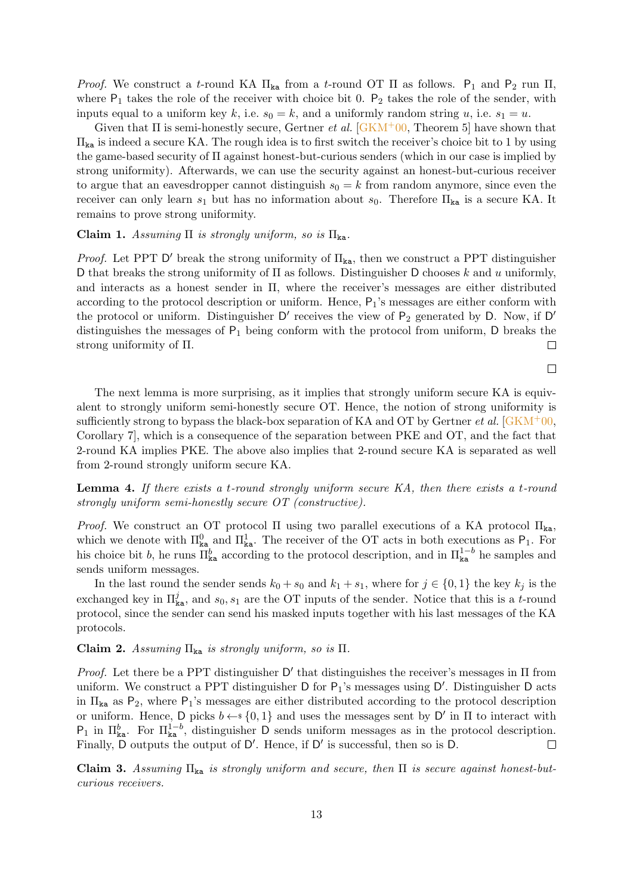*Proof.* We construct a $t$-round KA $\Pi_{\mathtt{ka}}$ from a $t$-round OT $\Pi$ as follows. $\mathsf{P}_1$ and $\mathsf{P}_2$ run $\Pi$, where $\mathsf{P}_1$ takes the role of the receiver with choice bit 0. $\mathsf{P}_2$ takes the role of the sender, with inputs equal to a uniform key $k$, i.e. $s_0 = k$, and a uniformly random string $u$, i.e. $s_1 = u$.

Given that $\Pi$ is semi-honestly secure, Gertner *et al.* [GKM+00, Theorem 5] have shown that $\Pi_{\mathtt{ka}}$ is indeed a secure KA. The rough idea is to first switch the receiver's choice bit to 1 by using the game-based security of $\Pi$ against honest-but-curious senders (which in our case is implied by strong uniformity). Afterwards, we can use the security against an honest-but-curious receiver to argue that an eavesdropper cannot distinguish $s_0 = k$ from random anymore, since even the receiver can only learn $s_1$ but has no information about $s_0$. Therefore $\Pi_{\mathtt{ka}}$ is a secure KA. It remains to prove strong uniformity.

**Claim 1.** *Assuming $\Pi$ is strongly uniform, so is $\Pi_{\mathtt{ka}}$.*

*Proof.* Let PPT $\mathsf{D}'$ break the strong uniformity of $\Pi_{\mathtt{ka}}$, then we construct a PPT distinguisher $\mathsf{D}$ that breaks the strong uniformity of $\Pi$ as follows. Distinguisher $\mathsf{D}$ chooses $k$ and $u$ uniformly, and interacts as a honest sender in $\Pi$, where the receiver's messages are either distributed according to the protocol description or uniform. Hence, $\mathsf{P}_1$'s messages are either conform with the protocol or uniform. Distinguisher $\mathsf{D}'$ receives the view of $\mathsf{P}_2$ generated by $\mathsf{D}$. Now, if $\mathsf{D}'$ distinguishes the messages of $\mathsf{P}_1$ being conform with the protocol from uniform, $\mathsf{D}$ breaks the strong uniformity of $\Pi$. □

□

The next lemma is more surprising, as it implies that strongly uniform secure KA is equivalent to strongly uniform semi-honestly secure OT. Hence, the notion of strong uniformity is sufficiently strong to bypass the black-box separation of KA and OT by Gertner *et al.* [GKM+00, Corollary 7], which is a consequence of the separation between PKE and OT, and the fact that 2-round KA implies PKE. The above also implies that 2-round secure KA is separated as well from 2-round strongly uniform secure KA.

**Lemma 4.** *If there exists a $t$-round strongly uniform secure KA, then there exists a $t$-round strongly uniform semi-honestly secure OT (constructive).*

*Proof.* We construct an OT protocol $\Pi$ using two parallel executions of a KA protocol $\Pi_{\mathtt{ka}}$, which we denote with $\Pi^0_{\mathtt{ka}}$ and $\Pi^1_{\mathtt{ka}}$. The receiver of the OT acts in both executions as $\mathsf{P}_1$. For his choice bit $b$, he runs $\Pi^b_{\mathtt{ka}}$ according to the protocol description, and in $\Pi^{1-b}_{\mathtt{ka}}$ he samples and sends uniform messages.

In the last round the sender sends $k_0 + s_0$ and $k_1 + s_1$, where for $j \in \{0, 1\}$ the key $k_j$ is the exchanged key in $\Pi^j_{\mathtt{ka}}$, and $s_0, s_1$ are the OT inputs of the sender. Notice that this is a $t$-round protocol, since the sender can send his masked inputs together with his last messages of the KA protocols.

**Claim 2.** *Assuming $\Pi_{\mathtt{ka}}$ is strongly uniform, so is $\Pi$.*

*Proof.* Let there be a PPT distinguisher $\mathsf{D}'$ that distinguishes the receiver's messages in $\Pi$ from uniform. We construct a PPT distinguisher $\mathsf{D}$ for $\mathsf{P}_1$'s messages using $\mathsf{D}'$. Distinguisher $\mathsf{D}$ acts in $\Pi_{\mathtt{ka}}$ as $\mathsf{P}_2$, where $\mathsf{P}_1$'s messages are either distributed according to the protocol description or uniform. Hence, $\mathsf{D}$ picks $b \leftarrow_\$ \{0, 1\}$ and uses the messages sent by $\mathsf{D}'$ in $\Pi$ to interact with $\mathsf{P}_1$ in $\Pi^b_{\mathtt{ka}}$. For $\Pi^{1-b}_{\mathtt{ka}}$, distinguisher $\mathsf{D}$ sends uniform messages as in the protocol description. Finally, $\mathsf{D}$ outputs the output of $\mathsf{D}'$. Hence, if $\mathsf{D}'$ is successful, then so is $\mathsf{D}$. □

**Claim 3.** *Assuming $\Pi_{\mathtt{ka}}$ is strongly uniform and secure, then $\Pi$ is secure against honest-but-curious receivers.*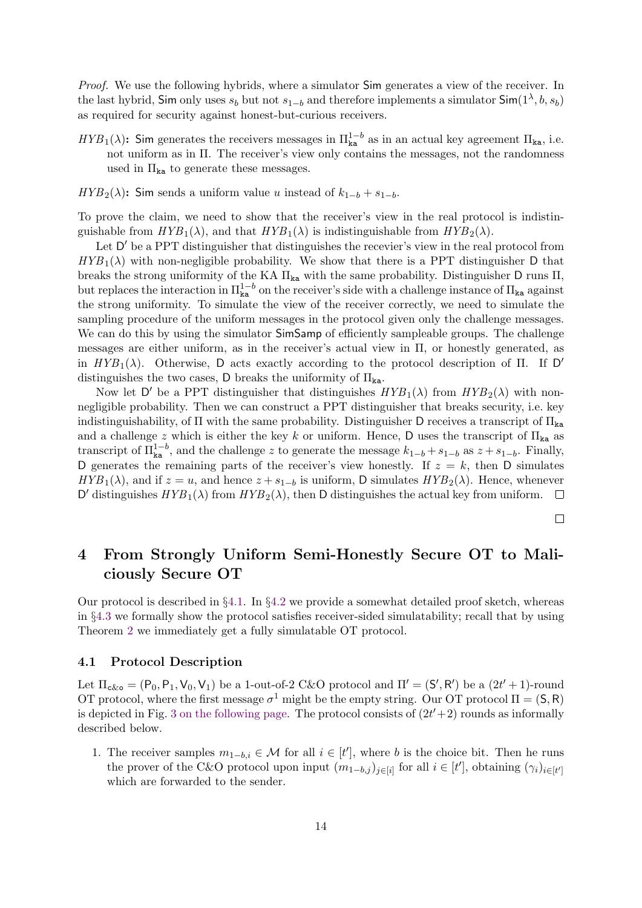*Proof.* We use the following hybrids, where a simulator $\mathsf{Sim}$ generates a view of the receiver. In the last hybrid, $\mathsf{Sim}$ only uses $s_b$ but not $s_{1-b}$ and therefore implements a simulator $\mathsf{Sim}(1^\lambda, b, s_b)$ as required for security against honest-but-curious receivers.

$HYB_1(\lambda)$: $\mathsf{Sim}$ generates the receivers messages in $\Pi_{\mathsf{ka}}^{1-b}$ as in an actual key agreement $\Pi_{\mathsf{ka}}$, i.e. not uniform as in $\Pi$. The receiver's view only contains the messages, not the randomness used in $\Pi_{\mathsf{ka}}$ to generate these messages.

$HYB_2(\lambda)$: $\mathsf{Sim}$ sends a uniform value $u$ instead of $k_{1-b} + s_{1-b}$.

To prove the claim, we need to show that the receiver's view in the real protocol is indistinguishable from $HYB_1(\lambda)$, and that $HYB_1(\lambda)$ is indistinguishable from $HYB_2(\lambda)$.

Let $\mathsf{D}'$ be a PPT distinguisher that distinguishes the recevier's view in the real protocol from $HYB_1(\lambda)$ with non-negligible probability. We show that there is a PPT distinguisher $\mathsf{D}$ that breaks the strong uniformity of the KA $\Pi_{\mathsf{ka}}$ with the same probability. Distinguisher $\mathsf{D}$ runs $\Pi$, but replaces the interaction in $\Pi_{\mathsf{ka}}^{1-b}$ on the receiver's side with a challenge instance of $\Pi_{\mathsf{ka}}$ against the strong uniformity. To simulate the view of the receiver correctly, we need to simulate the sampling procedure of the uniform messages in the protocol given only the challenge messages. We can do this by using the simulator $\mathsf{SimSamp}$ of efficiently sampleable groups. The challenge messages are either uniform, as in the receiver's actual view in $\Pi$, or honestly generated, as in $HYB_1(\lambda)$. Otherwise, $\mathsf{D}$ acts exactly according to the protocol description of $\Pi$. If $\mathsf{D}'$ distinguishes the two cases, $\mathsf{D}$ breaks the uniformity of $\Pi_{\mathsf{ka}}$.

Now let $\mathsf{D}'$ be a PPT distinguisher that distinguishes $HYB_1(\lambda)$ from $HYB_2(\lambda)$ with non-negligible probability. Then we can construct a PPT distinguisher that breaks security, i.e. key indistinguishability, of $\Pi$ with the same probability. Distinguisher $\mathsf{D}$ receives a transcript of $\Pi_{\mathsf{ka}}$ and a challenge $z$ which is either the key $k$ or uniform. Hence, $\mathsf{D}$ uses the transcript of $\Pi_{\mathsf{ka}}$ as transcript of $\Pi_{\mathsf{ka}}^{1-b}$, and the challenge $z$ to generate the message $k_{1-b} + s_{1-b}$ as $z + s_{1-b}$. Finally, $\mathsf{D}$ generates the remaining parts of the receiver's view honestly. If $z = k$, then $\mathsf{D}$ simulates $HYB_1(\lambda)$, and if $z = u$, and hence $z + s_{1-b}$ is uniform, $\mathsf{D}$ simulates $HYB_2(\lambda)$. Hence, whenever $\mathsf{D}'$ distinguishes $HYB_1(\lambda)$ from $HYB_2(\lambda)$, then $\mathsf{D}$ distinguishes the actual key from uniform. □

□

# 4 From Strongly Uniform Semi-Honestly Secure OT to Maliciously Secure OT

Our protocol is described in §4.1. In §4.2 we provide a somewhat detailed proof sketch, whereas in §4.3 we formally show the protocol satisfies receiver-sided simulatability; recall that by using Theorem 2 we immediately get a fully simulatable OT protocol.

## 4.1 Protocol Description

Let $\Pi_{\mathsf{c\&o}} = (\mathsf{P}_0, \mathsf{P}_1, \mathsf{V}_0, \mathsf{V}_1)$ be a 1-out-of-2 C&O protocol and $\Pi' = (\mathsf{S}', \mathsf{R}')$ be a $(2t'+1)$-round OT protocol, where the first message $\sigma^1$ might be the empty string. Our OT protocol $\Pi = (\mathsf{S}, \mathsf{R})$ is depicted in Fig. 3 on the following page. The protocol consists of $(2t'+2)$ rounds as informally described below.

1. The receiver samples $m_{1-b,i} \in \mathcal{M}$ for all $i \in [t']$, where $b$ is the choice bit. Then he runs the prover of the C&O protocol upon input $(m_{1-b,j})_{j\in[i]}$ for all $i \in [t']$, obtaining $(\gamma_i)_{i\in[t']}$ which are forwarded to the sender.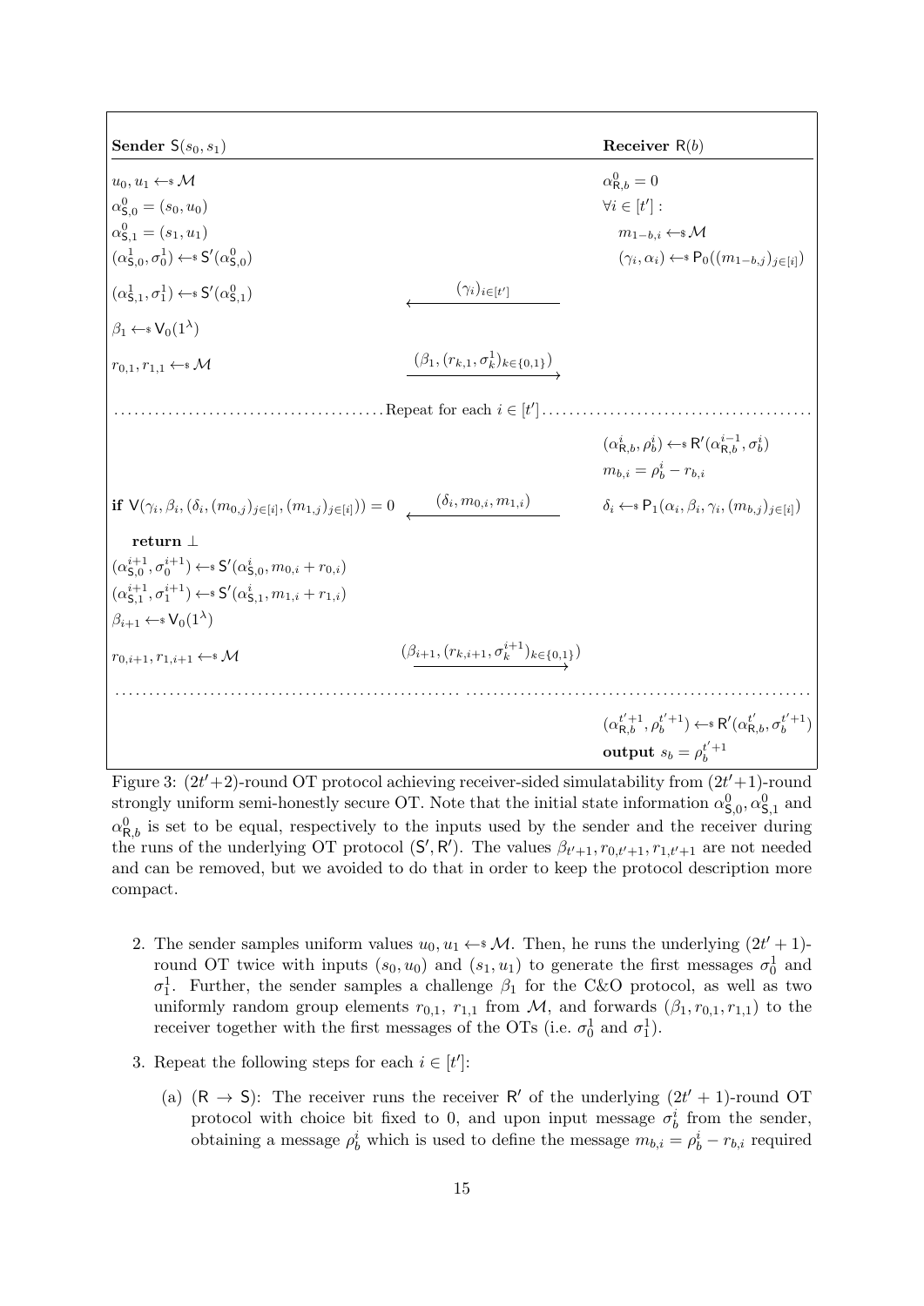| **Sender** $\mathsf{S}(s_0, s_1)$ | | **Receiver** $\mathsf{R}(b)$ |
|---|---|---|
| $u_0, u_1 \leftarrow\!\!\$\, \mathcal{M}$ | | $\alpha^0_{\mathsf{R},b} = 0$ |
| $\alpha^0_{\mathsf{S},0} = (s_0, u_0)$ | | $\forall i \in [t']:$ |
| $\alpha^0_{\mathsf{S},1} = (s_1, u_1)$ | | $m_{1-b,i} \leftarrow\!\!\$\, \mathcal{M}$ |
| $(\alpha^1_{\mathsf{S},0}, \sigma^1_0) \leftarrow\!\!\$\, \mathsf{S}'(\alpha^0_{\mathsf{S},0})$ | | $(\gamma_i, \alpha_i) \leftarrow\!\!\$\, \mathsf{P}_0((m_{1-b,j})_{j\in[i]})$ |
| $(\alpha^1_{\mathsf{S},1}, \sigma^1_1) \leftarrow\!\!\$\, \mathsf{S}'(\alpha^0_{\mathsf{S},1})$ | $\xleftarrow{(\gamma_i)_{i\in[t']}}$ | |
| $\beta_1 \leftarrow\!\!\$\, \mathsf{V}_0(1^\lambda)$ | | |
| $r_{0,1}, r_{1,1} \leftarrow\!\!\$\, \mathcal{M}$ | $\xrightarrow{(\beta_1, (r_{k,1}, \sigma^1_k)_{k\in\{0,1\}})}$ | |
| | Repeat for each $i \in [t']$ | |
| | | $(\alpha^i_{\mathsf{R},b}, \rho^i_b) \leftarrow\!\!\$\, \mathsf{R}'(\alpha^{i-1}_{\mathsf{R},b}, \sigma^i_b)$ |
| | | $m_{b,i} = \rho^i_b - r_{b,i}$ |
| **if** $\mathsf{V}(\gamma_i, \beta_i, (\delta_i, (m_{0,j})_{j\in[i]}, (m_{1,j})_{j\in[i]})) = 0$ | $\xleftarrow{(\delta_i, m_{0,i}, m_{1,i})}$ | $\delta_i \leftarrow\!\!\$\, \mathsf{P}_1(\alpha_i, \beta_i, \gamma_i, (m_{b,j})_{j\in[i]})$ |
| **return** $\perp$ | | |
| $(\alpha^{i+1}_{\mathsf{S},0}, \sigma^{i+1}_0) \leftarrow\!\!\$\, \mathsf{S}'(\alpha^i_{\mathsf{S},0}, m_{0,i} + r_{0,i})$ | | |
| $(\alpha^{i+1}_{\mathsf{S},1}, \sigma^{i+1}_1) \leftarrow\!\!\$\, \mathsf{S}'(\alpha^i_{\mathsf{S},1}, m_{1,i} + r_{1,i})$ | | |
| $\beta_{i+1} \leftarrow\!\!\$\, \mathsf{V}_0(1^\lambda)$ | | |
| $r_{0,i+1}, r_{1,i+1} \leftarrow\!\!\$\, \mathcal{M}$ | $\xrightarrow{(\beta_{i+1}, (r_{k,i+1}, \sigma^{i+1}_k)_{k\in\{0,1\}})}$ | |
| | | $(\alpha^{t'+1}_{\mathsf{R},b}, \rho^{t'+1}_b) \leftarrow\!\!\$\, \mathsf{R}'(\alpha^{t'}_{\mathsf{R},b}, \sigma^{t'+1}_b)$ |
| | | **output** $s_b = \rho^{t'+1}_b$ |

Figure 3: $(2t'+2)$-round OT protocol achieving receiver-sided simulatability from $(2t'+1)$-round strongly uniform semi-honestly secure OT. Note that the initial state information $\alpha^0_{\mathsf{S},0}, \alpha^0_{\mathsf{S},1}$ and $\alpha^0_{\mathsf{R},b}$ is set to be equal, respectively to the inputs used by the sender and the receiver during the runs of the underlying OT protocol $(\mathsf{S}', \mathsf{R}')$. The values $\beta_{t'+1}, r_{0,t'+1}, r_{1,t'+1}$ are not needed and can be removed, but we avoided to do that in order to keep the protocol description more compact.

2. The sender samples uniform values $u_0, u_1 \leftarrow\!\!\$\, \mathcal{M}$. Then, he runs the underlying $(2t'+1)$-round OT twice with inputs $(s_0, u_0)$ and $(s_1, u_1)$ to generate the first messages $\sigma^1_0$ and $\sigma^1_1$. Further, the sender samples a challenge $\beta_1$ for the C&O protocol, as well as two uniformly random group elements $r_{0,1}$, $r_{1,1}$ from $\mathcal{M}$, and forwards $(\beta_1, r_{0,1}, r_{1,1})$ to the receiver together with the first messages of the OTs (i.e. $\sigma^1_0$ and $\sigma^1_1$).

3. Repeat the following steps for each $i \in [t']$:

   (a) ($\mathsf{R} \to \mathsf{S}$): The receiver runs the receiver $\mathsf{R}'$ of the underlying $(2t'+1)$-round OT protocol with choice bit fixed to 0, and upon input message $\sigma^i_b$ from the sender, obtaining a message $\rho^i_b$ which is used to define the message $m_{b,i} = \rho^i_b - r_{b,i}$ required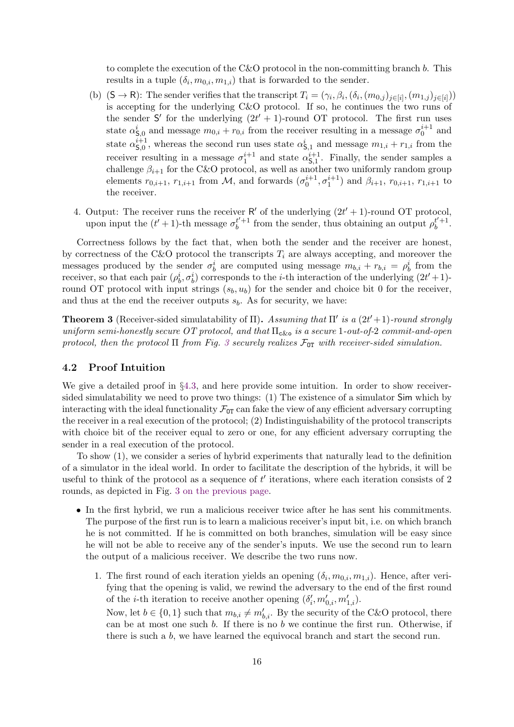to complete the execution of the C&O protocol in the non-committing branch $b$. This results in a tuple $(\delta_i, m_{0,i}, m_{1,i})$ that is forwarded to the sender.

(b) $(\mathsf{S} \to \mathsf{R})$: The sender verifies that the transcript $T_i = (\gamma_i, \beta_i, (\delta_i, (m_{0,j})_{j\in[i]}, (m_{1,j})_{j\in[i]}))$ is accepting for the underlying C&O protocol. If so, he continues the two runs of the sender $\mathsf{S}'$ for the underlying $(2t'+1)$-round OT protocol. The first run uses state $\alpha^i_{\mathsf{S},0}$ and message $m_{0,i} + r_{0,i}$ from the receiver resulting in a message $\sigma^{i+1}_0$ and state $\alpha^{i+1}_{\mathsf{S},0}$, whereas the second run uses state $\alpha^i_{\mathsf{S},1}$ and message $m_{1,i} + r_{1,i}$ from the receiver resulting in a message $\sigma^{i+1}_1$ and state $\alpha^{i+1}_{\mathsf{S},1}$. Finally, the sender samples a challenge $\beta_{i+1}$ for the C&O protocol, as well as another two uniformly random group elements $r_{0,i+1}$, $r_{1,i+1}$ from $\mathcal{M}$, and forwards $(\sigma^{i+1}_0, \sigma^{i+1}_1)$ and $\beta_{i+1}$, $r_{0,i+1}$, $r_{1,i+1}$ to the receiver.

4. Output: The receiver runs the receiver $\mathsf{R}'$ of the underlying $(2t'+1)$-round OT protocol, upon input the $(t'+1)$-th message $\sigma^{t'+1}_b$ from the sender, thus obtaining an output $\rho^{t'+1}_b$.

Correctness follows by the fact that, when both the sender and the receiver are honest, by correctness of the C&O protocol the transcripts $T_i$ are always accepting, and moreover the messages produced by the sender $\sigma^i_b$ are computed using message $m_{b,i} + r_{b,i} = \rho^i_b$ from the receiver, so that each pair $(\rho^i_b, \sigma^i_b)$ corresponds to the $i$-th interaction of the underlying $(2t'+1)$-round OT protocol with input strings $(s_b, u_b)$ for the sender and choice bit 0 for the receiver, and thus at the end the receiver outputs $s_b$. As for security, we have:

**Theorem 3** (Receiver-sided simulatability of $\Pi$)**.** *Assuming that $\Pi'$ is a $(2t'+1)$-round strongly uniform semi-honestly secure OT protocol, and that $\Pi_{\mathsf{c\&o}}$ is a secure 1-out-of-2 commit-and-open protocol, then the protocol $\Pi$ from Fig. 3 securely realizes $\mathcal{F}_{\mathtt{OT}}$ with receiver-sided simulation.*

## 4.2 Proof Intuition

We give a detailed proof in §4.3, and here provide some intuition. In order to show receiver-sided simulatability we need to prove two things: (1) The existence of a simulator $\mathsf{Sim}$ which by interacting with the ideal functionality $\mathcal{F}_{\mathtt{OT}}$ can fake the view of any efficient adversary corrupting the receiver in a real execution of the protocol; (2) Indistinguishability of the protocol transcripts with choice bit of the receiver equal to zero or one, for any efficient adversary corrupting the sender in a real execution of the protocol.

To show (1), we consider a series of hybrid experiments that naturally lead to the definition of a simulator in the ideal world. In order to facilitate the description of the hybrids, it will be useful to think of the protocol as a sequence of $t'$ iterations, where each iteration consists of 2 rounds, as depicted in Fig. 3 on the previous page.

- In the first hybrid, we run a malicious receiver twice after he has sent his commitments. The purpose of the first run is to learn a malicious receiver's input bit, i.e. on which branch he is not committed. If he is committed on both branches, simulation will be easy since he will not be able to receive any of the sender's inputs. We use the second run to learn the output of a malicious receiver. We describe the two runs now.

  1. The first round of each iteration yields an opening $(\delta_i, m_{0,i}, m_{1,i})$. Hence, after verifying that the opening is valid, we rewind the adversary to the end of the first round of the $i$-th iteration to receive another opening $(\delta'_i, m'_{0,i}, m'_{1,i})$.

     Now, let $b \in \{0,1\}$ such that $m_{b,i} \neq m'_{b,i}$. By the security of the C&O protocol, there can be at most one such $b$. If there is no $b$ we continue the first run. Otherwise, if there is such a $b$, we have learned the equivocal branch and start the second run.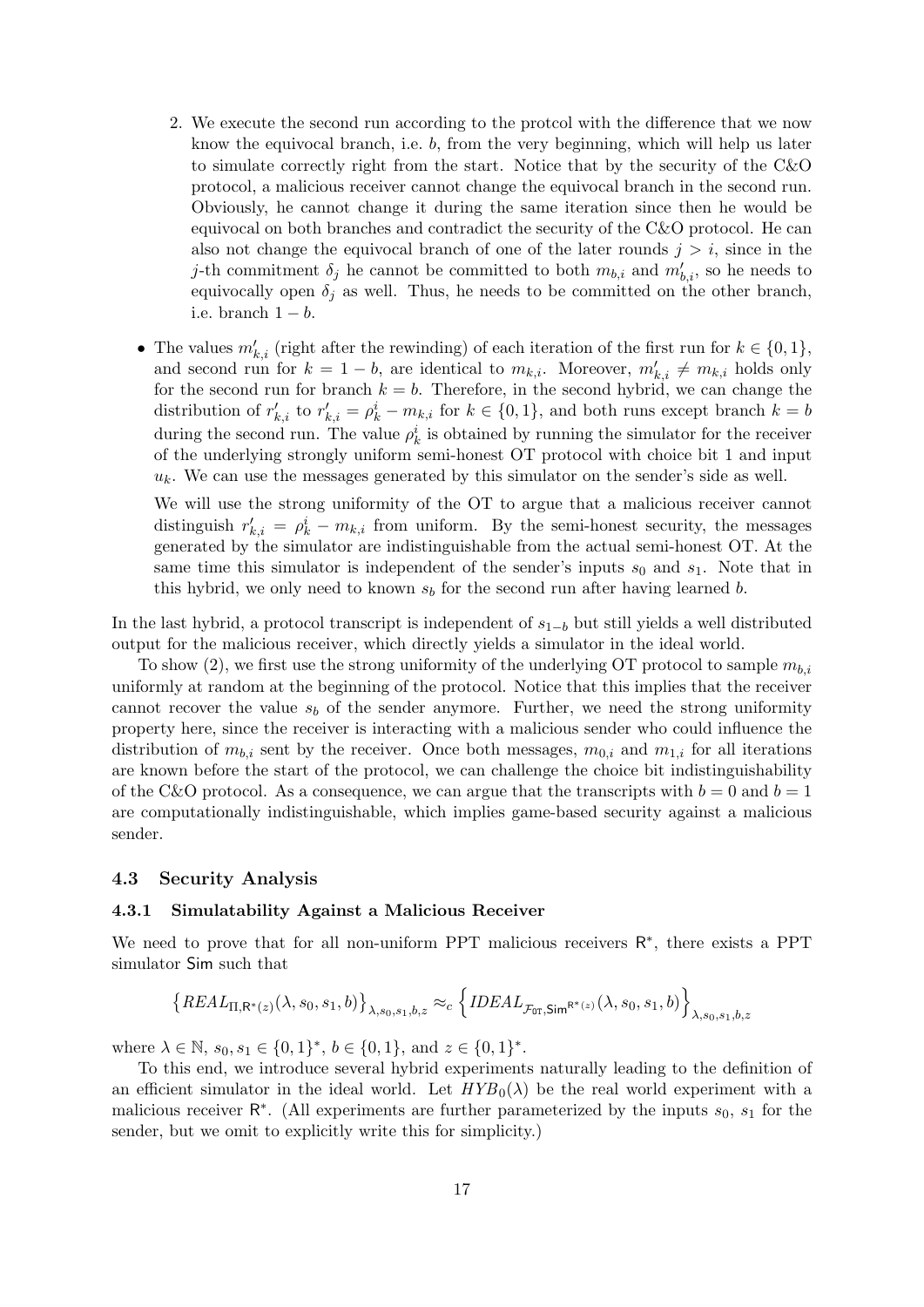2. We execute the second run according to the protcol with the difference that we now know the equivocal branch, i.e. $b$, from the very beginning, which will help us later to simulate correctly right from the start. Notice that by the security of the C&O protocol, a malicious receiver cannot change the equivocal branch in the second run. Obviously, he cannot change it during the same iteration since then he would be equivocal on both branches and contradict the security of the C&O protocol. He can also not change the equivocal branch of one of the later rounds $j > i$, since in the $j$-th commitment $\delta_j$ he cannot be committed to both $m_{b,i}$ and $m'_{b,i}$, so he needs to equivocally open $\delta_j$ as well. Thus, he needs to be committed on the other branch, i.e. branch $1 - b$.

- The values $m'_{k,i}$ (right after the rewinding) of each iteration of the first run for $k \in \{0, 1\}$, and second run for $k = 1 - b$, are identical to $m_{k,i}$. Moreover, $m'_{k,i} \neq m_{k,i}$ holds only for the second run for branch $k = b$. Therefore, in the second hybrid, we can change the distribution of $r'_{k,i}$ to $r'_{k,i} = \rho^i_k - m_{k,i}$ for $k \in \{0, 1\}$, and both runs except branch $k = b$ during the second run. The value $\rho^i_k$ is obtained by running the simulator for the receiver of the underlying strongly uniform semi-honest OT protocol with choice bit 1 and input $u_k$. We can use the messages generated by this simulator on the sender's side as well.

  We will use the strong uniformity of the OT to argue that a malicious receiver cannot distinguish $r'_{k,i} = \rho^i_k - m_{k,i}$ from uniform. By the semi-honest security, the messages generated by the simulator are indistinguishable from the actual semi-honest OT. At the same time this simulator is independent of the sender's inputs $s_0$ and $s_1$. Note that in this hybrid, we only need to known $s_b$ for the second run after having learned $b$.

In the last hybrid, a protocol transcript is independent of $s_{1-b}$ but still yields a well distributed output for the malicious receiver, which directly yields a simulator in the ideal world.

To show (2), we first use the strong uniformity of the underlying OT protocol to sample $m_{b,i}$ uniformly at random at the beginning of the protocol. Notice that this implies that the receiver cannot recover the value $s_b$ of the sender anymore. Further, we need the strong uniformity property here, since the receiver is interacting with a malicious sender who could influence the distribution of $m_{b,i}$ sent by the receiver. Once both messages, $m_{0,i}$ and $m_{1,i}$ for all iterations are known before the start of the protocol, we can challenge the choice bit indistinguishability of the C&O protocol. As a consequence, we can argue that the transcripts with $b = 0$ and $b = 1$ are computationally indistinguishable, which implies game-based security against a malicious sender.

## 4.3 Security Analysis

### 4.3.1 Simulatability Against a Malicious Receiver

We need to prove that for all non-uniform PPT malicious receivers $\mathsf{R}^*$, there exists a PPT simulator $\mathsf{Sim}$ such that

$$\left\{ REAL_{\Pi, \mathsf{R}^*(z)}(\lambda, s_0, s_1, b) \right\}_{\lambda, s_0, s_1, b, z} \approx_c \left\{ IDEAL_{\mathcal{F}_{\mathsf{OT}}, \mathsf{Sim}^{\mathsf{R}^*(z)}}(\lambda, s_0, s_1, b) \right\}_{\lambda, s_0, s_1, b, z}$$

where $\lambda \in \mathbb{N}$, $s_0, s_1 \in \{0, 1\}^*$, $b \in \{0, 1\}$, and $z \in \{0, 1\}^*$.

To this end, we introduce several hybrid experiments naturally leading to the definition of an efficient simulator in the ideal world. Let $HYB_0(\lambda)$ be the real world experiment with a malicious receiver $\mathsf{R}^*$. (All experiments are further parameterized by the inputs $s_0$, $s_1$ for the sender, but we omit to explicitly write this for simplicity.)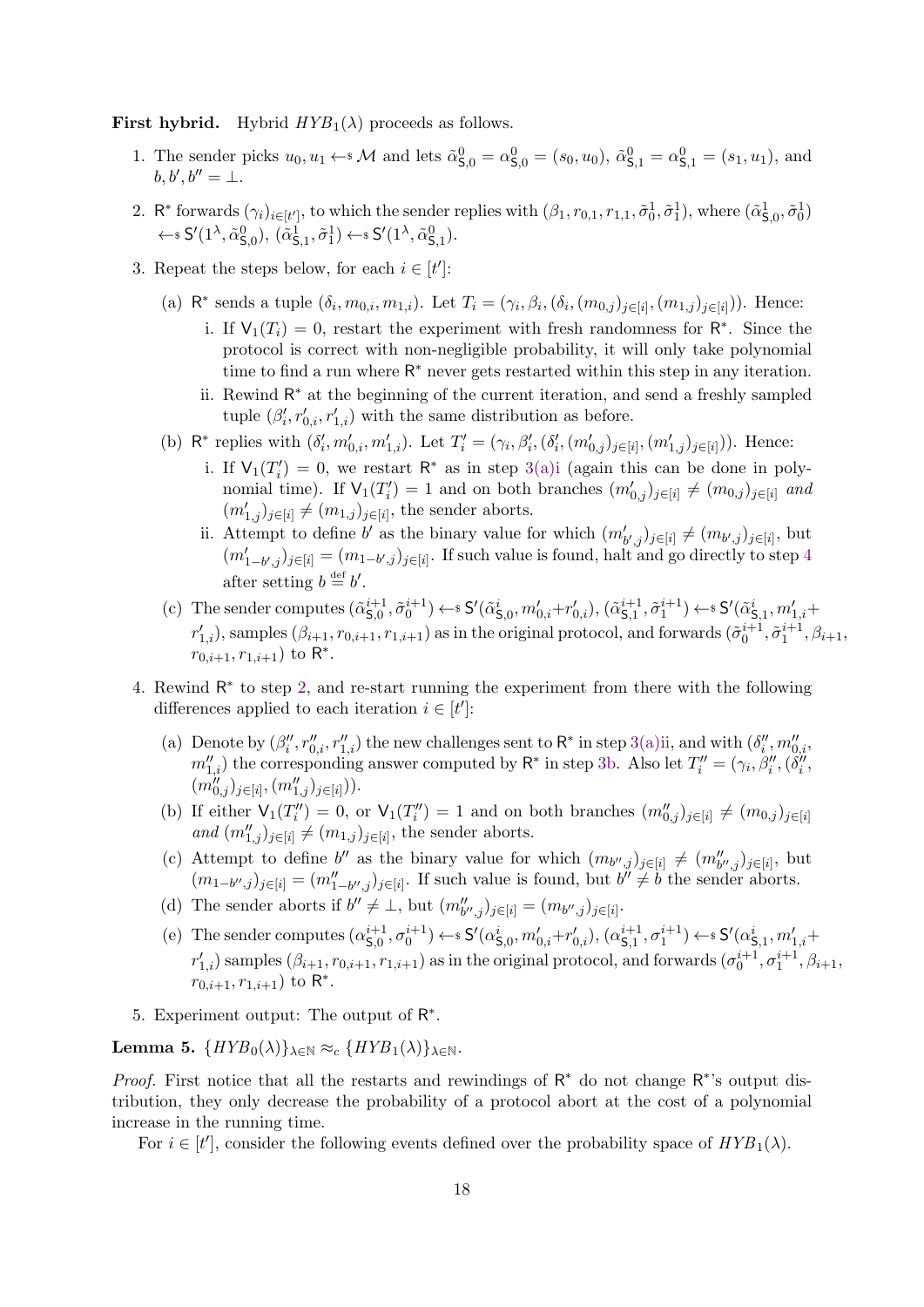**First hybrid.** Hybrid $HYB_1(\lambda)$ proceeds as follows.

1. The sender picks $u_0, u_1 \leftarrow\!\!\$\ \mathcal{M}$ and lets $\tilde{\alpha}^0_{\mathsf{S},0} = \alpha^0_{\mathsf{S},0} = (s_0, u_0)$, $\tilde{\alpha}^0_{\mathsf{S},1} = \alpha^0_{\mathsf{S},1} = (s_1, u_1)$, and $b, b', b'' = \perp$.
2. $\mathsf{R}^*$ forwards $(\gamma_i)_{i\in[t']}$, to which the sender replies with $(\beta_1, r_{0,1}, r_{1,1}, \tilde{\sigma}^1_0, \tilde{\sigma}^1_1)$, where $(\tilde{\alpha}^1_{\mathsf{S},0}, \tilde{\sigma}^1_0) \leftarrow\!\!\$\ \mathsf{S}'(1^\lambda, \tilde{\alpha}^0_{\mathsf{S},0})$, $(\tilde{\alpha}^1_{\mathsf{S},1}, \tilde{\sigma}^1_1) \leftarrow\!\!\$\ \mathsf{S}'(1^\lambda, \tilde{\alpha}^0_{\mathsf{S},1})$.
3. Repeat the steps below, for each $i \in [t']$:
   (a) $\mathsf{R}^*$ sends a tuple $(\delta_i, m_{0,i}, m_{1,i})$. Let $T_i = (\gamma_i, \beta_i, (\delta_i, (m_{0,j})_{j\in[i]}, (m_{1,j})_{j\in[i]}))$. Hence:
      i. If $\mathsf{V}_1(T_i) = 0$, restart the experiment with fresh randomness for $\mathsf{R}^*$. Since the protocol is correct with non-negligible probability, it will only take polynomial time to find a run where $\mathsf{R}^*$ never gets restarted within this step in any iteration.
      ii. Rewind $\mathsf{R}^*$ at the beginning of the current iteration, and send a freshly sampled tuple $(\beta'_i, r'_{0,i}, r'_{1,i})$ with the same distribution as before.
   (b) $\mathsf{R}^*$ replies with $(\delta'_i, m'_{0,i}, m'_{1,i})$. Let $T'_i = (\gamma_i, \beta'_i, (\delta'_i, (m'_{0,j})_{j\in[i]}, (m'_{1,j})_{j\in[i]}))$. Hence:
      i. If $\mathsf{V}_1(T'_i) = 0$, we restart $\mathsf{R}^*$ as in step 3(a)i (again this can be done in polynomial time). If $\mathsf{V}_1(T'_i) = 1$ and on both branches $(m'_{0,j})_{j\in[i]} \neq (m_{0,j})_{j\in[i]}$ *and* $(m'_{1,j})_{j\in[i]} \neq (m_{1,j})_{j\in[i]}$, the sender aborts.
      ii. Attempt to define $b'$ as the binary value for which $(m'_{b',j})_{j\in[i]} \neq (m_{b',j})_{j\in[i]}$, but $(m'_{1-b',j})_{j\in[i]} = (m_{1-b',j})_{j\in[i]}$. If such value is found, halt and go directly to step 4 after setting $b \stackrel{\text{def}}{=} b'$.
   (c) The sender computes $(\tilde{\alpha}^{i+1}_{\mathsf{S},0}, \tilde{\sigma}^{i+1}_0) \leftarrow\!\!\$\ \mathsf{S}'(\tilde{\alpha}^i_{\mathsf{S},0}, m'_{0,i}+r'_{0,i})$, $(\tilde{\alpha}^{i+1}_{\mathsf{S},1}, \tilde{\sigma}^{i+1}_1) \leftarrow\!\!\$\ \mathsf{S}'(\tilde{\alpha}^i_{\mathsf{S},1}, m'_{1,i}+r'_{1,i})$, samples $(\beta_{i+1}, r_{0,i+1}, r_{1,i+1})$ as in the original protocol, and forwards $(\tilde{\sigma}^{i+1}_0, \tilde{\sigma}^{i+1}_1, \beta_{i+1}, r_{0,i+1}, r_{1,i+1})$ to $\mathsf{R}^*$.
4. Rewind $\mathsf{R}^*$ to step 2, and re-start running the experiment from there with the following differences applied to each iteration $i \in [t']$:
   (a) Denote by $(\beta''_i, r''_{0,i}, r''_{1,i})$ the new challenges sent to $\mathsf{R}^*$ in step 3(a)ii, and with $(\delta''_i, m''_{0,i}, m''_{1,i})$ the corresponding answer computed by $\mathsf{R}^*$ in step 3b. Also let $T''_i = (\gamma_i, \beta''_i, (\delta''_i, (m''_{0,j})_{j\in[i]}, (m''_{1,j})_{j\in[i]}))$.
   (b) If either $\mathsf{V}_1(T''_i) = 0$, or $\mathsf{V}_1(T''_i) = 1$ and on both branches $(m''_{0,j})_{j\in[i]} \neq (m_{0,j})_{j\in[i]}$ *and* $(m''_{1,j})_{j\in[i]} \neq (m_{1,j})_{j\in[i]}$, the sender aborts.
   (c) Attempt to define $b''$ as the binary value for which $(m_{b'',j})_{j\in[i]} \neq (m''_{b'',j})_{j\in[i]}$, but $(m_{1-b'',j})_{j\in[i]} = (m''_{1-b'',j})_{j\in[i]}$. If such value is found, but $b'' \neq b$ the sender aborts.
   (d) The sender aborts if $b'' \neq \perp$, but $(m''_{b'',j})_{j\in[i]} = (m_{b'',j})_{j\in[i]}$.
   (e) The sender computes $(\alpha^{i+1}_{\mathsf{S},0}, \sigma^{i+1}_0) \leftarrow\!\!\$\ \mathsf{S}'(\alpha^i_{\mathsf{S},0}, m'_{0,i}+r'_{0,i})$, $(\alpha^{i+1}_{\mathsf{S},1}, \sigma^{i+1}_1) \leftarrow\!\!\$\ \mathsf{S}'(\alpha^i_{\mathsf{S},1}, m'_{1,i}+r'_{1,i})$ samples $(\beta_{i+1}, r_{0,i+1}, r_{1,i+1})$ as in the original protocol, and forwards $(\sigma^{i+1}_0, \sigma^{i+1}_1, \beta_{i+1}, r_{0,i+1}, r_{1,i+1})$ to $\mathsf{R}^*$.
5. Experiment output: The output of $\mathsf{R}^*$.

**Lemma 5.** $\{HYB_0(\lambda)\}_{\lambda\in\mathbb{N}} \approx_c \{HYB_1(\lambda)\}_{\lambda\in\mathbb{N}}$.

*Proof.* First notice that all the restarts and rewindings of $\mathsf{R}^*$ do not change $\mathsf{R}^*$'s output distribution, they only decrease the probability of a protocol abort at the cost of a polynomial increase in the running time.

For $i \in [t']$, consider the following events defined over the probability space of $HYB_1(\lambda)$.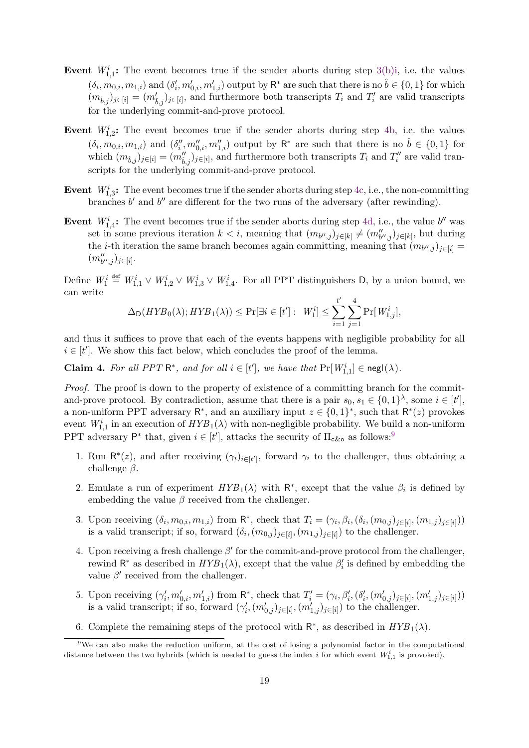**Event $W_{1,1}^i$:** The event becomes true if the sender aborts during step 3(b)i, i.e. the values $(\delta_i, m_{0,i}, m_{1,i})$ and $(\delta'_i, m'_{0,i}, m'_{1,i})$ output by $\mathsf{R}^*$ are such that there is no $\hat{b} \in \{0,1\}$ for which $(m_{\hat{b},j})_{j\in[i]} = (m'_{\hat{b},j})_{j\in[i]}$, and furthermore both transcripts $T_i$ and $T'_i$ are valid transcripts for the underlying commit-and-prove protocol.

**Event $W_{1,2}^i$:** The event becomes true if the sender aborts during step 4b, i.e. the values $(\delta_i, m_{0,i}, m_{1,i})$ and $(\delta''_i, m''_{0,i}, m''_{1,i})$ output by $\mathsf{R}^*$ are such that there is no $\hat{b} \in \{0,1\}$ for which $(m_{\hat{b},j})_{j\in[i]} = (m''_{\hat{b},j})_{j\in[i]}$, and furthermore both transcripts $T_i$ and $T''_i$ are valid transcripts for the underlying commit-and-prove protocol.

**Event $W_{1,3}^i$:** The event becomes true if the sender aborts during step 4c, i.e., the non-committing branches $b'$ and $b''$ are different for the two runs of the adversary (after rewinding).

**Event $W_{1,4}^i$:** The event becomes true if the sender aborts during step 4d, i.e., the value $b''$ was set in some previous iteration $k < i$, meaning that $(m_{b'',j})_{j\in[k]} \neq (m''_{b'',j})_{j\in[k]}$, but during the $i$-th iteration the same branch becomes again committing, meaning that $(m_{b'',j})_{j\in[i]} = (m''_{b'',j})_{j\in[i]}$.

Define $W_1^i \stackrel{\text{def}}{=} W_{1,1}^i \vee W_{1,2}^i \vee W_{1,3}^i \vee W_{1,4}^i$. For all PPT distinguishers $\mathsf{D}$, by a union bound, we can write

$$\Delta_{\mathsf{D}}(HYB_0(\lambda); HYB_1(\lambda)) \leq \Pr[\exists i \in [t'] : \; W_1^i] \leq \sum_{i=1}^{t'} \sum_{j=1}^{4} \Pr[\, W_{1,j}^i],$$

and thus it suffices to prove that each of the events happens with negligible probability for all $i \in [t']$. We show this fact below, which concludes the proof of the lemma.

**Claim 4.** *For all PPT $\mathsf{R}^*$, and for all $i \in [t']$, we have that $\Pr[\, W_{1,1}^i] \in \mathsf{negl}(\lambda)$.*

*Proof.* The proof is down to the property of existence of a committing branch for the commit-and-prove protocol. By contradiction, assume that there is a pair $s_0, s_1 \in \{0,1\}^\lambda$, some $i \in [t']$, a non-uniform PPT adversary $\mathsf{R}^*$, and an auxiliary input $z \in \{0,1\}^*$, such that $\mathsf{R}^*(z)$ provokes event $W_{1,1}^i$ in an execution of $HYB_1(\lambda)$ with non-negligible probability. We build a non-uniform PPT adversary $\mathsf{P}^*$ that, given $i \in [t']$, attacks the security of $\Pi_{\mathsf{c\&o}}$ as follows:[9]

1. Run $\mathsf{R}^*(z)$, and after receiving $(\gamma_i)_{i\in[t']}$, forward $\gamma_i$ to the challenger, thus obtaining a challenge $\beta$.
2. Emulate a run of experiment $HYB_1(\lambda)$ with $\mathsf{R}^*$, except that the value $\beta_i$ is defined by embedding the value $\beta$ received from the challenger.
3. Upon receiving $(\delta_i, m_{0,i}, m_{1,i})$ from $\mathsf{R}^*$, check that $T_i = (\gamma_i, \beta_i, (\delta_i, (m_{0,j})_{j\in[i]}, (m_{1,j})_{j\in[i]}))$ is a valid transcript; if so, forward $(\delta_i, (m_{0,j})_{j\in[i]}, (m_{1,j})_{j\in[i]})$ to the challenger.
4. Upon receiving a fresh challenge $\beta'$ for the commit-and-prove protocol from the challenger, rewind $\mathsf{R}^*$ as described in $HYB_1(\lambda)$, except that the value $\beta'_i$ is defined by embedding the value $\beta'$ received from the challenger.
5. Upon receiving $(\gamma'_i, m'_{0,i}, m'_{1,i})$ from $\mathsf{R}^*$, check that $T'_i = (\gamma_i, \beta'_i, (\delta'_i, (m'_{0,j})_{j\in[i]}, (m'_{1,j})_{j\in[i]}))$ is a valid transcript; if so, forward $(\gamma'_i, (m'_{0,j})_{j\in[i]}, (m'_{1,j})_{j\in[i]})$ to the challenger.
6. Complete the remaining steps of the protocol with $\mathsf{R}^*$, as described in $HYB_1(\lambda)$.

[9] We can also make the reduction uniform, at the cost of losing a polynomial factor in the computational distance between the two hybrids (which is needed to guess the index $i$ for which event $W_{1,1}^i$ is provoked).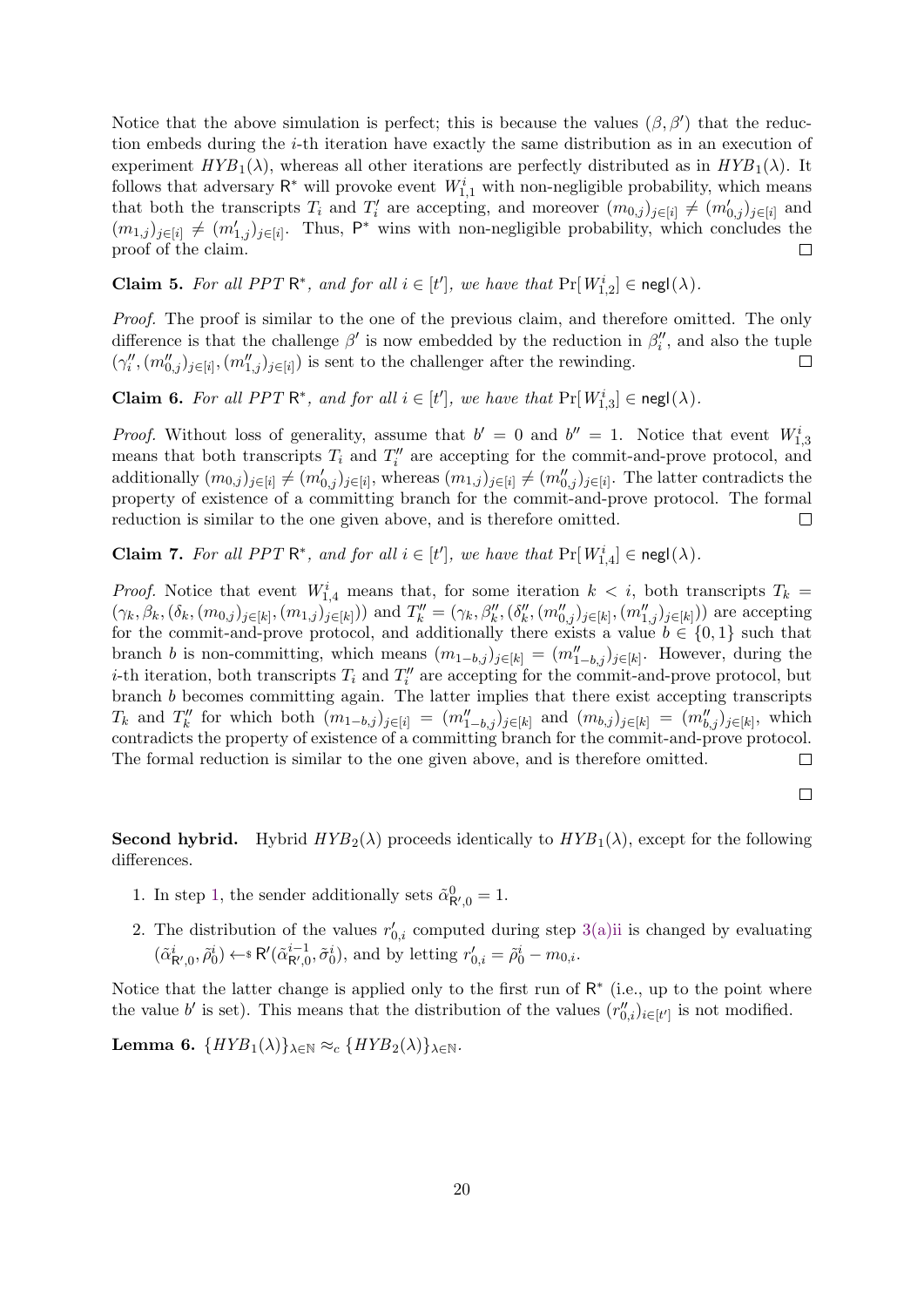Notice that the above simulation is perfect; this is because the values $(\beta, \beta')$ that the reduction embeds during the $i$-th iteration have exactly the same distribution as in an execution of experiment $HYB_1(\lambda)$, whereas all other iterations are perfectly distributed as in $HYB_1(\lambda)$. It follows that adversary $\mathsf{R}^*$ will provoke event $W_{1,1}^i$ with non-negligible probability, which means that both the transcripts $T_i$ and $T_i'$ are accepting, and moreover $(m_{0,j})_{j\in[i]} \neq (m'_{0,j})_{j\in[i]}$ and $(m_{1,j})_{j\in[i]} \neq (m'_{1,j})_{j\in[i]}$. Thus, $\mathsf{P}^*$ wins with non-negligible probability, which concludes the proof of the claim. □

**Claim 5.** *For all PPT $\mathsf{R}^*$, and for all $i \in [t']$, we have that $\Pr[W_{1,2}^i] \in \mathsf{negl}(\lambda)$.*

*Proof.* The proof is similar to the one of the previous claim, and therefore omitted. The only difference is that the challenge $\beta'$ is now embedded by the reduction in $\beta_i''$, and also the tuple $(\gamma_i'', (m''_{0,j})_{j\in[i]}, (m''_{1,j})_{j\in[i]})$ is sent to the challenger after the rewinding. □

**Claim 6.** *For all PPT $\mathsf{R}^*$, and for all $i \in [t']$, we have that $\Pr[W_{1,3}^i] \in \mathsf{negl}(\lambda)$.*

*Proof.* Without loss of generality, assume that $b' = 0$ and $b'' = 1$. Notice that event $W_{1,3}^i$ means that both transcripts $T_i$ and $T_i''$ are accepting for the commit-and-prove protocol, and additionally $(m_{0,j})_{j\in[i]} \neq (m'_{0,j})_{j\in[i]}$, whereas $(m_{1,j})_{j\in[i]} \neq (m''_{0,j})_{j\in[i]}$. The latter contradicts the property of existence of a committing branch for the commit-and-prove protocol. The formal reduction is similar to the one given above, and is therefore omitted. □

**Claim 7.** *For all PPT $\mathsf{R}^*$, and for all $i \in [t']$, we have that $\Pr[W_{1,4}^i] \in \mathsf{negl}(\lambda)$.*

*Proof.* Notice that event $W_{1,4}^i$ means that, for some iteration $k < i$, both transcripts $T_k = (\gamma_k, \beta_k, (\delta_k, (m_{0,j})_{j\in[k]}, (m_{1,j})_{j\in[k]}))$ and $T_k'' = (\gamma_k, \beta_k'', (\delta_k'', (m''_{0,j})_{j\in[k]}, (m''_{1,j})_{j\in[k]}))$ are accepting for the commit-and-prove protocol, and additionally there exists a value $b \in \{0,1\}$ such that branch $b$ is non-committing, which means $(m_{1-b,j})_{j\in[k]} = (m''_{1-b,j})_{j\in[k]}$. However, during the $i$-th iteration, both transcripts $T_i$ and $T_i''$ are accepting for the commit-and-prove protocol, but branch $b$ becomes committing again. The latter implies that there exist accepting transcripts $T_k$ and $T_k''$ for which both $(m_{1-b,j})_{j\in[i]} = (m''_{1-b,j})_{j\in[k]}$ and $(m_{b,j})_{j\in[k]} = (m''_{b,j})_{j\in[k]}$, which contradicts the property of existence of a committing branch for the commit-and-prove protocol. The formal reduction is similar to the one given above, and is therefore omitted. □

□

**Second hybrid.** Hybrid $HYB_2(\lambda)$ proceeds identically to $HYB_1(\lambda)$, except for the following differences.

1. In step 1, the sender additionally sets $\tilde{\alpha}_{\mathsf{R}',0}^0 = 1$.
2. The distribution of the values $r'_{0,i}$ computed during step 3(a)ii is changed by evaluating $(\tilde{\alpha}_{\mathsf{R}',0}^i, \tilde{\rho}_0^i) \leftarrow\$ \mathsf{R}'(\tilde{\alpha}_{\mathsf{R}',0}^{i-1}, \tilde{\sigma}_0^i)$, and by letting $r'_{0,i} = \tilde{\rho}_0^i - m_{0,i}$.

Notice that the latter change is applied only to the first run of $\mathsf{R}^*$ (i.e., up to the point where the value $b'$ is set). This means that the distribution of the values $(r''_{0,i})_{i\in[t']}$ is not modified.

**Lemma 6.** $\{HYB_1(\lambda)\}_{\lambda\in\mathbb{N}} \approx_c \{HYB_2(\lambda)\}_{\lambda\in\mathbb{N}}$.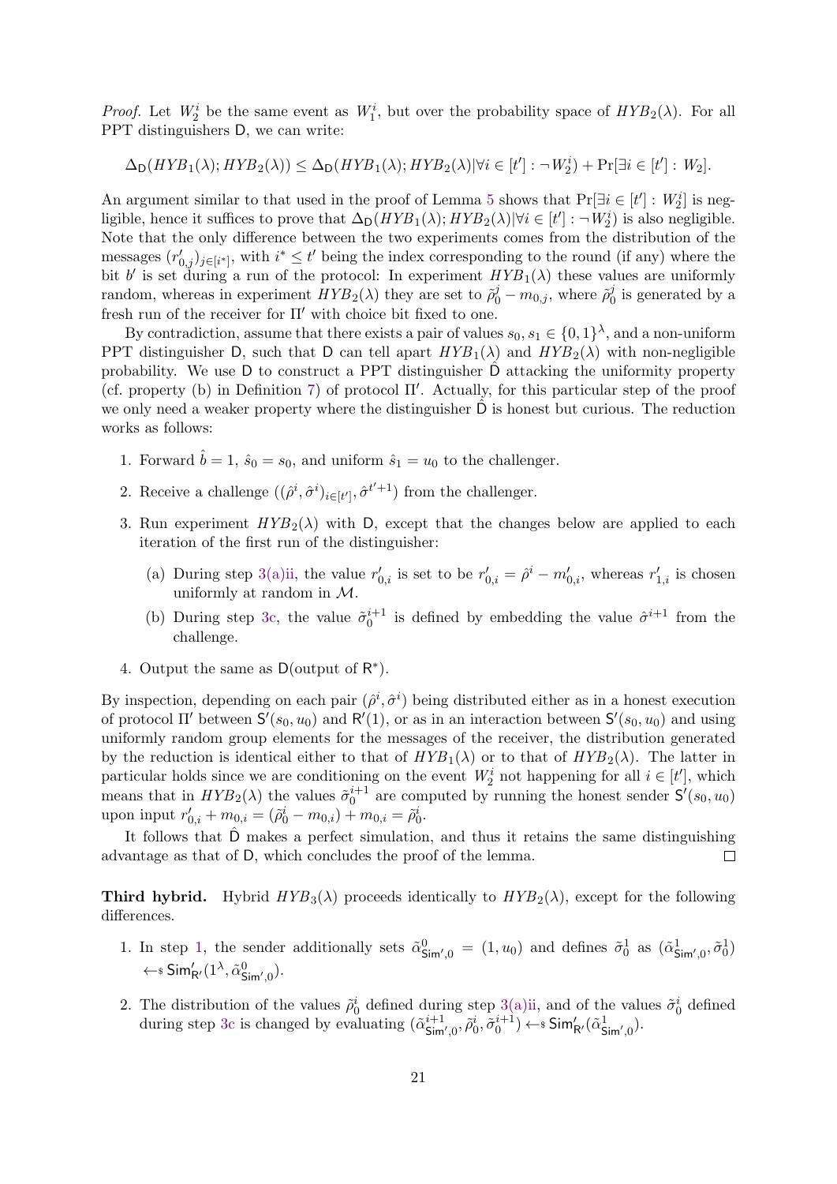*Proof.* Let $W_2^i$ be the same event as $W_1^i$, but over the probability space of $HYB_2(\lambda)$. For all PPT distinguishers $\mathsf{D}$, we can write:

$$\Delta_{\mathsf{D}}(HYB_1(\lambda); HYB_2(\lambda)) \leq \Delta_{\mathsf{D}}(HYB_1(\lambda); HYB_2(\lambda) | \forall i \in [t'] : \neg W_2^i) + \Pr[\exists i \in [t'] : W_2].$$

An argument similar to that used in the proof of Lemma 5 shows that $\Pr[\exists i \in [t'] : W_2^i]$ is negligible, hence it suffices to prove that $\Delta_{\mathsf{D}}(HYB_1(\lambda); HYB_2(\lambda) | \forall i \in [t'] : \neg W_2^i)$ is also negligible. Note that the only difference between the two experiments comes from the distribution of the messages $(r'_{0,j})_{j \in [i^*]}$, with $i^* \leq t'$ being the index corresponding to the round (if any) where the bit $b'$ is set during a run of the protocol: In experiment $HYB_1(\lambda)$ these values are uniformly random, whereas in experiment $HYB_2(\lambda)$ they are set to $\tilde{\rho}_0^j - m_{0,j}$, where $\tilde{\rho}_0^j$ is generated by a fresh run of the receiver for $\Pi'$ with choice bit fixed to one.

By contradiction, assume that there exists a pair of values $s_0, s_1 \in \{0,1\}^\lambda$, and a non-uniform PPT distinguisher $\mathsf{D}$, such that $\mathsf{D}$ can tell apart $HYB_1(\lambda)$ and $HYB_2(\lambda)$ with non-negligible probability. We use $\mathsf{D}$ to construct a PPT distinguisher $\hat{\mathsf{D}}$ attacking the uniformity property (cf. property (b) in Definition 7) of protocol $\Pi'$. Actually, for this particular step of the proof we only need a weaker property where the distinguisher $\hat{\mathsf{D}}$ is honest but curious. The reduction works as follows:

1. Forward $\hat{b} = 1$, $\hat{s}_0 = s_0$, and uniform $\hat{s}_1 = u_0$ to the challenger.
2. Receive a challenge $((\hat{\rho}^i, \hat{\sigma}^i)_{i \in [t']}, \hat{\sigma}^{t'+1})$ from the challenger.
3. Run experiment $HYB_2(\lambda)$ with $\mathsf{D}$, except that the changes below are applied to each iteration of the first run of the distinguisher:
   (a) During step 3(a)ii, the value $r'_{0,i}$ is set to be $r'_{0,i} = \hat{\rho}^i - m'_{0,i}$, whereas $r'_{1,i}$ is chosen uniformly at random in $\mathcal{M}$.
   (b) During step 3c, the value $\tilde{\sigma}_0^{i+1}$ is defined by embedding the value $\hat{\sigma}^{i+1}$ from the challenge.
4. Output the same as $\mathsf{D}$(output of $\mathsf{R}^*$).

By inspection, depending on each pair $(\hat{\rho}^i, \hat{\sigma}^i)$ being distributed either as in a honest execution of protocol $\Pi'$ between $\mathsf{S}'(s_0, u_0)$ and $\mathsf{R}'(1)$, or as in an interaction between $\mathsf{S}'(s_0, u_0)$ and using uniformly random group elements for the messages of the receiver, the distribution generated by the reduction is identical either to that of $HYB_1(\lambda)$ or to that of $HYB_2(\lambda)$. The latter in particular holds since we are conditioning on the event $W_2^i$ not happening for all $i \in [t']$, which means that in $HYB_2(\lambda)$ the values $\tilde{\sigma}_0^{i+1}$ are computed by running the honest sender $\mathsf{S}'(s_0, u_0)$ upon input $r'_{0,i} + m_{0,i} = (\tilde{\rho}_0^i - m_{0,i}) + m_{0,i} = \tilde{\rho}_0^i$.

It follows that $\hat{\mathsf{D}}$ makes a perfect simulation, and thus it retains the same distinguishing advantage as that of $\mathsf{D}$, which concludes the proof of the lemma. $\square$

**Third hybrid.** Hybrid $HYB_3(\lambda)$ proceeds identically to $HYB_2(\lambda)$, except for the following differences.

1. In step 1, the sender additionally sets $\tilde{\alpha}^0_{\mathsf{Sim}',0} = (1, u_0)$ and defines $\tilde{\sigma}_0^1$ as $(\tilde{\alpha}^1_{\mathsf{Sim}',0}, \tilde{\sigma}_0^1) \leftarrow\!\$\ \mathsf{Sim}'_{\mathsf{R}'}(1^\lambda, \tilde{\alpha}^0_{\mathsf{Sim}',0})$.
2. The distribution of the values $\tilde{\rho}_0^i$ defined during step 3(a)ii, and of the values $\tilde{\sigma}_0^i$ defined during step 3c is changed by evaluating $(\tilde{\alpha}^{i+1}_{\mathsf{Sim}',0}, \tilde{\rho}_0^i, \tilde{\sigma}_0^{i+1}) \leftarrow\!\$\ \mathsf{Sim}'_{\mathsf{R}'}(\tilde{\alpha}^1_{\mathsf{Sim}',0})$.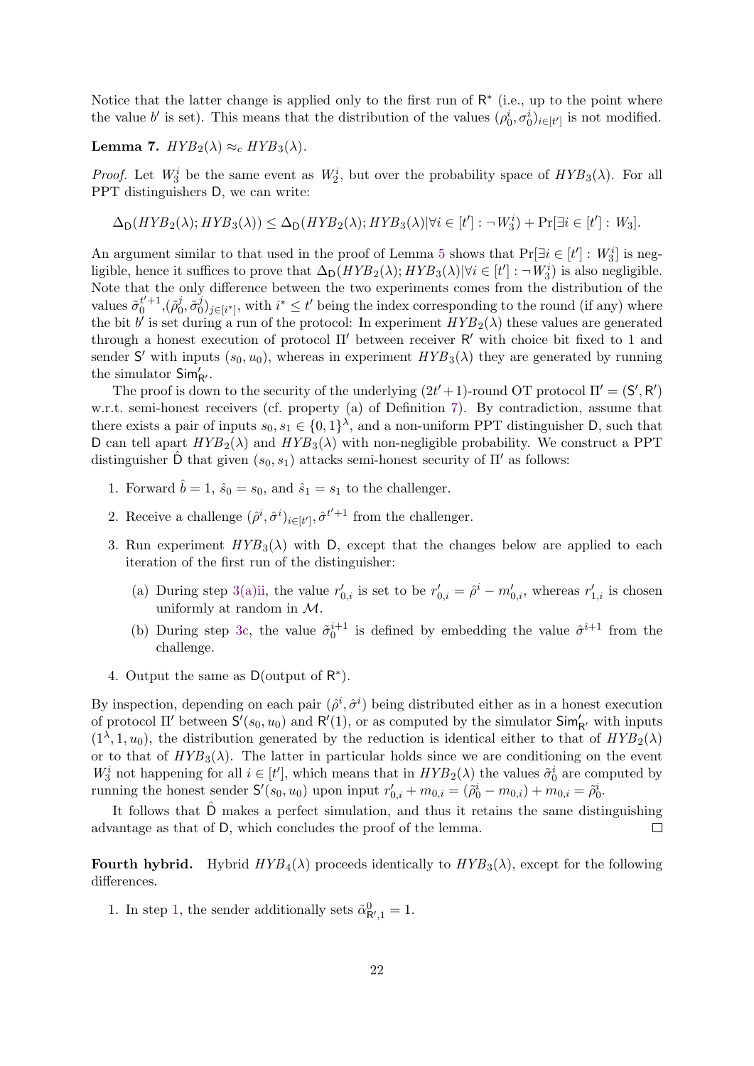Notice that the latter change is applied only to the first run of $\mathsf{R}^*$ (i.e., up to the point where the value $b'$ is set). This means that the distribution of the values $(\rho_0^i, \sigma_0^i)_{i\in[t']}$ is not modified.

**Lemma 7.** $HYB_2(\lambda) \approx_c HYB_3(\lambda)$.

*Proof.* Let $W_3^i$ be the same event as $W_2^i$, but over the probability space of $HYB_3(\lambda)$. For all PPT distinguishers $\mathsf{D}$, we can write:

$$\Delta_{\mathsf{D}}(HYB_2(\lambda); HYB_3(\lambda)) \leq \Delta_{\mathsf{D}}(HYB_2(\lambda); HYB_3(\lambda)|\forall i \in [t'] : \neg W_3^i) + \Pr[\exists i \in [t'] : W_3].$$

An argument similar to that used in the proof of Lemma 5 shows that $\Pr[\exists i \in [t'] : W_3^i]$ is negligible, hence it suffices to prove that $\Delta_{\mathsf{D}}(HYB_2(\lambda); HYB_3(\lambda)|\forall i \in [t'] : \neg W_3^i)$ is also negligible. Note that the only difference between the two experiments comes from the distribution of the values $\tilde{\sigma}_0^{t'+1}$,$(\tilde{\rho}_0^j, \tilde{\sigma}_0^j)_{j\in[i^*]}$, with $i^* \leq t'$ being the index corresponding to the round (if any) where the bit $b'$ is set during a run of the protocol: In experiment $HYB_2(\lambda)$ these values are generated through a honest execution of protocol $\Pi'$ between receiver $\mathsf{R}'$ with choice bit fixed to 1 and sender $\mathsf{S}'$ with inputs $(s_0, u_0)$, whereas in experiment $HYB_3(\lambda)$ they are generated by running the simulator $\mathsf{Sim}'_{\mathsf{R}'}$.

The proof is down to the security of the underlying $(2t'+1)$-round OT protocol $\Pi' = (\mathsf{S}', \mathsf{R}')$ w.r.t. semi-honest receivers (cf. property (a) of Definition 7). By contradiction, assume that there exists a pair of inputs $s_0, s_1 \in \{0,1\}^\lambda$, and a non-uniform PPT distinguisher $\mathsf{D}$, such that $\mathsf{D}$ can tell apart $HYB_2(\lambda)$ and $HYB_3(\lambda)$ with non-negligible probability. We construct a PPT distinguisher $\hat{\mathsf{D}}$ that given $(s_0, s_1)$ attacks semi-honest security of $\Pi'$ as follows:

1. Forward $\hat{b} = 1$, $\hat{s}_0 = s_0$, and $\hat{s}_1 = s_1$ to the challenger.
2. Receive a challenge $(\hat{\rho}^i, \hat{\sigma}^i)_{i\in[t']}, \hat{\sigma}^{t'+1}$ from the challenger.
3. Run experiment $HYB_3(\lambda)$ with $\mathsf{D}$, except that the changes below are applied to each iteration of the first run of the distinguisher:
   (a) During step 3(a)ii, the value $r'_{0,i}$ is set to be $r'_{0,i} = \hat{\rho}^i - m'_{0,i}$, whereas $r'_{1,i}$ is chosen uniformly at random in $\mathcal{M}$.
   (b) During step 3c, the value $\tilde{\sigma}_0^{i+1}$ is defined by embedding the value $\hat{\sigma}^{i+1}$ from the challenge.
4. Output the same as $\mathsf{D}$(output of $\mathsf{R}^*$).

By inspection, depending on each pair $(\hat{\rho}^i, \hat{\sigma}^i)$ being distributed either as in a honest execution of protocol $\Pi'$ between $\mathsf{S}'(s_0, u_0)$ and $\mathsf{R}'(1)$, or as computed by the simulator $\mathsf{Sim}'_{\mathsf{R}'}$ with inputs $(1^\lambda, 1, u_0)$, the distribution generated by the reduction is identical either to that of $HYB_2(\lambda)$ or to that of $HYB_3(\lambda)$. The latter in particular holds since we are conditioning on the event $W_3^i$ not happening for all $i \in [t']$, which means that in $HYB_2(\lambda)$ the values $\tilde{\sigma}_0^i$ are computed by running the honest sender $\mathsf{S}'(s_0, u_0)$ upon input $r'_{0,i} + m_{0,i} = (\tilde{\rho}_0^i - m_{0,i}) + m_{0,i} = \tilde{\rho}_0^i$.

It follows that $\hat{\mathsf{D}}$ makes a perfect simulation, and thus it retains the same distinguishing advantage as that of $\mathsf{D}$, which concludes the proof of the lemma. $\square$

**Fourth hybrid.** Hybrid $HYB_4(\lambda)$ proceeds identically to $HYB_3(\lambda)$, except for the following differences.

1. In step 1, the sender additionally sets $\tilde{\alpha}^0_{\mathsf{R}',1} = 1$.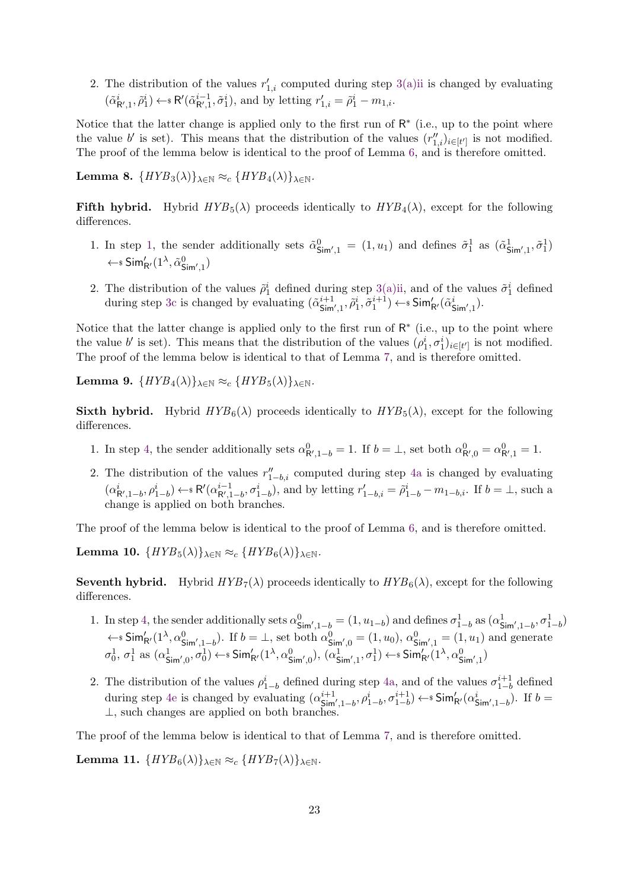2. The distribution of the values $r'_{1,i}$ computed during step 3(a)ii is changed by evaluating $(\tilde{\alpha}^i_{\mathsf{R}',1}, \tilde{\rho}^i_1) \leftarrow\$ \mathsf{R}'(\tilde{\alpha}^{i-1}_{\mathsf{R}',1}, \tilde{\sigma}^i_1)$, and by letting $r'_{1,i} = \tilde{\rho}^i_1 - m_{1,i}$.

Notice that the latter change is applied only to the first run of $\mathsf{R}^*$ (i.e., up to the point where the value $b'$ is set). This means that the distribution of the values $(r''_{1,i})_{i\in[t']}$ is not modified. The proof of the lemma below is identical to the proof of Lemma 6, and is therefore omitted.

**Lemma 8.** $\{HYB_3(\lambda)\}_{\lambda\in\mathbb{N}} \approx_c \{HYB_4(\lambda)\}_{\lambda\in\mathbb{N}}$.

**Fifth hybrid.** Hybrid $HYB_5(\lambda)$ proceeds identically to $HYB_4(\lambda)$, except for the following differences.

1. In step 1, the sender additionally sets $\tilde{\alpha}^0_{\mathsf{Sim}',1} = (1, u_1)$ and defines $\tilde{\sigma}^1_1$ as $(\tilde{\alpha}^1_{\mathsf{Sim}',1}, \tilde{\sigma}^1_1) \leftarrow\$ \mathsf{Sim}'_{\mathsf{R}'}(1^\lambda, \tilde{\alpha}^0_{\mathsf{Sim}',1})$

2. The distribution of the values $\tilde{\rho}^i_1$ defined during step 3(a)ii, and of the values $\tilde{\sigma}^i_1$ defined during step 3c is changed by evaluating $(\tilde{\alpha}^{i+1}_{\mathsf{Sim}',1}, \tilde{\rho}^i_1, \tilde{\sigma}^{i+1}_1) \leftarrow\$ \mathsf{Sim}'_{\mathsf{R}'}(\tilde{\alpha}^i_{\mathsf{Sim}',1})$.

Notice that the latter change is applied only to the first run of $\mathsf{R}^*$ (i.e., up to the point where the value $b'$ is set). This means that the distribution of the values $(\rho^i_1, \sigma^i_1)_{i\in[t']}$ is not modified. The proof of the lemma below is identical to that of Lemma 7, and is therefore omitted.

**Lemma 9.** $\{HYB_4(\lambda)\}_{\lambda\in\mathbb{N}} \approx_c \{HYB_5(\lambda)\}_{\lambda\in\mathbb{N}}$.

**Sixth hybrid.** Hybrid $HYB_6(\lambda)$ proceeds identically to $HYB_5(\lambda)$, except for the following differences.

1. In step 4, the sender additionally sets $\alpha^0_{\mathsf{R}',1-b} = 1$. If $b = \perp$, set both $\alpha^0_{\mathsf{R}',0} = \alpha^0_{\mathsf{R}',1} = 1$.

2. The distribution of the values $r''_{1-b,i}$ computed during step 4a is changed by evaluating $(\alpha^i_{\mathsf{R}',1-b}, \rho^i_{1-b}) \leftarrow\$ \mathsf{R}'(\alpha^{i-1}_{\mathsf{R}',1-b}, \sigma^i_{1-b})$, and by letting $r'_{1-b,i} = \tilde{\rho}^i_{1-b} - m_{1-b,i}$. If $b = \perp$, such a change is applied on both branches.

The proof of the lemma below is identical to the proof of Lemma 6, and is therefore omitted.

**Lemma 10.** $\{HYB_5(\lambda)\}_{\lambda\in\mathbb{N}} \approx_c \{HYB_6(\lambda)\}_{\lambda\in\mathbb{N}}$.

**Seventh hybrid.** Hybrid $HYB_7(\lambda)$ proceeds identically to $HYB_6(\lambda)$, except for the following differences.

1. In step 4, the sender additionally sets $\alpha^0_{\mathsf{Sim}',1-b} = (1, u_{1-b})$ and defines $\sigma^1_{1-b}$ as $(\alpha^1_{\mathsf{Sim}',1-b}, \sigma^1_{1-b}) \leftarrow\$ \mathsf{Sim}'_{\mathsf{R}'}(1^\lambda, \alpha^0_{\mathsf{Sim}',1-b})$. If $b = \perp$, set both $\alpha^0_{\mathsf{Sim}',0} = (1, u_0)$, $\alpha^0_{\mathsf{Sim}',1} = (1, u_1)$ and generate $\sigma^1_0$, $\sigma^1_1$ as $(\alpha^1_{\mathsf{Sim}',0}, \sigma^1_0) \leftarrow\$ \mathsf{Sim}'_{\mathsf{R}'}(1^\lambda, \alpha^0_{\mathsf{Sim}',0})$, $(\alpha^1_{\mathsf{Sim}',1}, \sigma^1_1) \leftarrow\$ \mathsf{Sim}'_{\mathsf{R}'}(1^\lambda, \alpha^0_{\mathsf{Sim}',1})$

2. The distribution of the values $\rho^i_{1-b}$ defined during step 4a, and of the values $\sigma^{i+1}_{1-b}$ defined during step 4e is changed by evaluating $(\alpha^{i+1}_{\mathsf{Sim}',1-b}, \rho^i_{1-b}, \sigma^{i+1}_{1-b}) \leftarrow\$ \mathsf{Sim}'_{\mathsf{R}'}(\alpha^i_{\mathsf{Sim}',1-b})$. If $b = \perp$, such changes are applied on both branches.

The proof of the lemma below is identical to that of Lemma 7, and is therefore omitted.

**Lemma 11.** $\{HYB_6(\lambda)\}_{\lambda\in\mathbb{N}} \approx_c \{HYB_7(\lambda)\}_{\lambda\in\mathbb{N}}$.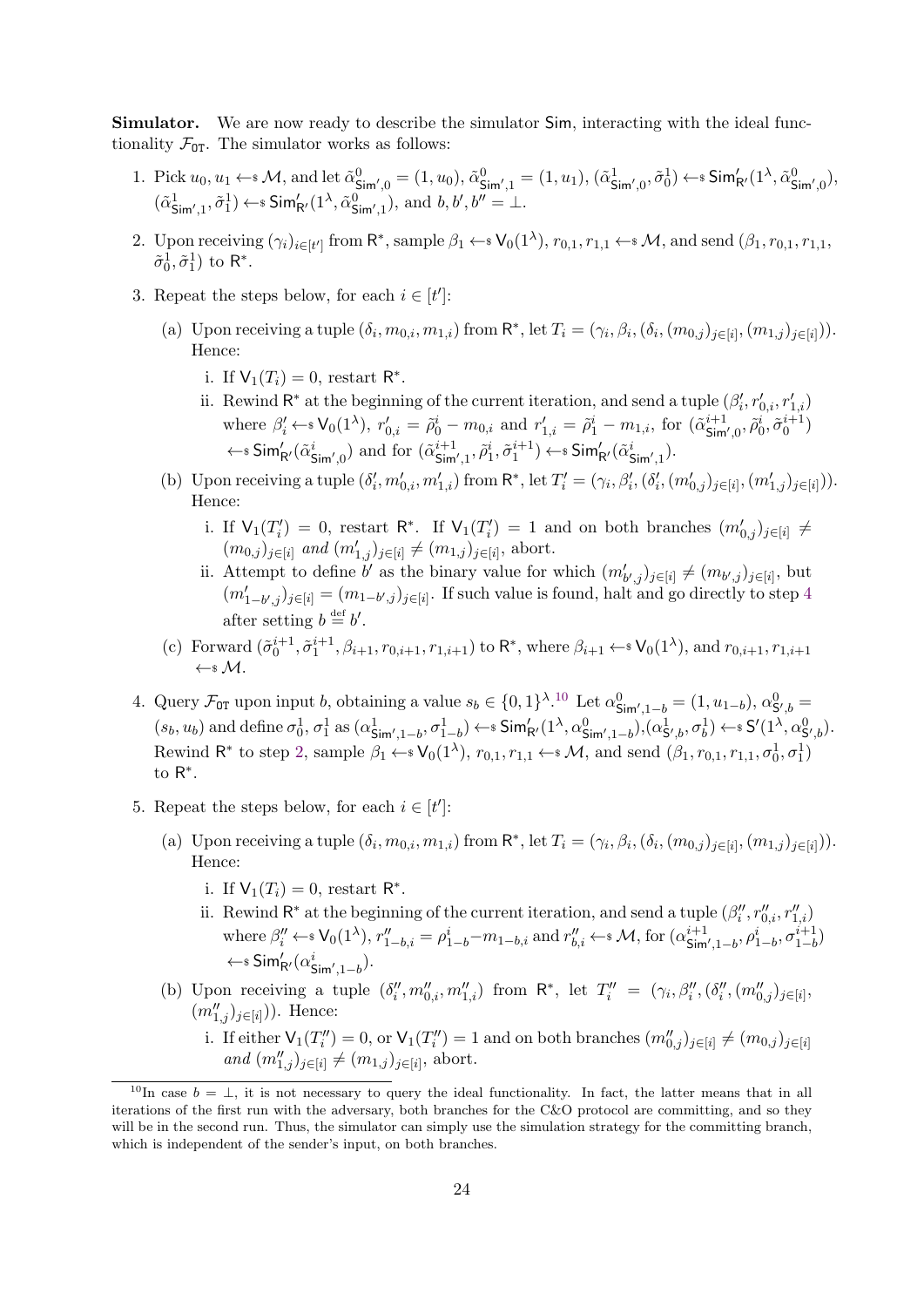**Simulator.** We are now ready to describe the simulator $\mathsf{Sim}$, interacting with the ideal functionality $\mathcal{F}_{\mathtt{OT}}$. The simulator works as follows:

1. Pick $u_0, u_1 \leftarrow\$ \mathcal{M}$, and let $\tilde{\alpha}^0_{\mathsf{Sim}',0} = (1, u_0)$, $\tilde{\alpha}^0_{\mathsf{Sim}',1} = (1, u_1)$, $(\tilde{\alpha}^1_{\mathsf{Sim}',0}, \tilde{\sigma}^1_0) \leftarrow\$ \mathsf{Sim}'_{\mathsf{R}'}(1^\lambda, \tilde{\alpha}^0_{\mathsf{Sim}',0})$, $(\tilde{\alpha}^1_{\mathsf{Sim}',1}, \tilde{\sigma}^1_1) \leftarrow\$ \mathsf{Sim}'_{\mathsf{R}'}(1^\lambda, \tilde{\alpha}^0_{\mathsf{Sim}',1})$, and $b, b', b'' = \bot$.
2. Upon receiving $(\gamma_i)_{i\in[t']}$ from $\mathsf{R}^*$, sample $\beta_1 \leftarrow\$ \mathsf{V}_0(1^\lambda)$, $r_{0,1}, r_{1,1} \leftarrow\$ \mathcal{M}$, and send $(\beta_1, r_{0,1}, r_{1,1}, \tilde{\sigma}^1_0, \tilde{\sigma}^1_1)$ to $\mathsf{R}^*$.
3. Repeat the steps below, for each $i \in [t']$:
   (a) Upon receiving a tuple $(\delta_i, m_{0,i}, m_{1,i})$ from $\mathsf{R}^*$, let $T_i = (\gamma_i, \beta_i, (\delta_i, (m_{0,j})_{j\in[i]}, (m_{1,j})_{j\in[i]}))$. Hence:
      i. If $\mathsf{V}_1(T_i) = 0$, restart $\mathsf{R}^*$.
      ii. Rewind $\mathsf{R}^*$ at the beginning of the current iteration, and send a tuple $(\beta'_i, r'_{0,i}, r'_{1,i})$ where $\beta'_i \leftarrow\$ \mathsf{V}_0(1^\lambda)$, $r'_{0,i} = \tilde{\rho}^i_0 - m_{0,i}$ and $r'_{1,i} = \tilde{\rho}^i_1 - m_{1,i}$, for $(\tilde{\alpha}^{i+1}_{\mathsf{Sim}',0}, \tilde{\rho}^i_0, \tilde{\sigma}^{i+1}_0) \leftarrow\$ \mathsf{Sim}'_{\mathsf{R}'}(\tilde{\alpha}^i_{\mathsf{Sim}',0})$ and for $(\tilde{\alpha}^{i+1}_{\mathsf{Sim}',1}, \tilde{\rho}^i_1, \tilde{\sigma}^{i+1}_1) \leftarrow\$ \mathsf{Sim}'_{\mathsf{R}'}(\tilde{\alpha}^i_{\mathsf{Sim}',1})$.
   (b) Upon receiving a tuple $(\delta'_i, m'_{0,i}, m'_{1,i})$ from $\mathsf{R}^*$, let $T'_i = (\gamma_i, \beta'_i, (\delta'_i, (m'_{0,j})_{j\in[i]}, (m'_{1,j})_{j\in[i]}))$. Hence:
      i. If $\mathsf{V}_1(T'_i) = 0$, restart $\mathsf{R}^*$. If $\mathsf{V}_1(T'_i) = 1$ and on both branches $(m'_{0,j})_{j\in[i]} \neq (m_{0,j})_{j\in[i]}$ *and* $(m'_{1,j})_{j\in[i]} \neq (m_{1,j})_{j\in[i]}$, abort.
      ii. Attempt to define $b'$ as the binary value for which $(m'_{b',j})_{j\in[i]} \neq (m_{b',j})_{j\in[i]}$, but $(m'_{1-b',j})_{j\in[i]} = (m_{1-b',j})_{j\in[i]}$. If such value is found, halt and go directly to step 4 after setting $b \stackrel{\text{def}}{=} b'$.
   (c) Forward $(\tilde{\sigma}^{i+1}_0, \tilde{\sigma}^{i+1}_1, \beta_{i+1}, r_{0,i+1}, r_{1,i+1})$ to $\mathsf{R}^*$, where $\beta_{i+1} \leftarrow\$ \mathsf{V}_0(1^\lambda)$, and $r_{0,i+1}, r_{1,i+1} \leftarrow\$ \mathcal{M}$.
4. Query $\mathcal{F}_{\mathtt{OT}}$ upon input $b$, obtaining a value $s_b \in \{0,1\}^\lambda$.[10] Let $\alpha^0_{\mathsf{Sim}',1-b} = (1, u_{1-b})$, $\alpha^0_{\mathsf{S}',b} = (s_b, u_b)$ and define $\sigma^1_0, \sigma^1_1$ as $(\alpha^1_{\mathsf{Sim}',1-b}, \sigma^1_{1-b}) \leftarrow\$ \mathsf{Sim}'_{\mathsf{R}'}(1^\lambda, \alpha^0_{\mathsf{Sim}',1-b})$, $(\alpha^1_{\mathsf{S}',b}, \sigma^1_b) \leftarrow\$ \mathsf{S}'(1^\lambda, \alpha^0_{\mathsf{S}',b})$. Rewind $\mathsf{R}^*$ to step 2, sample $\beta_1 \leftarrow\$ \mathsf{V}_0(1^\lambda)$, $r_{0,1}, r_{1,1} \leftarrow\$ \mathcal{M}$, and send $(\beta_1, r_{0,1}, r_{1,1}, \sigma^1_0, \sigma^1_1)$ to $\mathsf{R}^*$.
5. Repeat the steps below, for each $i \in [t']$:
   (a) Upon receiving a tuple $(\delta_i, m_{0,i}, m_{1,i})$ from $\mathsf{R}^*$, let $T_i = (\gamma_i, \beta_i, (\delta_i, (m_{0,j})_{j\in[i]}, (m_{1,j})_{j\in[i]}))$. Hence:
      i. If $\mathsf{V}_1(T_i) = 0$, restart $\mathsf{R}^*$.
      ii. Rewind $\mathsf{R}^*$ at the beginning of the current iteration, and send a tuple $(\beta''_i, r''_{0,i}, r''_{1,i})$ where $\beta''_i \leftarrow\$ \mathsf{V}_0(1^\lambda)$, $r''_{1-b,i} = \rho^i_{1-b} - m_{1-b,i}$ and $r''_{b,i} \leftarrow\$ \mathcal{M}$, for $(\alpha^{i+1}_{\mathsf{Sim}',1-b}, \rho^i_{1-b}, \sigma^{i+1}_{1-b}) \leftarrow\$ \mathsf{Sim}'_{\mathsf{R}'}(\alpha^i_{\mathsf{Sim}',1-b})$.
   (b) Upon receiving a tuple $(\delta''_i, m''_{0,i}, m''_{1,i})$ from $\mathsf{R}^*$, let $T''_i = (\gamma_i, \beta''_i, (\delta''_i, (m''_{0,j})_{j\in[i]}, (m''_{1,j})_{j\in[i]}))$. Hence:
      i. If either $\mathsf{V}_1(T''_i) = 0$, or $\mathsf{V}_1(T''_i) = 1$ and on both branches $(m''_{0,j})_{j\in[i]} \neq (m_{0,j})_{j\in[i]}$ *and* $(m''_{1,j})_{j\in[i]} \neq (m_{1,j})_{j\in[i]}$, abort.

[10] In case $b = \bot$, it is not necessary to query the ideal functionality. In fact, the latter means that in all iterations of the first run with the adversary, both branches for the C&O protocol are committing, and so they will be in the second run. Thus, the simulator can simply use the simulation strategy for the committing branch, which is independent of the sender's input, on both branches.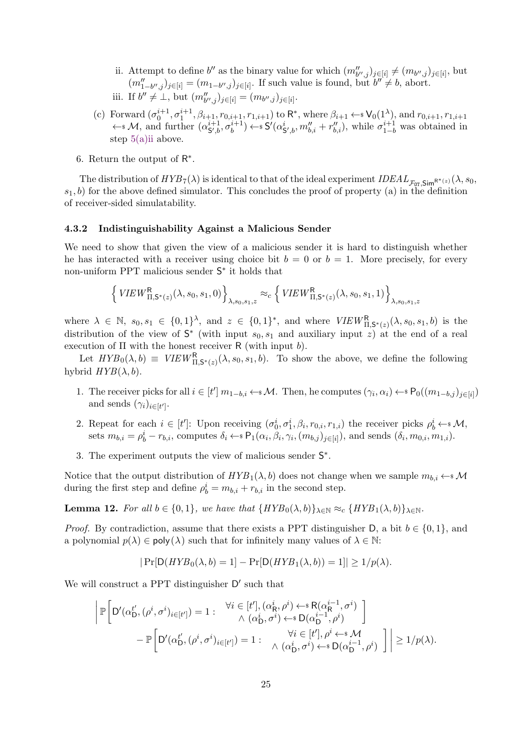ii. Attempt to define $b''$ as the binary value for which $(m''_{b'',j})_{j\in[i]} \neq (m_{b'',j})_{j\in[i]}$, but $(m''_{1-b'',j})_{j\in[i]} = (m_{1-b'',j})_{j\in[i]}$. If such value is found, but $b'' \neq b$, abort.

iii. If $b'' \neq \bot$, but $(m''_{b'',j})_{j\in[i]} = (m_{b'',j})_{j\in[i]}$.

(c) Forward $(\sigma_0^{i+1}, \sigma_1^{i+1}, \beta_{i+1}, r_{0,i+1}, r_{1,i+1})$ to $\mathsf{R}^*$, where $\beta_{i+1} \leftarrow\!\!\$\ \mathsf{V}_0(1^\lambda)$, and $r_{0,i+1}, r_{1,i+1} \leftarrow\!\!\$\ \mathcal{M}$, and further $(\alpha^{i+1}_{\mathsf{S}',b}, \sigma_b^{i+1}) \leftarrow\!\!\$\ \mathsf{S}'(\alpha^i_{\mathsf{S}',b}, m''_{b,i} + r''_{b,i})$, while $\sigma^{i+1}_{1-b}$ was obtained in step 5(a)ii above.

6. Return the output of $\mathsf{R}^*$.

The distribution of $HYB_7(\lambda)$ is identical to that of the ideal experiment $IDEAL_{\mathcal{F}_{\mathrm{OT}},\mathsf{Sim}^{\mathsf{R}^*(z)}}(\lambda, s_0, s_1, b)$ for the above defined simulator. This concludes the proof of property (a) in the definition of receiver-sided simulatability.

### 4.3.2 Indistinguishability Against a Malicious Sender

We need to show that given the view of a malicious sender it is hard to distinguish whether he has interacted with a receiver using choice bit $b = 0$ or $b = 1$. More precisely, for every non-uniform PPT malicious sender $\mathsf{S}^*$ it holds that

$$\left\{ VIEW^{\mathsf{R}}_{\Pi,\mathsf{S}^*(z)}(\lambda, s_0, s_1, 0)\right\}_{\lambda,s_0,s_1,z} \approx_c \left\{ VIEW^{\mathsf{R}}_{\Pi,\mathsf{S}^*(z)}(\lambda, s_0, s_1, 1)\right\}_{\lambda,s_0,s_1,z}$$

where $\lambda \in \mathbb{N}$, $s_0, s_1 \in \{0,1\}^\lambda$, and $z \in \{0,1\}^*$, and where $VIEW^{\mathsf{R}}_{\Pi,\mathsf{S}^*(z)}(\lambda, s_0, s_1, b)$ is the distribution of the view of $\mathsf{S}^*$ (with input $s_0, s_1$ and auxiliary input $z$) at the end of a real execution of $\Pi$ with the honest receiver $\mathsf{R}$ (with input $b$).

Let $HYB_0(\lambda, b) \equiv VIEW^{\mathsf{R}}_{\Pi,\mathsf{S}^*(z)}(\lambda, s_0, s_1, b)$. To show the above, we define the following hybrid $HYB(\lambda, b)$.

1. The receiver picks for all $i \in [t']$ $m_{1-b,i} \leftarrow\!\!\$\ \mathcal{M}$. Then, he computes $(\gamma_i, \alpha_i) \leftarrow\!\!\$\ \mathsf{P}_0((m_{1-b,j})_{j\in[i]})$ and sends $(\gamma_i)_{i\in[t']}$.
2. Repeat for each $i \in [t']$: Upon receiving $(\sigma_0^i, \sigma_1^i, \beta_i, r_{0,i}, r_{1,i})$ the receiver picks $\rho_b^i \leftarrow\!\!\$\ \mathcal{M}$, sets $m_{b,i} = \rho_b^i - r_{b,i}$, computes $\delta_i \leftarrow\!\!\$\ \mathsf{P}_1(\alpha_i, \beta_i, \gamma_i, (m_{b,j})_{j\in[i]})$, and sends $(\delta_i, m_{0,i}, m_{1,i})$.
3. The experiment outputs the view of malicious sender $\mathsf{S}^*$.

Notice that the output distribution of $HYB_1(\lambda, b)$ does not change when we sample $m_{b,i} \leftarrow\!\!\$\ \mathcal{M}$ during the first step and define $\rho_b^i = m_{b,i} + r_{b,i}$ in the second step.

**Lemma 12.** *For all $b \in \{0,1\}$, we have that $\{HYB_0(\lambda, b)\}_{\lambda\in\mathbb{N}} \approx_c \{HYB_1(\lambda, b)\}_{\lambda\in\mathbb{N}}$.*

*Proof.* By contradiction, assume that there exists a PPT distinguisher $\mathsf{D}$, a bit $b \in \{0,1\}$, and a polynomial $p(\lambda) \in \mathsf{poly}(\lambda)$ such that for infinitely many values of $\lambda \in \mathbb{N}$:

$$|\Pr[\mathsf{D}(HYB_0(\lambda, b) = 1] - \Pr[\mathsf{D}(HYB_1(\lambda, b)) = 1]| \geq 1/p(\lambda).$$

We will construct a PPT distinguisher $\mathsf{D}'$ such that

$$\left| \mathbb{P}\left[ \mathsf{D}'(\alpha_{\mathsf{D}}^{t'}, (\rho^i, \sigma^i)_{i\in[t']}) = 1 : \begin{array}{c} \forall i \in [t'], (\alpha^i_{\mathsf{R}}, \rho^i) \leftarrow\!\!\$\ \mathsf{R}(\alpha^{i-1}_{\mathsf{R}}, \sigma^i) \\ \wedge\ (\alpha^i_{\mathsf{D}}, \sigma^i) \leftarrow\!\!\$\ \mathsf{D}(\alpha^{i-1}_{\mathsf{D}}, \rho^i) \end{array} \right] \right.$$
$$\left. - \ \mathbb{P}\left[ \mathsf{D}'(\alpha_{\mathsf{D}}^{t'}, (\rho^i, \sigma^i)_{i\in[t']}) = 1 : \begin{array}{c} \forall i \in [t'], \rho^i \leftarrow\!\!\$\ \mathcal{M} \\ \wedge\ (\alpha^i_{\mathsf{D}}, \sigma^i) \leftarrow\!\!\$\ \mathsf{D}(\alpha^{i-1}_{\mathsf{D}}, \rho^i) \end{array} \right] \right| \geq 1/p(\lambda).$$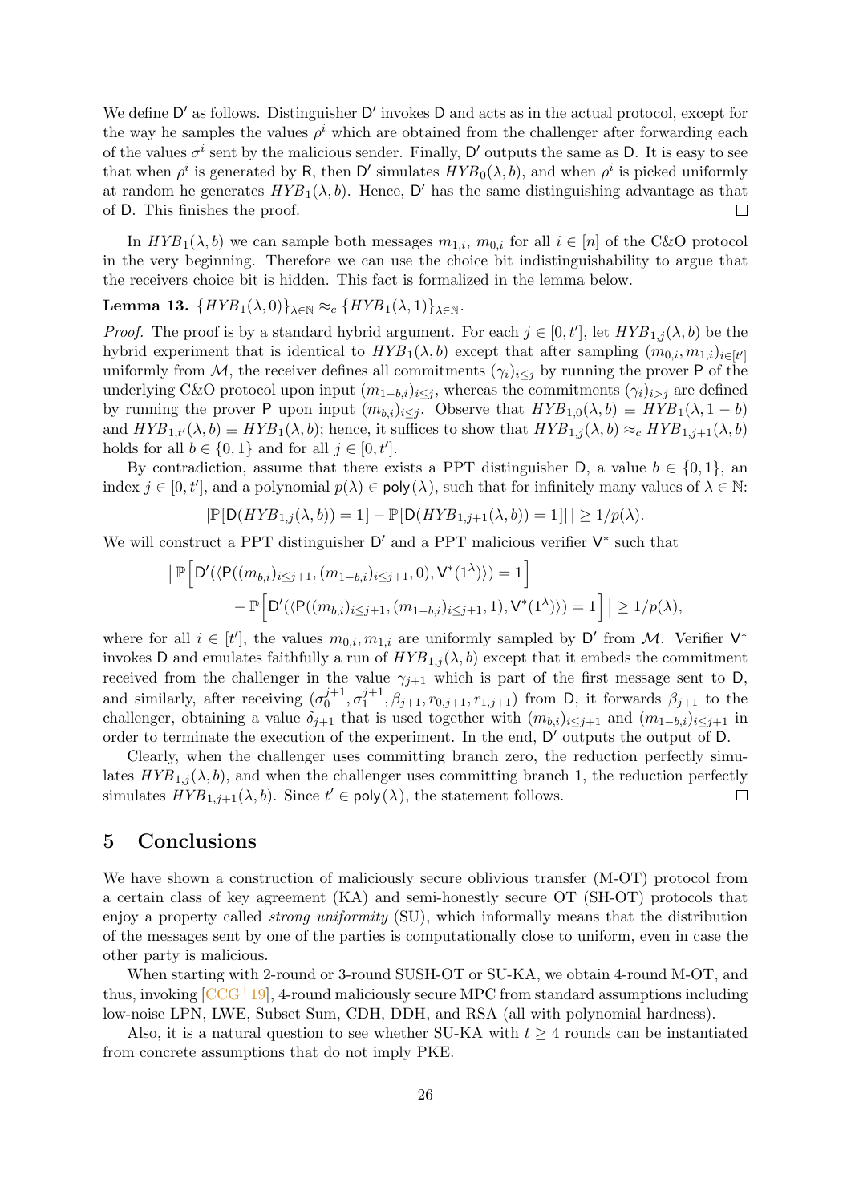We define $\mathsf{D}'$ as follows. Distinguisher $\mathsf{D}'$ invokes $\mathsf{D}$ and acts as in the actual protocol, except for the way he samples the values $\rho^i$ which are obtained from the challenger after forwarding each of the values $\sigma^i$ sent by the malicious sender. Finally, $\mathsf{D}'$ outputs the same as $\mathsf{D}$. It is easy to see that when $\rho^i$ is generated by $\mathsf{R}$, then $\mathsf{D}'$ simulates $HYB_0(\lambda, b)$, and when $\rho^i$ is picked uniformly at random he generates $HYB_1(\lambda, b)$. Hence, $\mathsf{D}'$ has the same distinguishing advantage as that of $\mathsf{D}$. This finishes the proof. □

In $HYB_1(\lambda, b)$ we can sample both messages $m_{1,i}$, $m_{0,i}$ for all $i \in [n]$ of the C&O protocol in the very beginning. Therefore we can use the choice bit indistinguishability to argue that the receivers choice bit is hidden. This fact is formalized in the lemma below.

**Lemma 13.** $\{HYB_1(\lambda, 0)\}_{\lambda\in\mathbb{N}} \approx_c \{HYB_1(\lambda, 1)\}_{\lambda\in\mathbb{N}}$.

*Proof.* The proof is by a standard hybrid argument. For each $j \in [0, t']$, let $HYB_{1,j}(\lambda, b)$ be the hybrid experiment that is identical to $HYB_1(\lambda, b)$ except that after sampling $(m_{0,i}, m_{1,i})_{i\in[t']}$ uniformly from $\mathcal{M}$, the receiver defines all commitments $(\gamma_i)_{i\leq j}$ by running the prover $\mathsf{P}$ of the underlying C&O protocol upon input $(m_{1-b,i})_{i\leq j}$, whereas the commitments $(\gamma_i)_{i>j}$ are defined by running the prover $\mathsf{P}$ upon input $(m_{b,i})_{i\leq j}$. Observe that $HYB_{1,0}(\lambda, b) \equiv HYB_1(\lambda, 1-b)$ and $HYB_{1,t'}(\lambda, b) \equiv HYB_1(\lambda, b)$; hence, it suffices to show that $HYB_{1,j}(\lambda, b) \approx_c HYB_{1,j+1}(\lambda, b)$ holds for all $b \in \{0, 1\}$ and for all $j \in [0, t']$.

By contradiction, assume that there exists a PPT distinguisher $\mathsf{D}$, a value $b \in \{0, 1\}$, an index $j \in [0, t']$, and a polynomial $p(\lambda) \in \mathsf{poly}(\lambda)$, such that for infinitely many values of $\lambda \in \mathbb{N}$:

$$|\mathbb{P}[\mathsf{D}(HYB_{1,j}(\lambda, b)) = 1] - \mathbb{P}[\mathsf{D}(HYB_{1,j+1}(\lambda, b)) = 1]|\,| \geq 1/p(\lambda).$$

We will construct a PPT distinguisher $\mathsf{D}'$ and a PPT malicious verifier $\mathsf{V}^*$ such that

$$\Big| \,\mathbb{P}\Big[\mathsf{D}'(\langle \mathsf{P}((m_{b,i})_{i\leq j+1}, (m_{1-b,i})_{i\leq j+1}, 0), \mathsf{V}^*(1^\lambda)\rangle) = 1\Big] \\ - \mathbb{P}\Big[\mathsf{D}'(\langle \mathsf{P}((m_{b,i})_{i\leq j+1}, (m_{1-b,i})_{i\leq j+1}, 1), \mathsf{V}^*(1^\lambda)\rangle) = 1\Big]\,\Big| \geq 1/p(\lambda),$$

where for all $i \in [t']$, the values $m_{0,i}, m_{1,i}$ are uniformly sampled by $\mathsf{D}'$ from $\mathcal{M}$. Verifier $\mathsf{V}^*$ invokes $\mathsf{D}$ and emulates faithfully a run of $HYB_{1,j}(\lambda, b)$ except that it embeds the commitment received from the challenger in the value $\gamma_{j+1}$ which is part of the first message sent to $\mathsf{D}$, and similarly, after receiving $(\sigma_0^{j+1}, \sigma_1^{j+1}, \beta_{j+1}, r_{0,j+1}, r_{1,j+1})$ from $\mathsf{D}$, it forwards $\beta_{j+1}$ to the challenger, obtaining a value $\delta_{j+1}$ that is used together with $(m_{b,i})_{i\leq j+1}$ and $(m_{1-b,i})_{i\leq j+1}$ in order to terminate the execution of the experiment. In the end, $\mathsf{D}'$ outputs the output of $\mathsf{D}$.

Clearly, when the challenger uses committing branch zero, the reduction perfectly simulates $HYB_{1,j}(\lambda, b)$, and when the challenger uses committing branch 1, the reduction perfectly simulates $HYB_{1,j+1}(\lambda, b)$. Since $t' \in \mathsf{poly}(\lambda)$, the statement follows. □

## 5 Conclusions

We have shown a construction of maliciously secure oblivious transfer (M-OT) protocol from a certain class of key agreement (KA) and semi-honestly secure OT (SH-OT) protocols that enjoy a property called *strong uniformity* (SU), which informally means that the distribution of the messages sent by one of the parties is computationally close to uniform, even in case the other party is malicious.

When starting with 2-round or 3-round SUSH-OT or SU-KA, we obtain 4-round M-OT, and thus, invoking [CCG+19], 4-round maliciously secure MPC from standard assumptions including low-noise LPN, LWE, Subset Sum, CDH, DDH, and RSA (all with polynomial hardness).

Also, it is a natural question to see whether SU-KA with $t \geq 4$ rounds can be instantiated from concrete assumptions that do not imply PKE.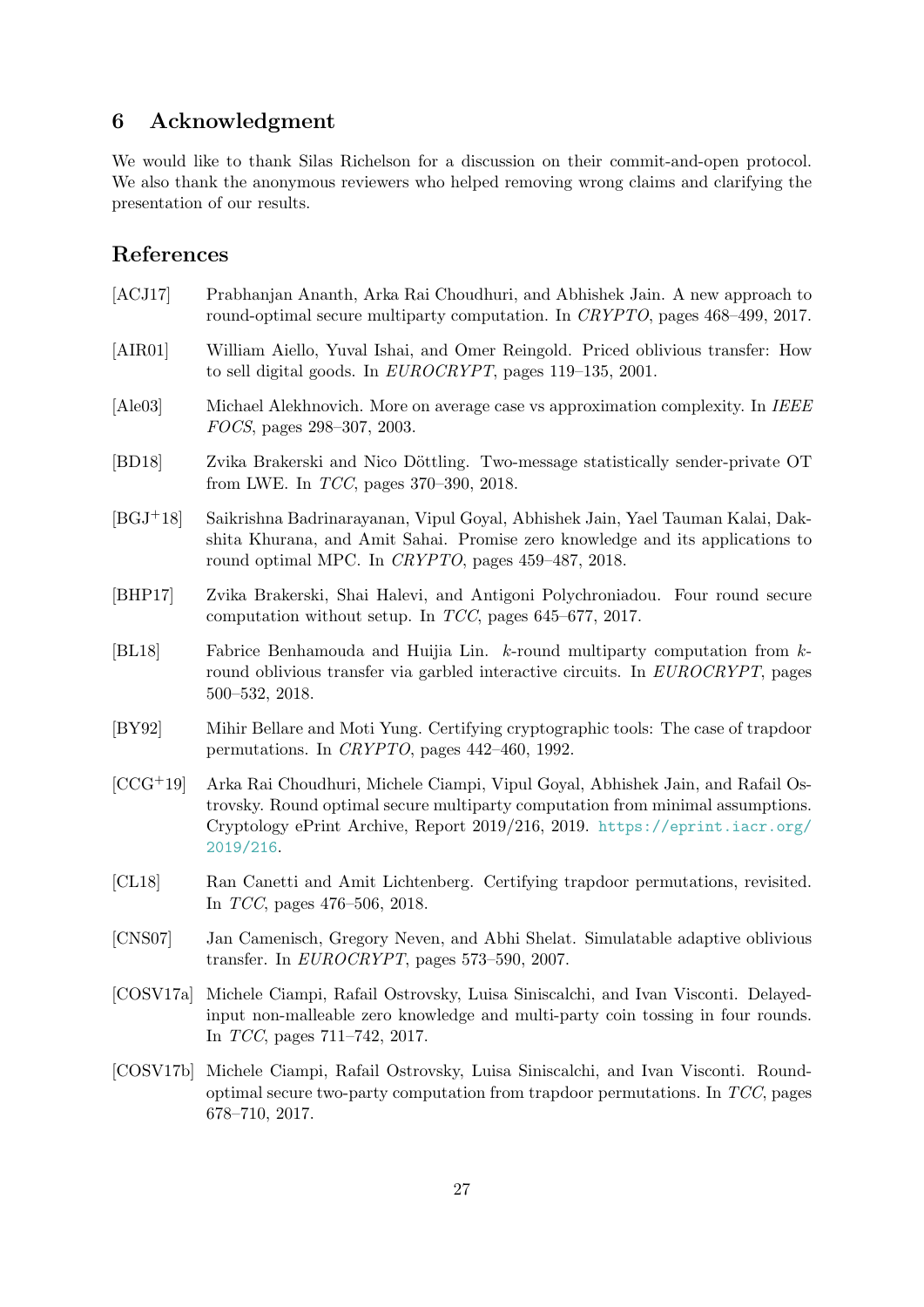## 6 Acknowledgment

We would like to thank Silas Richelson for a discussion on their commit-and-open protocol. We also thank the anonymous reviewers who helped removing wrong claims and clarifying the presentation of our results.

## References

[ACJ17] Prabhanjan Ananth, Arka Rai Choudhuri, and Abhishek Jain. A new approach to round-optimal secure multiparty computation. In *CRYPTO*, pages 468–499, 2017.

[AIR01] William Aiello, Yuval Ishai, and Omer Reingold. Priced oblivious transfer: How to sell digital goods. In *EUROCRYPT*, pages 119–135, 2001.

[Ale03] Michael Alekhnovich. More on average case vs approximation complexity. In *IEEE FOCS*, pages 298–307, 2003.

[BD18] Zvika Brakerski and Nico Döttling. Two-message statistically sender-private OT from LWE. In *TCC*, pages 370–390, 2018.

[BGJ+18] Saikrishna Badrinarayanan, Vipul Goyal, Abhishek Jain, Yael Tauman Kalai, Dakshita Khurana, and Amit Sahai. Promise zero knowledge and its applications to round optimal MPC. In *CRYPTO*, pages 459–487, 2018.

[BHP17] Zvika Brakerski, Shai Halevi, and Antigoni Polychroniadou. Four round secure computation without setup. In *TCC*, pages 645–677, 2017.

[BL18] Fabrice Benhamouda and Huijia Lin. $k$-round multiparty computation from $k$-round oblivious transfer via garbled interactive circuits. In *EUROCRYPT*, pages 500–532, 2018.

[BY92] Mihir Bellare and Moti Yung. Certifying cryptographic tools: The case of trapdoor permutations. In *CRYPTO*, pages 442–460, 1992.

[CCG+19] Arka Rai Choudhuri, Michele Ciampi, Vipul Goyal, Abhishek Jain, and Rafail Ostrovsky. Round optimal secure multiparty computation from minimal assumptions. Cryptology ePrint Archive, Report 2019/216, 2019. https://eprint.iacr.org/2019/216.

[CL18] Ran Canetti and Amit Lichtenberg. Certifying trapdoor permutations, revisited. In *TCC*, pages 476–506, 2018.

[CNS07] Jan Camenisch, Gregory Neven, and Abhi Shelat. Simulatable adaptive oblivious transfer. In *EUROCRYPT*, pages 573–590, 2007.

[COSV17a] Michele Ciampi, Rafail Ostrovsky, Luisa Siniscalchi, and Ivan Visconti. Delayed-input non-malleable zero knowledge and multi-party coin tossing in four rounds. In *TCC*, pages 711–742, 2017.

[COSV17b] Michele Ciampi, Rafail Ostrovsky, Luisa Siniscalchi, and Ivan Visconti. Round-optimal secure two-party computation from trapdoor permutations. In *TCC*, pages 678–710, 2017.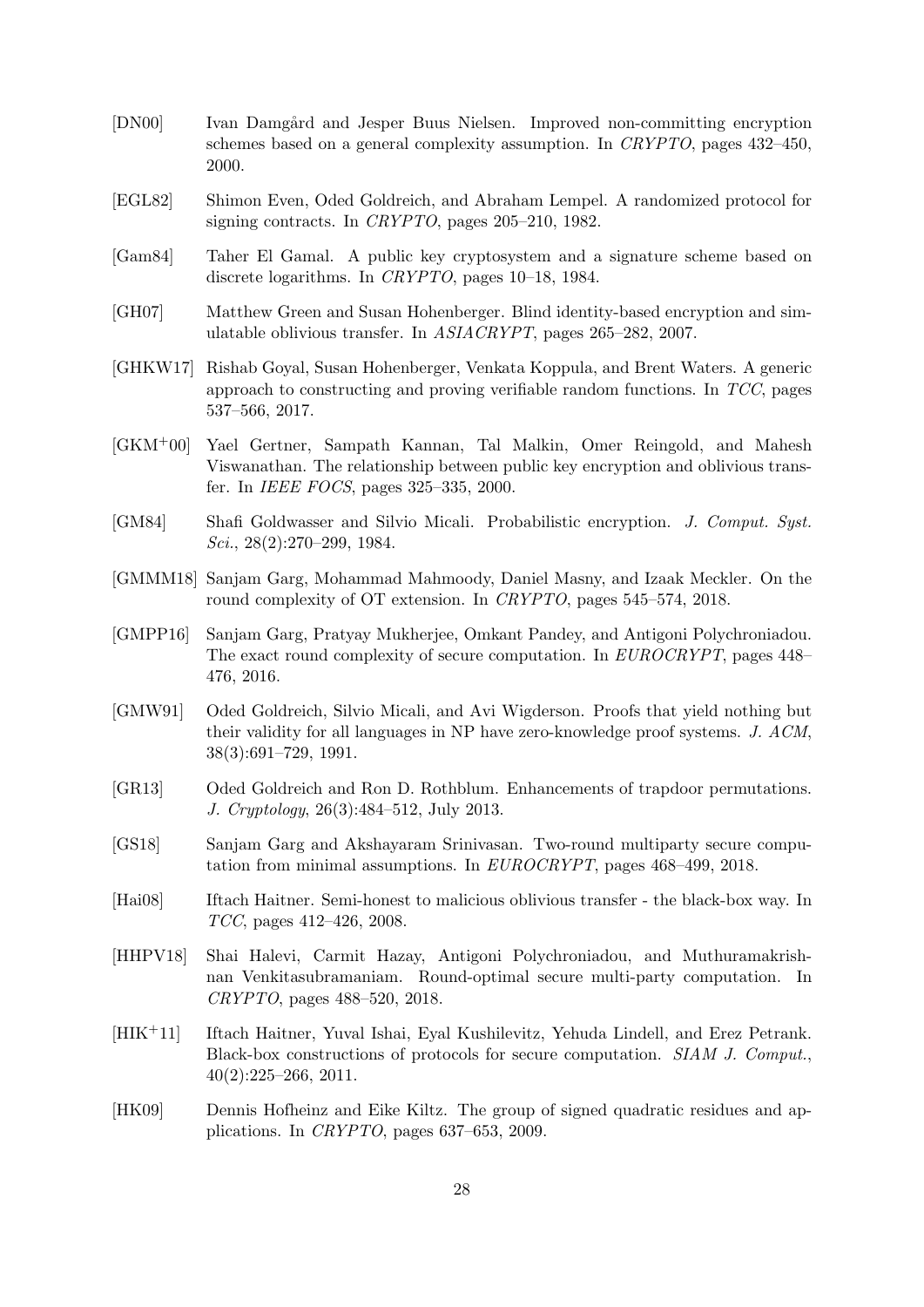[DN00] Ivan Damgård and Jesper Buus Nielsen. Improved non-committing encryption schemes based on a general complexity assumption. In *CRYPTO*, pages 432–450, 2000.

[EGL82] Shimon Even, Oded Goldreich, and Abraham Lempel. A randomized protocol for signing contracts. In *CRYPTO*, pages 205–210, 1982.

[Gam84] Taher El Gamal. A public key cryptosystem and a signature scheme based on discrete logarithms. In *CRYPTO*, pages 10–18, 1984.

[GH07] Matthew Green and Susan Hohenberger. Blind identity-based encryption and simulatable oblivious transfer. In *ASIACRYPT*, pages 265–282, 2007.

[GHKW17] Rishab Goyal, Susan Hohenberger, Venkata Koppula, and Brent Waters. A generic approach to constructing and proving verifiable random functions. In *TCC*, pages 537–566, 2017.

[GKM+00] Yael Gertner, Sampath Kannan, Tal Malkin, Omer Reingold, and Mahesh Viswanathan. The relationship between public key encryption and oblivious transfer. In *IEEE FOCS*, pages 325–335, 2000.

[GM84] Shafi Goldwasser and Silvio Micali. Probabilistic encryption. *J. Comput. Syst. Sci.*, 28(2):270–299, 1984.

[GMMM18] Sanjam Garg, Mohammad Mahmoody, Daniel Masny, and Izaak Meckler. On the round complexity of OT extension. In *CRYPTO*, pages 545–574, 2018.

[GMPP16] Sanjam Garg, Pratyay Mukherjee, Omkant Pandey, and Antigoni Polychroniadou. The exact round complexity of secure computation. In *EUROCRYPT*, pages 448–476, 2016.

[GMW91] Oded Goldreich, Silvio Micali, and Avi Wigderson. Proofs that yield nothing but their validity for all languages in NP have zero-knowledge proof systems. *J. ACM*, 38(3):691–729, 1991.

[GR13] Oded Goldreich and Ron D. Rothblum. Enhancements of trapdoor permutations. *J. Cryptology*, 26(3):484–512, July 2013.

[GS18] Sanjam Garg and Akshayaram Srinivasan. Two-round multiparty secure computation from minimal assumptions. In *EUROCRYPT*, pages 468–499, 2018.

[Hai08] Iftach Haitner. Semi-honest to malicious oblivious transfer - the black-box way. In *TCC*, pages 412–426, 2008.

[HHPV18] Shai Halevi, Carmit Hazay, Antigoni Polychroniadou, and Muthuramakrishnan Venkitasubramaniam. Round-optimal secure multi-party computation. In *CRYPTO*, pages 488–520, 2018.

[HIK+11] Iftach Haitner, Yuval Ishai, Eyal Kushilevitz, Yehuda Lindell, and Erez Petrank. Black-box constructions of protocols for secure computation. *SIAM J. Comput.*, 40(2):225–266, 2011.

[HK09] Dennis Hofheinz and Eike Kiltz. The group of signed quadratic residues and applications. In *CRYPTO*, pages 637–653, 2009.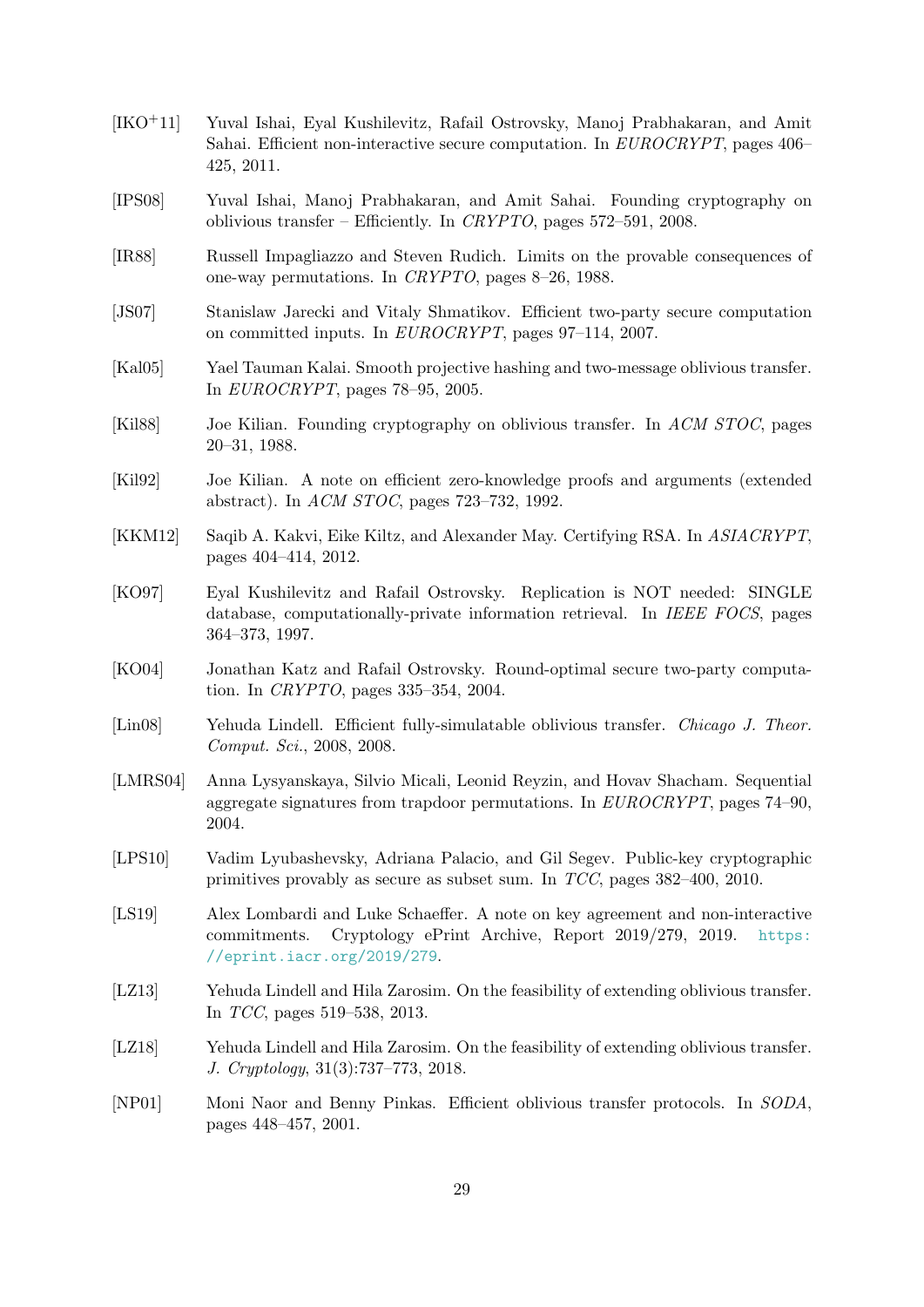[IKO+11] Yuval Ishai, Eyal Kushilevitz, Rafail Ostrovsky, Manoj Prabhakaran, and Amit Sahai. Efficient non-interactive secure computation. In *EUROCRYPT*, pages 406–425, 2011.

[IPS08] Yuval Ishai, Manoj Prabhakaran, and Amit Sahai. Founding cryptography on oblivious transfer – Efficiently. In *CRYPTO*, pages 572–591, 2008.

[IR88] Russell Impagliazzo and Steven Rudich. Limits on the provable consequences of one-way permutations. In *CRYPTO*, pages 8–26, 1988.

[JS07] Stanislaw Jarecki and Vitaly Shmatikov. Efficient two-party secure computation on committed inputs. In *EUROCRYPT*, pages 97–114, 2007.

[Kal05] Yael Tauman Kalai. Smooth projective hashing and two-message oblivious transfer. In *EUROCRYPT*, pages 78–95, 2005.

[Kil88] Joe Kilian. Founding cryptography on oblivious transfer. In *ACM STOC*, pages 20–31, 1988.

[Kil92] Joe Kilian. A note on efficient zero-knowledge proofs and arguments (extended abstract). In *ACM STOC*, pages 723–732, 1992.

[KKM12] Saqib A. Kakvi, Eike Kiltz, and Alexander May. Certifying RSA. In *ASIACRYPT*, pages 404–414, 2012.

[KO97] Eyal Kushilevitz and Rafail Ostrovsky. Replication is NOT needed: SINGLE database, computationally-private information retrieval. In *IEEE FOCS*, pages 364–373, 1997.

[KO04] Jonathan Katz and Rafail Ostrovsky. Round-optimal secure two-party computation. In *CRYPTO*, pages 335–354, 2004.

[Lin08] Yehuda Lindell. Efficient fully-simulatable oblivious transfer. *Chicago J. Theor. Comput. Sci.*, 2008, 2008.

[LMRS04] Anna Lysyanskaya, Silvio Micali, Leonid Reyzin, and Hovav Shacham. Sequential aggregate signatures from trapdoor permutations. In *EUROCRYPT*, pages 74–90, 2004.

[LPS10] Vadim Lyubashevsky, Adriana Palacio, and Gil Segev. Public-key cryptographic primitives provably as secure as subset sum. In *TCC*, pages 382–400, 2010.

[LS19] Alex Lombardi and Luke Schaeffer. A note on key agreement and non-interactive commitments. Cryptology ePrint Archive, Report 2019/279, 2019. https://eprint.iacr.org/2019/279.

[LZ13] Yehuda Lindell and Hila Zarosim. On the feasibility of extending oblivious transfer. In *TCC*, pages 519–538, 2013.

[LZ18] Yehuda Lindell and Hila Zarosim. On the feasibility of extending oblivious transfer. *J. Cryptology*, 31(3):737–773, 2018.

[NP01] Moni Naor and Benny Pinkas. Efficient oblivious transfer protocols. In *SODA*, pages 448–457, 2001.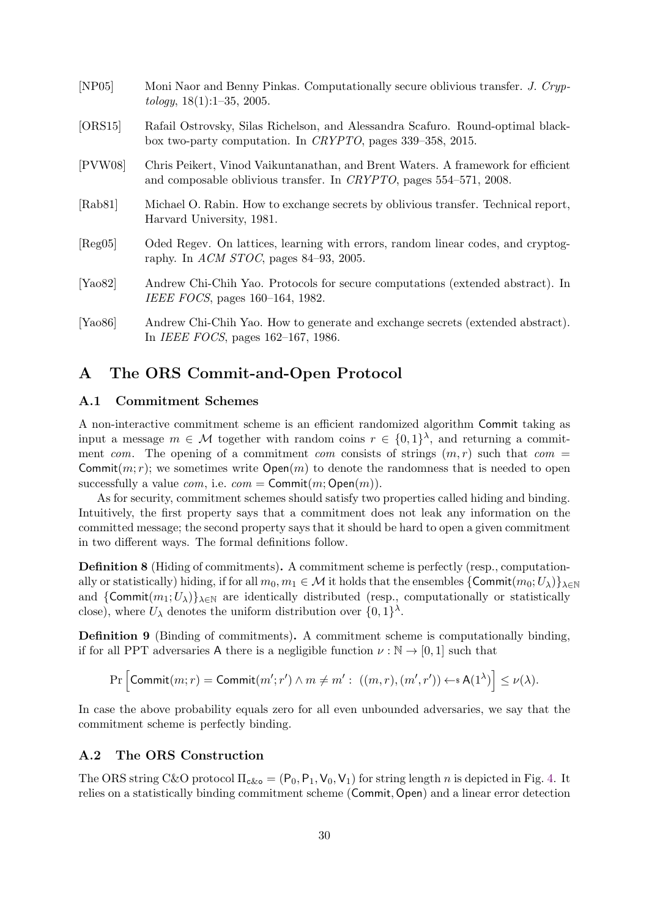[NP05] Moni Naor and Benny Pinkas. Computationally secure oblivious transfer. *J. Cryptology*, 18(1):1–35, 2005.

[ORS15] Rafail Ostrovsky, Silas Richelson, and Alessandra Scafuro. Round-optimal black-box two-party computation. In *CRYPTO*, pages 339–358, 2015.

[PVW08] Chris Peikert, Vinod Vaikuntanathan, and Brent Waters. A framework for efficient and composable oblivious transfer. In *CRYPTO*, pages 554–571, 2008.

[Rab81] Michael O. Rabin. How to exchange secrets by oblivious transfer. Technical report, Harvard University, 1981.

[Reg05] Oded Regev. On lattices, learning with errors, random linear codes, and cryptography. In *ACM STOC*, pages 84–93, 2005.

[Yao82] Andrew Chi-Chih Yao. Protocols for secure computations (extended abstract). In *IEEE FOCS*, pages 160–164, 1982.

[Yao86] Andrew Chi-Chih Yao. How to generate and exchange secrets (extended abstract). In *IEEE FOCS*, pages 162–167, 1986.

# A The ORS Commit-and-Open Protocol

## A.1 Commitment Schemes

A non-interactive commitment scheme is an efficient randomized algorithm $\mathsf{Commit}$ taking as input a message $m \in \mathcal{M}$ together with random coins $r \in \{0,1\}^\lambda$, and returning a commitment *com*. The opening of a commitment *com* consists of strings $(m, r)$ such that $com = \mathsf{Commit}(m; r)$; we sometimes write $\mathsf{Open}(m)$ to denote the randomness that is needed to open successfully a value *com*, i.e. $com = \mathsf{Commit}(m; \mathsf{Open}(m))$.

As for security, commitment schemes should satisfy two properties called hiding and binding. Intuitively, the first property says that a commitment does not leak any information on the committed message; the second property says that it should be hard to open a given commitment in two different ways. The formal definitions follow.

**Definition 8** (Hiding of commitments)**.** A commitment scheme is perfectly (resp., computationally or statistically) hiding, if for all $m_0, m_1 \in \mathcal{M}$ it holds that the ensembles $\{\mathsf{Commit}(m_0; U_\lambda)\}_{\lambda\in\mathbb{N}}$ and $\{\mathsf{Commit}(m_1; U_\lambda)\}_{\lambda\in\mathbb{N}}$ are identically distributed (resp., computationally or statistically close), where $U_\lambda$ denotes the uniform distribution over $\{0,1\}^\lambda$.

**Definition 9** (Binding of commitments)**.** A commitment scheme is computationally binding, if for all PPT adversaries $\mathsf{A}$ there is a negligible function $\nu : \mathbb{N} \to [0,1]$ such that

$$\Pr\Big[\mathsf{Commit}(m; r) = \mathsf{Commit}(m'; r') \wedge m \neq m' : \; ((m, r), (m', r')) \leftarrow\!\!\$\; \mathsf{A}(1^\lambda)\Big] \leq \nu(\lambda).$$

In case the above probability equals zero for all even unbounded adversaries, we say that the commitment scheme is perfectly binding.

## A.2 The ORS Construction

The ORS string C&O protocol $\Pi_{\mathsf{c\&o}} = (\mathsf{P}_0, \mathsf{P}_1, \mathsf{V}_0, \mathsf{V}_1)$ for string length $n$ is depicted in Fig. 4. It relies on a statistically binding commitment scheme $(\mathsf{Commit}, \mathsf{Open})$ and a linear error detection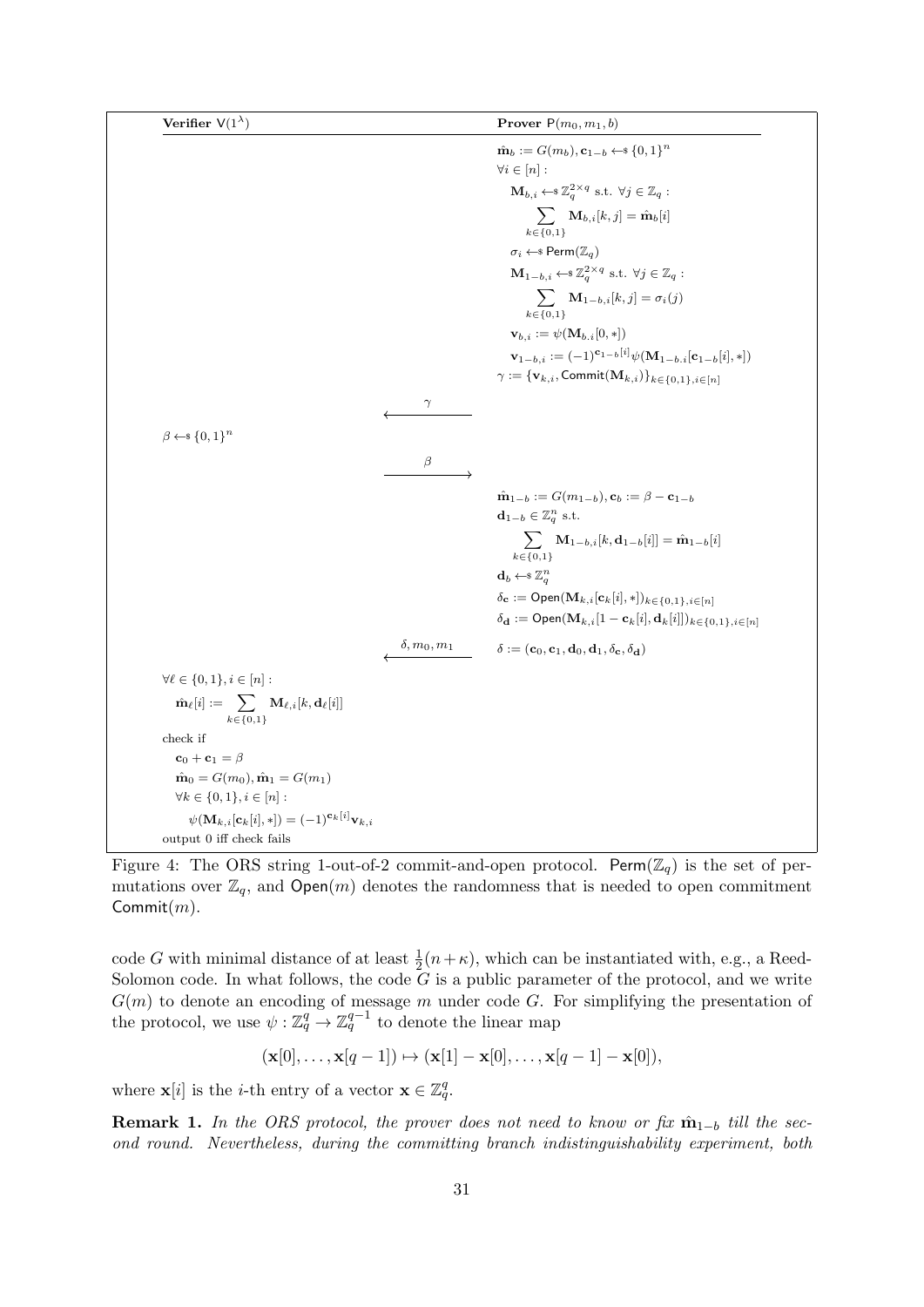**Verifier** $\mathsf{V}(1^\lambda)$ | **Prover** $\mathsf{P}(m_0, m_1, b)$

Prover:

$\hat{\mathbf{m}}_b := G(m_b), \mathbf{c}_{1-b} \leftarrow\!\$ \{0,1\}^n$

$\forall i \in [n]:$

$\quad \mathbf{M}_{b,i} \leftarrow\!\$ \mathbb{Z}_q^{2\times q}$ s.t. $\forall j \in \mathbb{Z}_q:$

$$\sum_{k\in\{0,1\}} \mathbf{M}_{b,i}[k,j] = \hat{\mathbf{m}}_b[i]$$

$\quad \sigma_i \leftarrow\!\$ \mathsf{Perm}(\mathbb{Z}_q)$

$\quad \mathbf{M}_{1-b,i} \leftarrow\!\$ \mathbb{Z}_q^{2\times q}$ s.t. $\forall j \in \mathbb{Z}_q:$

$$\sum_{k\in\{0,1\}} \mathbf{M}_{1-b,i}[k,j] = \sigma_i(j)$$

$\quad \mathbf{v}_{b,i} := \psi(\mathbf{M}_{b,i}[0,*])$

$\quad \mathbf{v}_{1-b,i} := (-1)^{\mathbf{c}_{1-b}[i]}\psi(\mathbf{M}_{1-b,i}[\mathbf{c}_{1-b}[i],*])$

$\gamma := \{\mathbf{v}_{k,i}, \mathsf{Commit}(\mathbf{M}_{k,i})\}_{k\in\{0,1\},i\in[n]}$

Prover $\xrightarrow{\ \gamma\ }$ Verifier

Verifier: $\beta \leftarrow\!\$ \{0,1\}^n$

Verifier $\xrightarrow{\ \beta\ }$ Prover

Prover:

$\hat{\mathbf{m}}_{1-b} := G(m_{1-b}), \mathbf{c}_b := \beta - \mathbf{c}_{1-b}$

$\mathbf{d}_{1-b} \in \mathbb{Z}_q^n$ s.t.

$$\sum_{k\in\{0,1\}} \mathbf{M}_{1-b,i}[k, \mathbf{d}_{1-b}[i]] = \hat{\mathbf{m}}_{1-b}[i]$$

$\mathbf{d}_b \leftarrow\!\$ \mathbb{Z}_q^n$

$\delta_{\mathbf{c}} := \mathsf{Open}(\mathbf{M}_{k,i}[\mathbf{c}_k[i],*])_{k\in\{0,1\},i\in[n]}$

$\delta_{\mathbf{d}} := \mathsf{Open}(\mathbf{M}_{k,i}[1-\mathbf{c}_k[i], \mathbf{d}_k[i]])_{k\in\{0,1\},i\in[n]}$

$\delta := (\mathbf{c}_0, \mathbf{c}_1, \mathbf{d}_0, \mathbf{d}_1, \delta_{\mathbf{c}}, \delta_{\mathbf{d}})$

Prover $\xrightarrow{\ \delta, m_0, m_1\ }$ Verifier

Verifier:

$\forall \ell \in \{0,1\}, i \in [n]:$

$$\hat{\mathbf{m}}_\ell[i] := \sum_{k\in\{0,1\}} \mathbf{M}_{\ell,i}[k, \mathbf{d}_\ell[i]]$$

check if

$\quad \mathbf{c}_0 + \mathbf{c}_1 = \beta$

$\quad \hat{\mathbf{m}}_0 = G(m_0), \hat{\mathbf{m}}_1 = G(m_1)$

$\quad \forall k \in \{0,1\}, i \in [n]:$

$\quad\quad \psi(\mathbf{M}_{k,i}[\mathbf{c}_k[i],*]) = (-1)^{\mathbf{c}_k[i]}\mathbf{v}_{k,i}$

output 0 iff check fails

Figure 4: The ORS string 1-out-of-2 commit-and-open protocol. $\mathsf{Perm}(\mathbb{Z}_q)$ is the set of permutations over $\mathbb{Z}_q$, and $\mathsf{Open}(m)$ denotes the randomness that is needed to open commitment $\mathsf{Commit}(m)$.

code $G$ with minimal distance of at least $\frac{1}{2}(n+\kappa)$, which can be instantiated with, e.g., a Reed-Solomon code. In what follows, the code $G$ is a public parameter of the protocol, and we write $G(m)$ to denote an encoding of message $m$ under code $G$. For simplifying the presentation of the protocol, we use $\psi : \mathbb{Z}_q^q \to \mathbb{Z}_q^{q-1}$ to denote the linear map

$$(\mathbf{x}[0], \ldots, \mathbf{x}[q-1]) \mapsto (\mathbf{x}[1] - \mathbf{x}[0], \ldots, \mathbf{x}[q-1] - \mathbf{x}[0]),$$

where $\mathbf{x}[i]$ is the $i$-th entry of a vector $\mathbf{x} \in \mathbb{Z}_q^q$.

**Remark 1.** *In the ORS protocol, the prover does not need to know or fix $\hat{\mathbf{m}}_{1-b}$ till the second round. Nevertheless, during the committing branch indistinguishability experiment, both*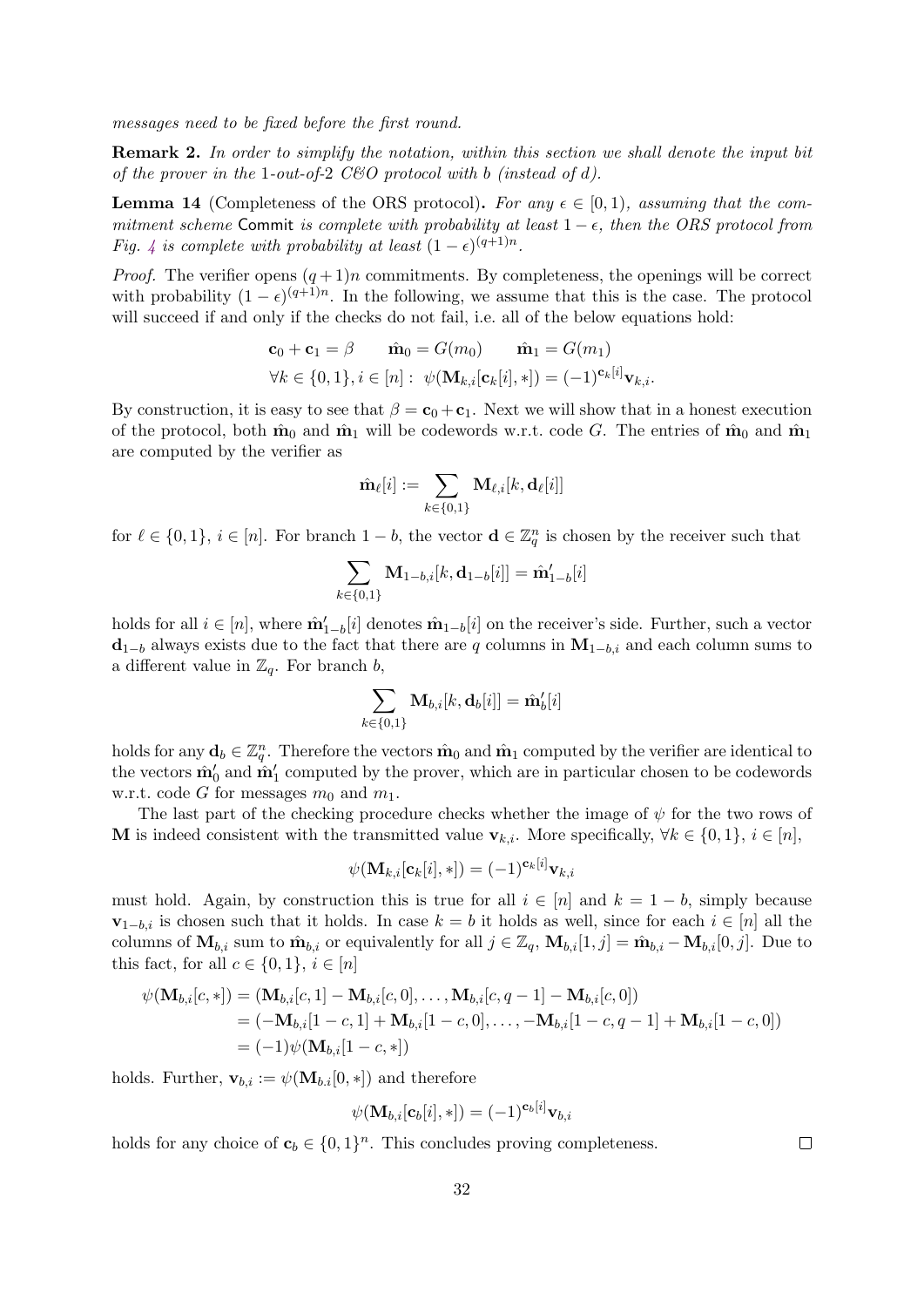*messages need to be fixed before the first round.*

**Remark 2.** *In order to simplify the notation, within this section we shall denote the input bit of the prover in the* 1*-out-of-*2 *C&O protocol with* $b$ *(instead of* $d$*).*

**Lemma 14** (Completeness of the ORS protocol)**.** *For any* $\epsilon \in [0, 1)$*, assuming that the commitment scheme* Commit *is complete with probability at least* $1 - \epsilon$*, then the ORS protocol from Fig. 4 is complete with probability at least* $(1 - \epsilon)^{(q+1)n}$*.*

*Proof.* The verifier opens $(q+1)n$ commitments. By completeness, the openings will be correct with probability $(1-\epsilon)^{(q+1)n}$. In the following, we assume that this is the case. The protocol will succeed if and only if the checks do not fail, i.e. all of the below equations hold:

$$\mathbf{c}_0 + \mathbf{c}_1 = \beta \qquad \hat{\mathbf{m}}_0 = G(m_0) \qquad \hat{\mathbf{m}}_1 = G(m_1)$$
$$\forall k \in \{0,1\}, i \in [n] : \; \psi(\mathbf{M}_{k,i}[\mathbf{c}_k[i], *]) = (-1)^{\mathbf{c}_k[i]}\mathbf{v}_{k,i}.$$

By construction, it is easy to see that $\beta = \mathbf{c}_0 + \mathbf{c}_1$. Next we will show that in a honest execution of the protocol, both $\hat{\mathbf{m}}_0$ and $\hat{\mathbf{m}}_1$ will be codewords w.r.t. code $G$. The entries of $\hat{\mathbf{m}}_0$ and $\hat{\mathbf{m}}_1$ are computed by the verifier as

$$\hat{\mathbf{m}}_\ell[i] := \sum_{k \in \{0,1\}} \mathbf{M}_{\ell,i}[k, \mathbf{d}_\ell[i]]$$

for $\ell \in \{0,1\}$, $i \in [n]$. For branch $1-b$, the vector $\mathbf{d} \in \mathbb{Z}_q^n$ is chosen by the receiver such that

$$\sum_{k \in \{0,1\}} \mathbf{M}_{1-b,i}[k, \mathbf{d}_{1-b}[i]] = \hat{\mathbf{m}}'_{1-b}[i]$$

holds for all $i \in [n]$, where $\hat{\mathbf{m}}'_{1-b}[i]$ denotes $\hat{\mathbf{m}}_{1-b}[i]$ on the receiver's side. Further, such a vector $\mathbf{d}_{1-b}$ always exists due to the fact that there are $q$ columns in $\mathbf{M}_{1-b,i}$ and each column sums to a different value in $\mathbb{Z}_q$. For branch $b$,

$$\sum_{k \in \{0,1\}} \mathbf{M}_{b,i}[k, \mathbf{d}_b[i]] = \hat{\mathbf{m}}'_b[i]$$

holds for any $\mathbf{d}_b \in \mathbb{Z}_q^n$. Therefore the vectors $\hat{\mathbf{m}}_0$ and $\hat{\mathbf{m}}_1$ computed by the verifier are identical to the vectors $\hat{\mathbf{m}}'_0$ and $\hat{\mathbf{m}}'_1$ computed by the prover, which are in particular chosen to be codewords w.r.t. code $G$ for messages $m_0$ and $m_1$.

The last part of the checking procedure checks whether the image of $\psi$ for the two rows of $\mathbf{M}$ is indeed consistent with the transmitted value $\mathbf{v}_{k,i}$. More specifically, $\forall k \in \{0,1\}$, $i \in [n]$,

$$\psi(\mathbf{M}_{k,i}[\mathbf{c}_k[i], *]) = (-1)^{\mathbf{c}_k[i]}\mathbf{v}_{k,i}$$

must hold. Again, by construction this is true for all $i \in [n]$ and $k = 1-b$, simply because $\mathbf{v}_{1-b,i}$ is chosen such that it holds. In case $k = b$ it holds as well, since for each $i \in [n]$ all the columns of $\mathbf{M}_{b,i}$ sum to $\hat{\mathbf{m}}_{b,i}$ or equivalently for all $j \in \mathbb{Z}_q$, $\mathbf{M}_{b,i}[1,j] = \hat{\mathbf{m}}_{b,i} - \mathbf{M}_{b,i}[0,j]$. Due to this fact, for all $c \in \{0,1\}$, $i \in [n]$

$$\begin{aligned}
\psi(\mathbf{M}_{b,i}[c,*]) &= (\mathbf{M}_{b,i}[c,1] - \mathbf{M}_{b,i}[c,0], \ldots, \mathbf{M}_{b,i}[c,q-1] - \mathbf{M}_{b,i}[c,0]) \\
&= (-\mathbf{M}_{b,i}[1-c,1] + \mathbf{M}_{b,i}[1-c,0], \ldots, -\mathbf{M}_{b,i}[1-c,q-1] + \mathbf{M}_{b,i}[1-c,0]) \\
&= (-1)\psi(\mathbf{M}_{b,i}[1-c,*])
\end{aligned}$$

holds. Further, $\mathbf{v}_{b,i} := \psi(\mathbf{M}_{b.i}[0,*])$ and therefore

$$\psi(\mathbf{M}_{b,i}[\mathbf{c}_b[i], *]) = (-1)^{\mathbf{c}_b[i]}\mathbf{v}_{b,i}$$

holds for any choice of $\mathbf{c}_b \in \{0,1\}^n$. This concludes proving completeness. $\square$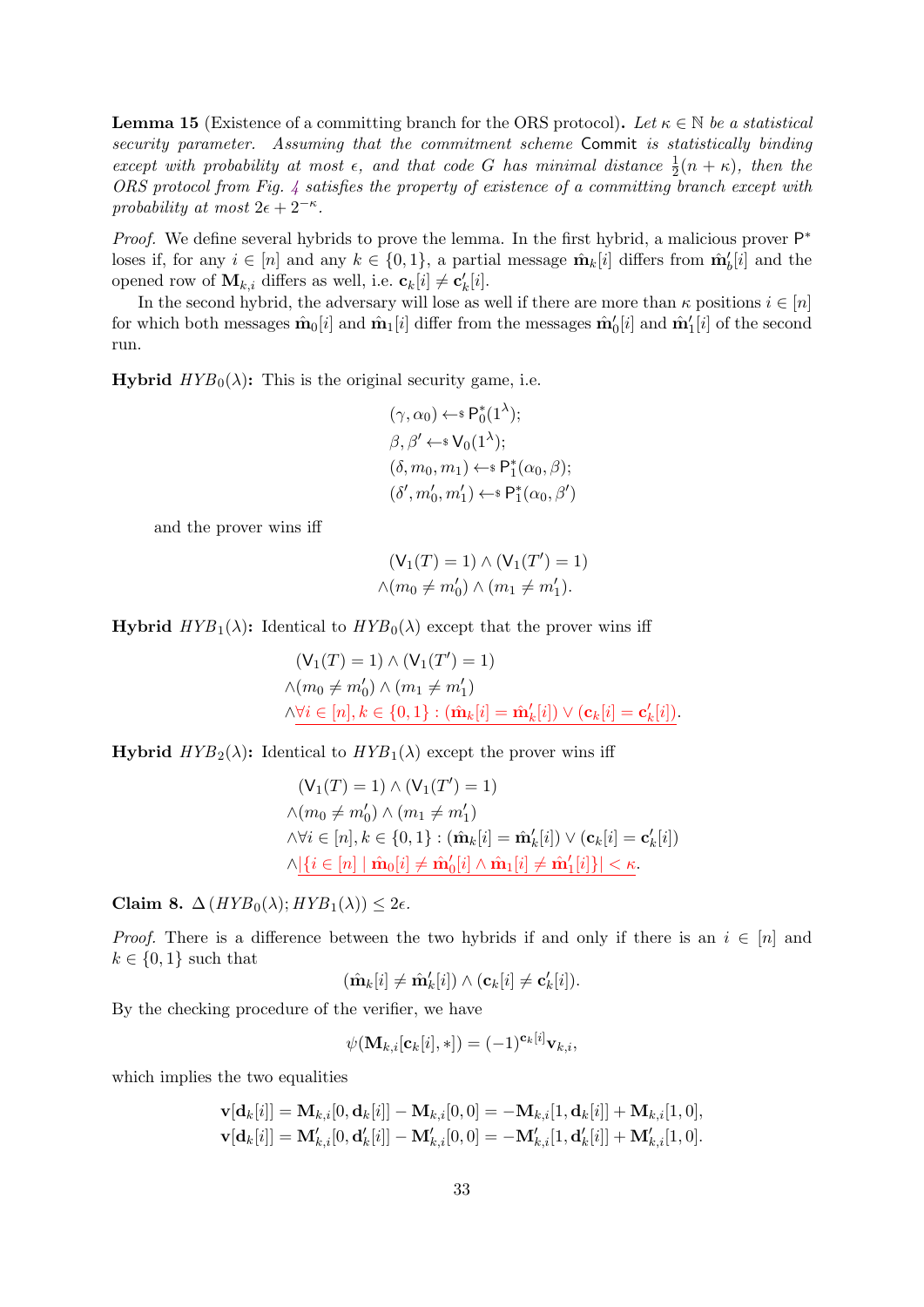**Lemma 15** (Existence of a committing branch for the ORS protocol)**.** *Let $\kappa \in \mathbb{N}$ be a statistical security parameter. Assuming that the commitment scheme* Commit *is statistically binding except with probability at most $\epsilon$, and that code $G$ has minimal distance $\frac{1}{2}(n+\kappa)$, then the ORS protocol from Fig. 4 satisfies the property of existence of a committing branch except with probability at most $2\epsilon + 2^{-\kappa}$.*

*Proof.* We define several hybrids to prove the lemma. In the first hybrid, a malicious prover $\mathsf{P}^*$ loses if, for any $i \in [n]$ and any $k \in \{0,1\}$, a partial message $\hat{\mathbf{m}}_k[i]$ differs from $\hat{\mathbf{m}}'_b[i]$ and the opened row of $\mathbf{M}_{k,i}$ differs as well, i.e. $\mathbf{c}_k[i] \neq \mathbf{c}'_k[i]$.

In the second hybrid, the adversary will lose as well if there are more than $\kappa$ positions $i \in [n]$ for which both messages $\hat{\mathbf{m}}_0[i]$ and $\hat{\mathbf{m}}_1[i]$ differ from the messages $\hat{\mathbf{m}}'_0[i]$ and $\hat{\mathbf{m}}'_1[i]$ of the second run.

**Hybrid $HYB_0(\lambda)$:** This is the original security game, i.e.

$$
\begin{aligned}
&(\gamma, \alpha_0) \leftarrow\!\!\$\ \mathsf{P}_0^*(1^\lambda);\\
&\beta, \beta' \leftarrow\!\!\$\ \mathsf{V}_0(1^\lambda);\\
&(\delta, m_0, m_1) \leftarrow\!\!\$\ \mathsf{P}_1^*(\alpha_0, \beta);\\
&(\delta', m'_0, m'_1) \leftarrow\!\!\$\ \mathsf{P}_1^*(\alpha_0, \beta')
\end{aligned}
$$

and the prover wins iff

$$
\begin{aligned}
&(\mathsf{V}_1(T) = 1) \wedge (\mathsf{V}_1(T') = 1)\\
&\wedge (m_0 \neq m'_0) \wedge (m_1 \neq m'_1).
\end{aligned}
$$

**Hybrid $HYB_1(\lambda)$:** Identical to $HYB_0(\lambda)$ except that the prover wins iff

$$
\begin{aligned}
&(\mathsf{V}_1(T) = 1) \wedge (\mathsf{V}_1(T') = 1)\\
&\wedge (m_0 \neq m'_0) \wedge (m_1 \neq m'_1)\\
&\wedge \underline{\forall i \in [n], k \in \{0,1\} : (\hat{\mathbf{m}}_k[i] = \hat{\mathbf{m}}'_k[i]) \vee (\mathbf{c}_k[i] = \mathbf{c}'_k[i])}.
\end{aligned}
$$

**Hybrid $HYB_2(\lambda)$:** Identical to $HYB_1(\lambda)$ except the prover wins iff

$$
\begin{aligned}
&(\mathsf{V}_1(T) = 1) \wedge (\mathsf{V}_1(T') = 1)\\
&\wedge (m_0 \neq m'_0) \wedge (m_1 \neq m'_1)\\
&\wedge \forall i \in [n], k \in \{0,1\} : (\hat{\mathbf{m}}_k[i] = \hat{\mathbf{m}}'_k[i]) \vee (\mathbf{c}_k[i] = \mathbf{c}'_k[i])\\
&\wedge \underline{|\{i \in [n] \mid \hat{\mathbf{m}}_0[i] \neq \hat{\mathbf{m}}'_0[i] \wedge \hat{\mathbf{m}}_1[i] \neq \hat{\mathbf{m}}'_1[i]\}| < \kappa}.
\end{aligned}
$$

**Claim 8.** $\Delta(HYB_0(\lambda); HYB_1(\lambda)) \leq 2\epsilon$.

*Proof.* There is a difference between the two hybrids if and only if there is an $i \in [n]$ and $k \in \{0,1\}$ such that

$$
(\hat{\mathbf{m}}_k[i] \neq \hat{\mathbf{m}}'_k[i]) \wedge (\mathbf{c}_k[i] \neq \mathbf{c}'_k[i]).
$$

By the checking procedure of the verifier, we have

$$
\psi(\mathbf{M}_{k,i}[\mathbf{c}_k[i], *]) = (-1)^{\mathbf{c}_k[i]} \mathbf{v}_{k,i},
$$

which implies the two equalities

$$
\begin{aligned}
\mathbf{v}[\mathbf{d}_k[i]] &= \mathbf{M}_{k,i}[0, \mathbf{d}_k[i]] - \mathbf{M}_{k,i}[0,0] = -\mathbf{M}_{k,i}[1, \mathbf{d}_k[i]] + \mathbf{M}_{k,i}[1,0],\\
\mathbf{v}[\mathbf{d}_k[i]] &= \mathbf{M}'_{k,i}[0, \mathbf{d}'_k[i]] - \mathbf{M}'_{k,i}[0,0] = -\mathbf{M}'_{k,i}[1, \mathbf{d}'_k[i]] + \mathbf{M}'_{k,i}[1,0].
\end{aligned}
$$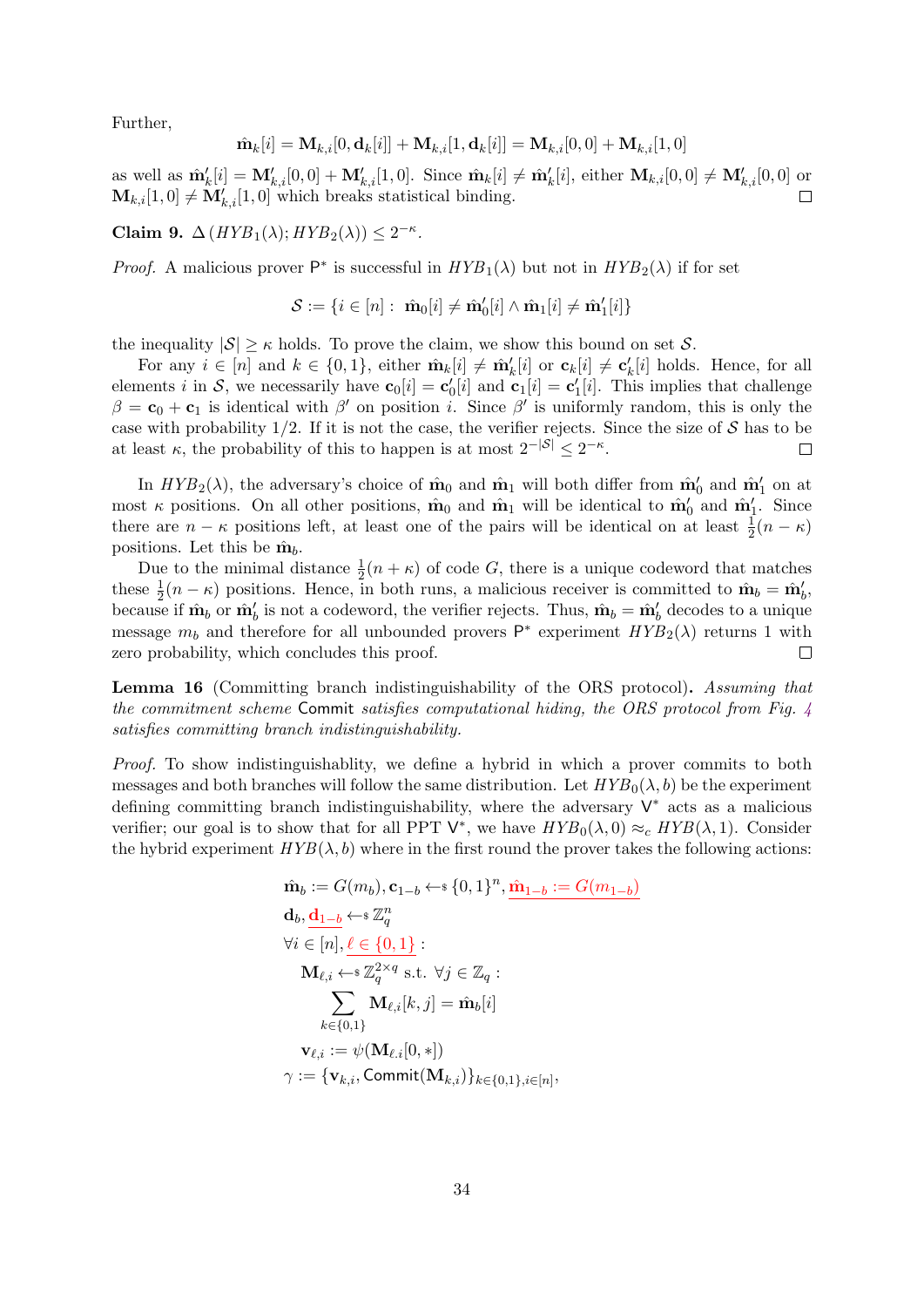Further,

$$\hat{\mathbf{m}}_k[i] = \mathbf{M}_{k,i}[0, \mathbf{d}_k[i]] + \mathbf{M}_{k,i}[1, \mathbf{d}_k[i]] = \mathbf{M}_{k,i}[0,0] + \mathbf{M}_{k,i}[1,0]$$

as well as $\hat{\mathbf{m}}'_k[i] = \mathbf{M}'_{k,i}[0,0] + \mathbf{M}'_{k,i}[1,0]$. Since $\hat{\mathbf{m}}_k[i] \neq \hat{\mathbf{m}}'_k[i]$, either $\mathbf{M}_{k,i}[0,0] \neq \mathbf{M}'_{k,i}[0,0]$ or $\mathbf{M}_{k,i}[1,0] \neq \mathbf{M}'_{k,i}[1,0]$ which breaks statistical binding. □

**Claim 9.** *$\Delta(HYB_1(\lambda); HYB_2(\lambda)) \leq 2^{-\kappa}$.*

*Proof.* A malicious prover $\mathsf{P}^*$ is successful in $HYB_1(\lambda)$ but not in $HYB_2(\lambda)$ if for set

$$\mathcal{S} := \{i \in [n] : \hat{\mathbf{m}}_0[i] \neq \hat{\mathbf{m}}'_0[i] \wedge \hat{\mathbf{m}}_1[i] \neq \hat{\mathbf{m}}'_1[i]\}$$

the inequality $|\mathcal{S}| \geq \kappa$ holds. To prove the claim, we show this bound on set $\mathcal{S}$.

For any $i \in [n]$ and $k \in \{0,1\}$, either $\hat{\mathbf{m}}_k[i] \neq \hat{\mathbf{m}}'_k[i]$ or $\mathbf{c}_k[i] \neq \mathbf{c}'_k[i]$ holds. Hence, for all elements $i$ in $\mathcal{S}$, we necessarily have $\mathbf{c}_0[i] = \mathbf{c}'_0[i]$ and $\mathbf{c}_1[i] = \mathbf{c}'_1[i]$. This implies that challenge $\beta = \mathbf{c}_0 + \mathbf{c}_1$ is identical with $\beta'$ on position $i$. Since $\beta'$ is uniformly random, this is only the case with probability $1/2$. If it is not the case, the verifier rejects. Since the size of $\mathcal{S}$ has to be at least $\kappa$, the probability of this to happen is at most $2^{-|\mathcal{S}|} \leq 2^{-\kappa}$. □

In $HYB_2(\lambda)$, the adversary's choice of $\hat{\mathbf{m}}_0$ and $\hat{\mathbf{m}}_1$ will both differ from $\hat{\mathbf{m}}'_0$ and $\hat{\mathbf{m}}'_1$ on at most $\kappa$ positions. On all other positions, $\hat{\mathbf{m}}_0$ and $\hat{\mathbf{m}}_1$ will be identical to $\hat{\mathbf{m}}'_0$ and $\hat{\mathbf{m}}'_1$. Since there are $n - \kappa$ positions left, at least one of the pairs will be identical on at least $\frac{1}{2}(n-\kappa)$ positions. Let this be $\hat{\mathbf{m}}_b$.

Due to the minimal distance $\frac{1}{2}(n+\kappa)$ of code $G$, there is a unique codeword that matches these $\frac{1}{2}(n-\kappa)$ positions. Hence, in both runs, a malicious receiver is committed to $\hat{\mathbf{m}}_b = \hat{\mathbf{m}}'_b$, because if $\hat{\mathbf{m}}_b$ or $\hat{\mathbf{m}}'_b$ is not a codeword, the verifier rejects. Thus, $\hat{\mathbf{m}}_b = \hat{\mathbf{m}}'_b$ decodes to a unique message $m_b$ and therefore for all unbounded provers $\mathsf{P}^*$ experiment $HYB_2(\lambda)$ returns 1 with zero probability, which concludes this proof. □

**Lemma 16** (Committing branch indistinguishability of the ORS protocol)**.** *Assuming that the commitment scheme* $\mathsf{Commit}$ *satisfies computational hiding, the ORS protocol from Fig. 4 satisfies committing branch indistinguishability.*

*Proof.* To show indistinguishablity, we define a hybrid in which a prover commits to both messages and both branches will follow the same distribution. Let $HYB_0(\lambda, b)$ be the experiment defining committing branch indistinguishability, where the adversary $\mathsf{V}^*$ acts as a malicious verifier; our goal is to show that for all PPT $\mathsf{V}^*$, we have $HYB_0(\lambda, 0) \approx_c HYB(\lambda, 1)$. Consider the hybrid experiment $HYB(\lambda, b)$ where in the first round the prover takes the following actions:

$$
\begin{aligned}
&\hat{\mathbf{m}}_b := G(m_b), \mathbf{c}_{1-b} \leftarrow\!\!\$\ \{0,1\}^n, \underline{\hat{\mathbf{m}}_{1-b} := G(m_{1-b})} \\
&\mathbf{d}_b, \underline{\mathbf{d}_{1-b}} \leftarrow\!\!\$\ \mathbb{Z}_q^n \\
&\forall i \in [n], \underline{\ell \in \{0,1\}} : \\
&\quad \mathbf{M}_{\ell,i} \leftarrow\!\!\$\ \mathbb{Z}_q^{2\times q} \text{ s.t. } \forall j \in \mathbb{Z}_q : \\
&\quad\quad \sum_{k \in \{0,1\}} \mathbf{M}_{\ell,i}[k,j] = \hat{\mathbf{m}}_b[i] \\
&\quad \mathbf{v}_{\ell,i} := \psi(\mathbf{M}_{\ell.i}[0,*]) \\
&\gamma := \{\mathbf{v}_{k,i}, \mathsf{Commit}(\mathbf{M}_{k,i})\}_{k\in\{0,1\}, i\in[n]},
\end{aligned}
$$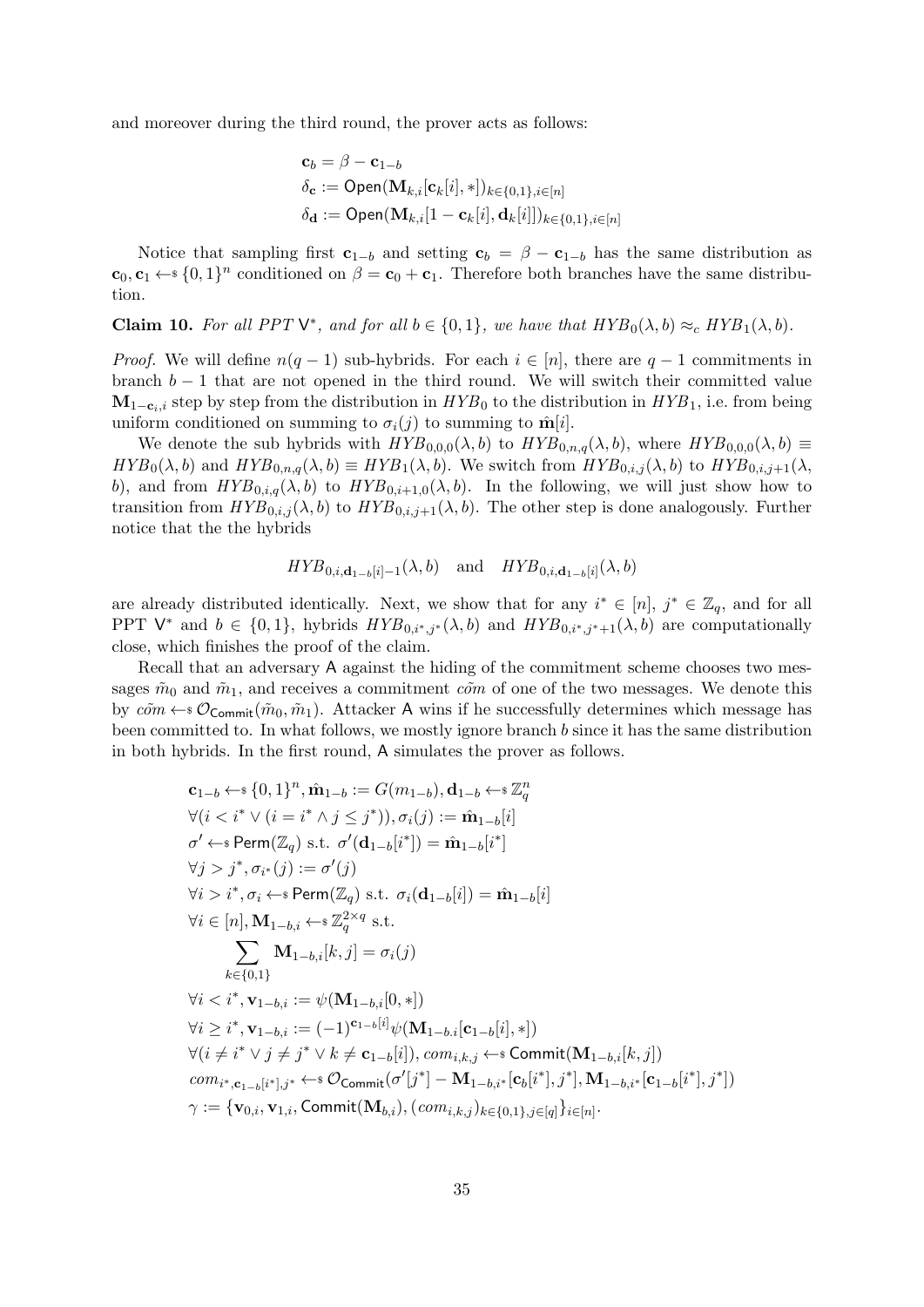and moreover during the third round, the prover acts as follows:

$$\begin{aligned}
&\mathbf{c}_b = \beta - \mathbf{c}_{1-b} \\
&\delta_{\mathbf{c}} := \mathsf{Open}(\mathbf{M}_{k,i}[\mathbf{c}_k[i], *])_{k\in\{0,1\}, i\in[n]} \\
&\delta_{\mathbf{d}} := \mathsf{Open}(\mathbf{M}_{k,i}[1 - \mathbf{c}_k[i], \mathbf{d}_k[i]])_{k\in\{0,1\}, i\in[n]}
\end{aligned}$$

Notice that sampling first $\mathbf{c}_{1-b}$ and setting $\mathbf{c}_b = \beta - \mathbf{c}_{1-b}$ has the same distribution as $\mathbf{c}_0, \mathbf{c}_1 \leftarrow\!\!\$ \{0,1\}^n$ conditioned on $\beta = \mathbf{c}_0 + \mathbf{c}_1$. Therefore both branches have the same distribution.

**Claim 10.** *For all PPT* $\mathsf{V}^*$*, and for all* $b \in \{0,1\}$*, we have that* $HYB_0(\lambda, b) \approx_c HYB_1(\lambda, b)$*.*

*Proof.* We will define $n(q-1)$ sub-hybrids. For each $i \in [n]$, there are $q-1$ commitments in branch $b-1$ that are not opened in the third round. We will switch their committed value $\mathbf{M}_{1-\mathbf{c}_i,i}$ step by step from the distribution in $HYB_0$ to the distribution in $HYB_1$, i.e. from being uniform conditioned on summing to $\sigma_i(j)$ to summing to $\hat{\mathbf{m}}[i]$.

We denote the sub hybrids with $HYB_{0,0,0}(\lambda, b)$ to $HYB_{0,n,q}(\lambda, b)$, where $HYB_{0,0,0}(\lambda, b) \equiv HYB_0(\lambda, b)$ and $HYB_{0,n,q}(\lambda, b) \equiv HYB_1(\lambda, b)$. We switch from $HYB_{0,i,j}(\lambda, b)$ to $HYB_{0,i,j+1}(\lambda, b)$, and from $HYB_{0,i,q}(\lambda, b)$ to $HYB_{0,i+1,0}(\lambda, b)$. In the following, we will just show how to transition from $HYB_{0,i,j}(\lambda, b)$ to $HYB_{0,i,j+1}(\lambda, b)$. The other step is done analogously. Further notice that the the hybrids

$$HYB_{0,i,\mathbf{d}_{1-b}[i]-1}(\lambda, b) \quad \text{and} \quad HYB_{0,i,\mathbf{d}_{1-b}[i]}(\lambda, b)$$

are already distributed identically. Next, we show that for any $i^* \in [n]$, $j^* \in \mathbb{Z}_q$, and for all PPT $\mathsf{V}^*$ and $b \in \{0,1\}$, hybrids $HYB_{0,i^*,j^*}(\lambda, b)$ and $HYB_{0,i^*,j^*+1}(\lambda, b)$ are computationally close, which finishes the proof of the claim.

Recall that an adversary $\mathsf{A}$ against the hiding of the commitment scheme chooses two messages $\tilde{m}_0$ and $\tilde{m}_1$, and receives a commitment $\tilde{com}$ of one of the two messages. We denote this by $\tilde{com} \leftarrow\!\!\$ \mathcal{O}_{\mathsf{Commit}}(\tilde{m}_0, \tilde{m}_1)$. Attacker $\mathsf{A}$ wins if he successfully determines which message has been committed to. In what follows, we mostly ignore branch $b$ since it has the same distribution in both hybrids. In the first round, $\mathsf{A}$ simulates the prover as follows.

$$\begin{aligned}
&\mathbf{c}_{1-b} \leftarrow\!\!\$ \{0,1\}^n, \hat{\mathbf{m}}_{1-b} := G(m_{1-b}), \mathbf{d}_{1-b} \leftarrow\!\!\$ \mathbb{Z}_q^n \\
&\forall (i < i^* \vee (i = i^* \wedge j \le j^*)), \sigma_i(j) := \hat{\mathbf{m}}_{1-b}[i] \\
&\sigma' \leftarrow\!\!\$ \mathsf{Perm}(\mathbb{Z}_q) \text{ s.t. } \sigma'(\mathbf{d}_{1-b}[i^*]) = \hat{\mathbf{m}}_{1-b}[i^*] \\
&\forall j > j^*, \sigma_{i^*}(j) := \sigma'(j) \\
&\forall i > i^*, \sigma_i \leftarrow\!\!\$ \mathsf{Perm}(\mathbb{Z}_q) \text{ s.t. } \sigma_i(\mathbf{d}_{1-b}[i]) = \hat{\mathbf{m}}_{1-b}[i] \\
&\forall i \in [n], \mathbf{M}_{1-b,i} \leftarrow\!\!\$ \mathbb{Z}_q^{2\times q} \text{ s.t.} \\
&\qquad \sum_{k\in\{0,1\}} \mathbf{M}_{1-b,i}[k,j] = \sigma_i(j) \\
&\forall i < i^*, \mathbf{v}_{1-b,i} := \psi(\mathbf{M}_{1-b,i}[0,*]) \\
&\forall i \ge i^*, \mathbf{v}_{1-b,i} := (-1)^{\mathbf{c}_{1-b}[i]}\psi(\mathbf{M}_{1-b.i}[\mathbf{c}_{1-b}[i], *]) \\
&\forall (i \ne i^* \vee j \ne j^* \vee k \ne \mathbf{c}_{1-b}[i]), com_{i,k,j} \leftarrow\!\!\$ \mathsf{Commit}(\mathbf{M}_{1-b,i}[k,j]) \\
&com_{i^*,\mathbf{c}_{1-b}[i^*],j^*} \leftarrow\!\!\$ \mathcal{O}_{\mathsf{Commit}}(\sigma'[j^*] - \mathbf{M}_{1-b,i^*}[\mathbf{c}_b[i^*], j^*], \mathbf{M}_{1-b,i^*}[\mathbf{c}_{1-b}[i^*], j^*]) \\
&\gamma := \{\mathbf{v}_{0,i}, \mathbf{v}_{1,i}, \mathsf{Commit}(\mathbf{M}_{b,i}), (com_{i,k,j})_{k\in\{0,1\}, j\in[q]}\}_{i\in[n]}.
\end{aligned}$$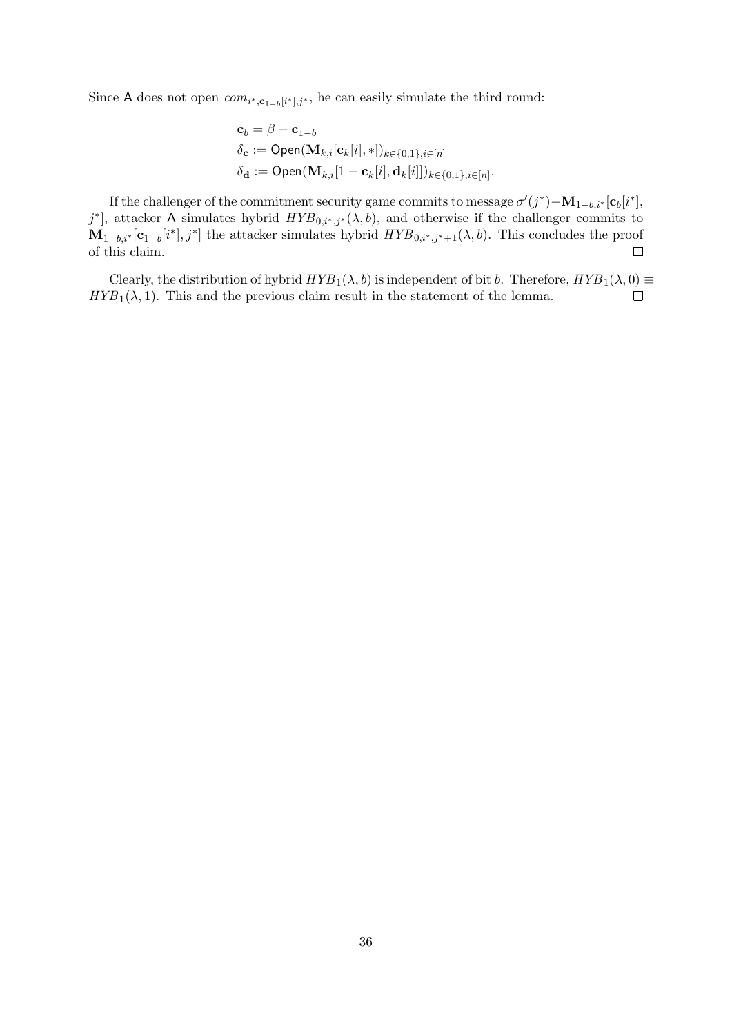Since $\mathsf{A}$ does not open $com_{i^*,\mathbf{c}_{1-b}[i^*],j^*}$, he can easily simulate the third round:

$$\mathbf{c}_b = \beta - \mathbf{c}_{1-b}$$
$$\delta_{\mathbf{c}} := \mathsf{Open}(\mathbf{M}_{k,i}[\mathbf{c}_k[i], *])_{k\in\{0,1\}, i\in[n]}$$
$$\delta_{\mathbf{d}} := \mathsf{Open}(\mathbf{M}_{k,i}[1 - \mathbf{c}_k[i], \mathbf{d}_k[i]])_{k\in\{0,1\}, i\in[n]}.$$

If the challenger of the commitment security game commits to message $\sigma'(j^*) - \mathbf{M}_{1-b,i^*}[\mathbf{c}_b[i^*], j^*]$, attacker $\mathsf{A}$ simulates hybrid $HYB_{0,i^*,j^*}(\lambda, b)$, and otherwise if the challenger commits to $\mathbf{M}_{1-b,i^*}[\mathbf{c}_{1-b}[i^*], j^*]$ the attacker simulates hybrid $HYB_{0,i^*,j^*+1}(\lambda, b)$. This concludes the proof of this claim. □

Clearly, the distribution of hybrid $HYB_1(\lambda, b)$ is independent of bit $b$. Therefore, $HYB_1(\lambda, 0) \equiv HYB_1(\lambda, 1)$. This and the previous claim result in the statement of the lemma. □